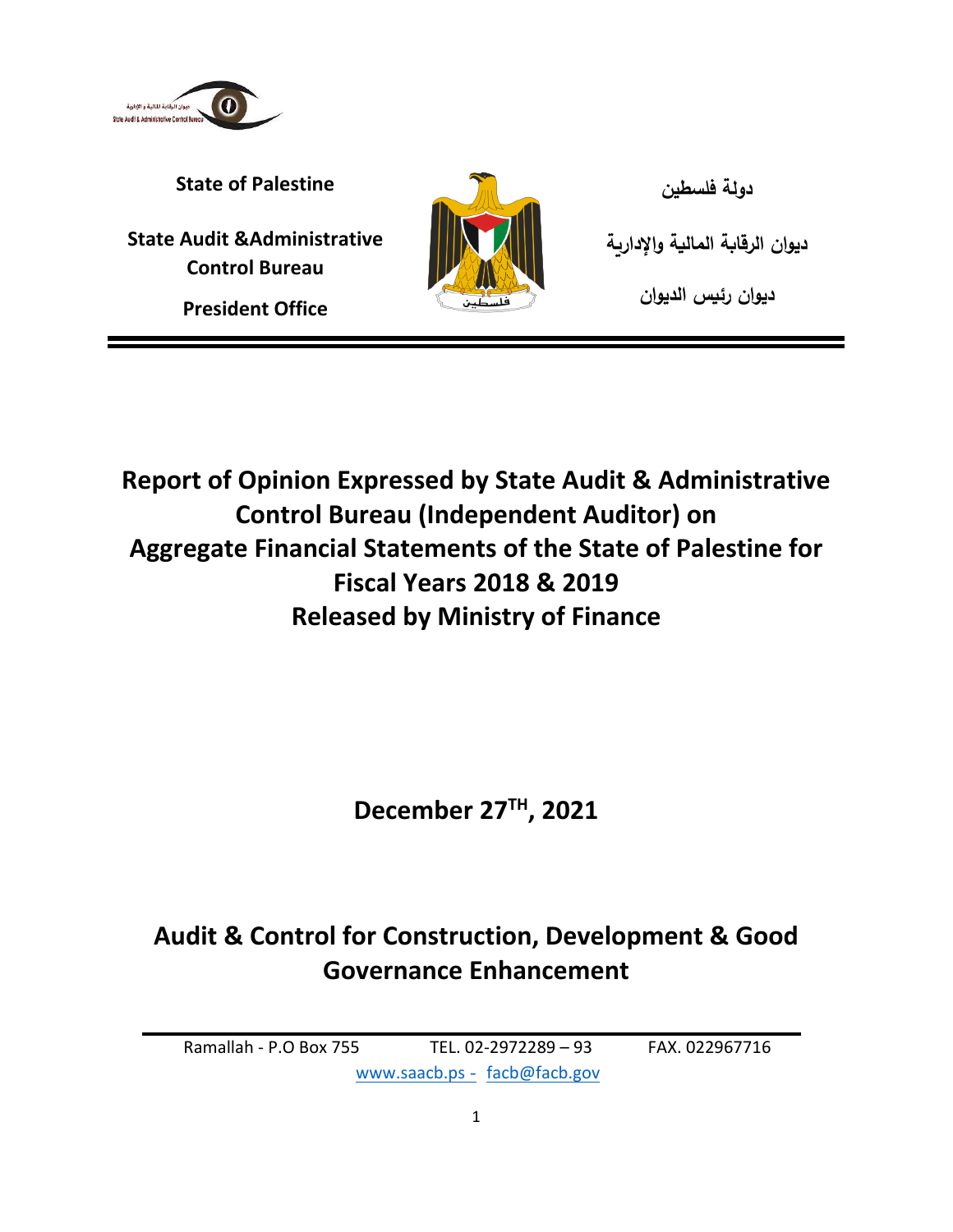State of Palestine

State Audit &Administrative Control Bureau

President Office

دولة فلسطين

ديوان الرقابة المالية والإدارية

ديوان رئيس الديوان

# Report of Opinion Expressed by State Audit & Administrative Control Bureau (Independent Auditor) on Aggregate Financial Statements of the State of Palestine for Fiscal Years 2018 & 2019 Released by Ministry of Finance

**December 27TH, 2021**

## Audit & Control for Construction, Development & Good Governance Enhancement

Ramallah - P.O Box 755 TEL. 02-2972289 – 93 FAX. 022967716

www.saacb.ps - facb@facb.gov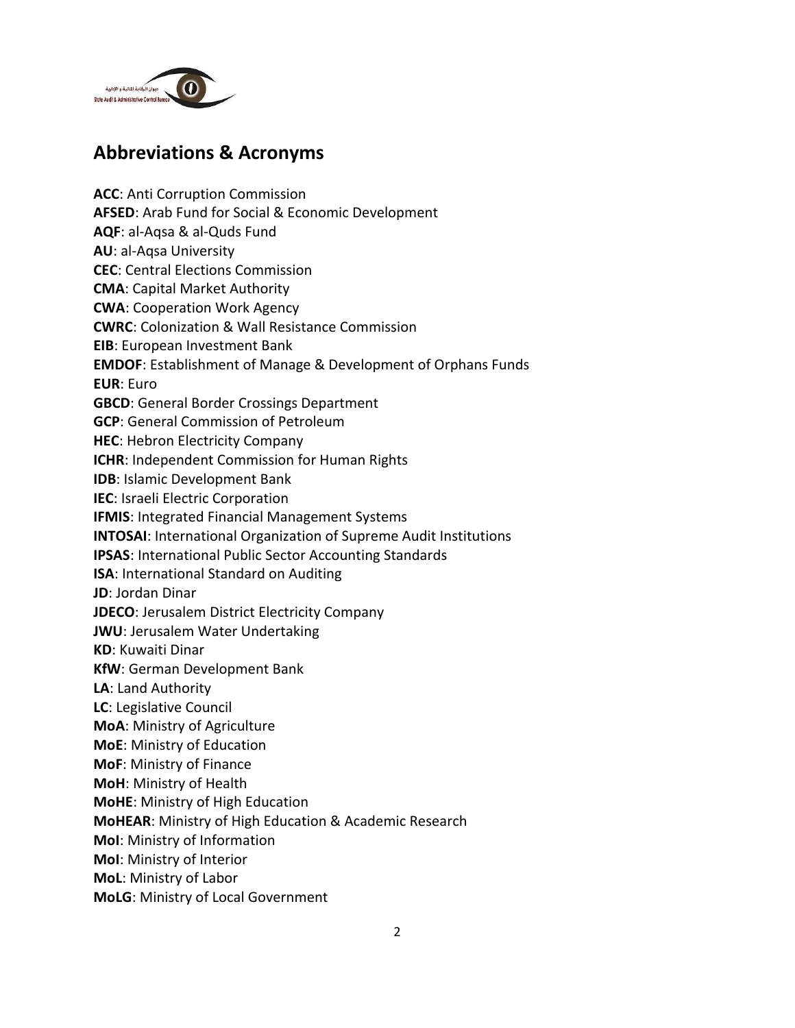## Abbreviations & Acronyms

**ACC**: Anti Corruption Commission
**AFSED**: Arab Fund for Social & Economic Development
**AQF**: al-Aqsa & al-Quds Fund
**AU**: al-Aqsa University
**CEC**: Central Elections Commission
**CMA**: Capital Market Authority
**CWA**: Cooperation Work Agency
**CWRC**: Colonization & Wall Resistance Commission
**EIB**: European Investment Bank
**EMDOF**: Establishment of Manage & Development of Orphans Funds
**EUR**: Euro
**GBCD**: General Border Crossings Department
**GCP**: General Commission of Petroleum
**HEC**: Hebron Electricity Company
**ICHR**: Independent Commission for Human Rights
**IDB**: Islamic Development Bank
**IEC**: Israeli Electric Corporation
**IFMIS**: Integrated Financial Management Systems
**INTOSAI**: International Organization of Supreme Audit Institutions
**IPSAS**: International Public Sector Accounting Standards
**ISA**: International Standard on Auditing
**JD**: Jordan Dinar
**JDECO**: Jerusalem District Electricity Company
**JWU**: Jerusalem Water Undertaking
**KD**: Kuwaiti Dinar
**KfW**: German Development Bank
**LA**: Land Authority
**LC**: Legislative Council
**MoA**: Ministry of Agriculture
**MoE**: Ministry of Education
**MoF**: Ministry of Finance
**MoH**: Ministry of Health
**MoHE**: Ministry of High Education
**MoHEAR**: Ministry of High Education & Academic Research
**MoI**: Ministry of Information
**MoI**: Ministry of Interior
**MoL**: Ministry of Labor
**MoLG**: Ministry of Local Government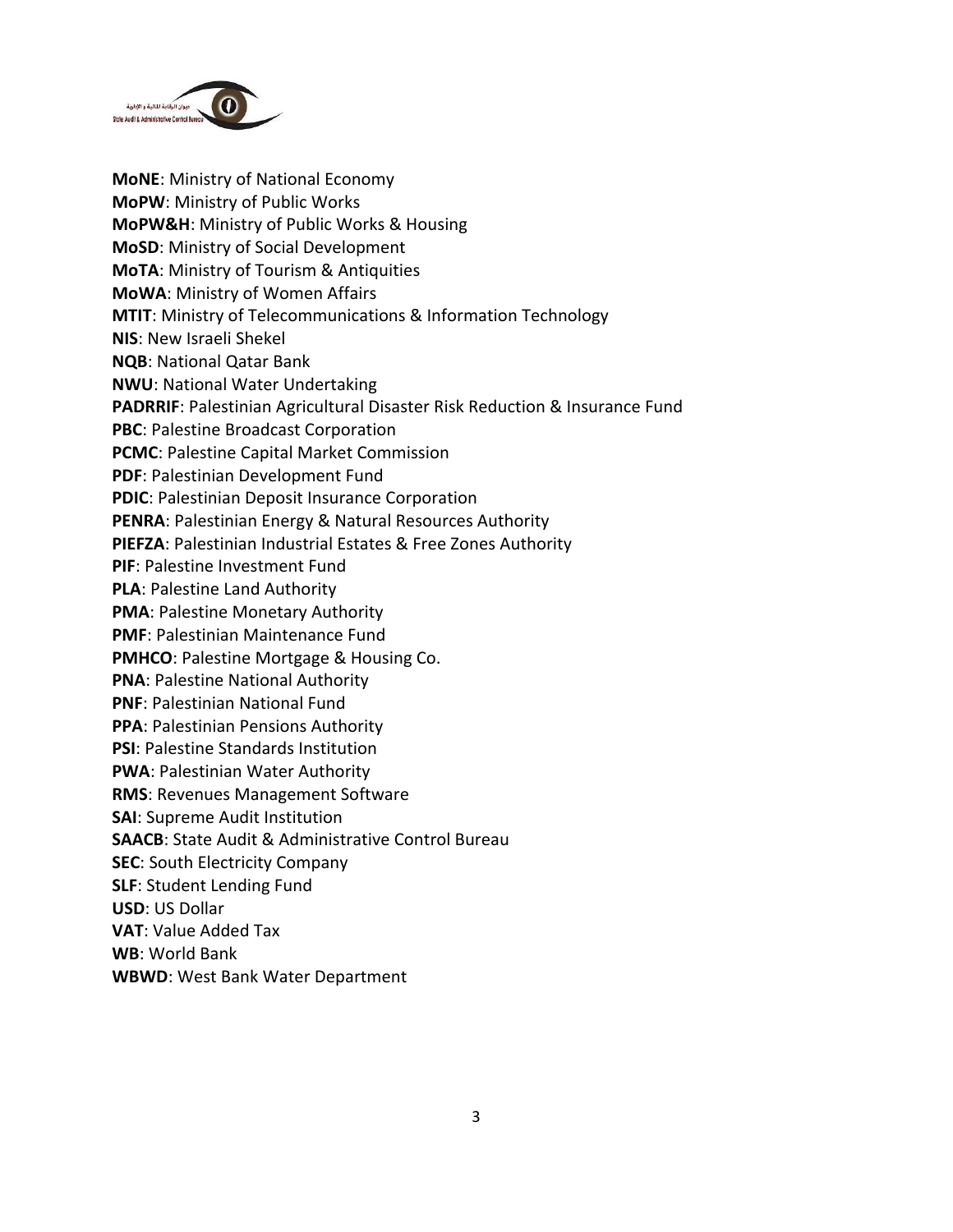**MoNE**: Ministry of National Economy
**MoPW**: Ministry of Public Works
**MoPW&H**: Ministry of Public Works & Housing
**MoSD**: Ministry of Social Development
**MoTA**: Ministry of Tourism & Antiquities
**MoWA**: Ministry of Women Affairs
**MTIT**: Ministry of Telecommunications & Information Technology
**NIS**: New Israeli Shekel
**NQB**: National Qatar Bank
**NWU**: National Water Undertaking
**PADRRIF**: Palestinian Agricultural Disaster Risk Reduction & Insurance Fund
**PBC**: Palestine Broadcast Corporation
**PCMC**: Palestine Capital Market Commission
**PDF**: Palestinian Development Fund
**PDIC**: Palestinian Deposit Insurance Corporation
**PENRA**: Palestinian Energy & Natural Resources Authority
**PIEFZA**: Palestinian Industrial Estates & Free Zones Authority
**PIF**: Palestine Investment Fund
**PLA**: Palestine Land Authority
**PMA**: Palestine Monetary Authority
**PMF**: Palestinian Maintenance Fund
**PMHCO**: Palestine Mortgage & Housing Co.
**PNA**: Palestine National Authority
**PNF**: Palestinian National Fund
**PPA**: Palestinian Pensions Authority
**PSI**: Palestine Standards Institution
**PWA**: Palestinian Water Authority
**RMS**: Revenues Management Software
**SAI**: Supreme Audit Institution
**SAACB**: State Audit & Administrative Control Bureau
**SEC**: South Electricity Company
**SLF**: Student Lending Fund
**USD**: US Dollar
**VAT**: Value Added Tax
**WB**: World Bank
**WBWD**: West Bank Water Department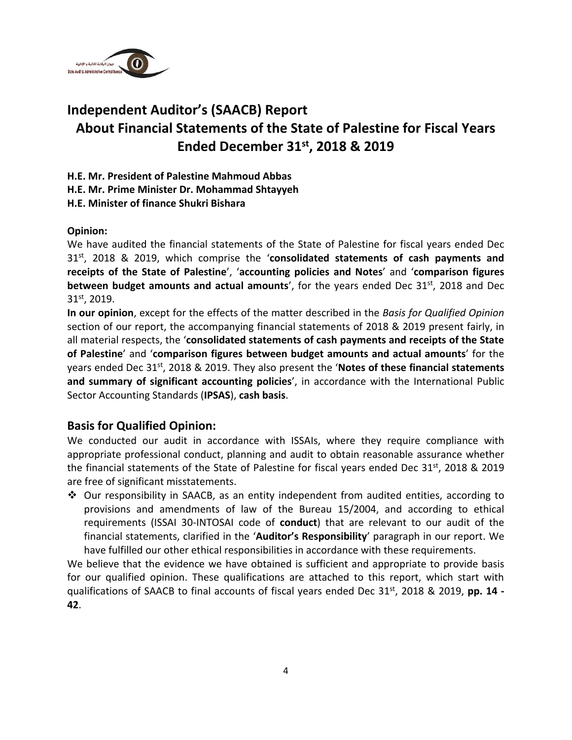# Independent Auditor's (SAACB) Report

## About Financial Statements of the State of Palestine for Fiscal Years Ended December 31st, 2018 & 2019

**H.E. Mr. President of Palestine Mahmoud Abbas**
**H.E. Mr. Prime Minister Dr. Mohammad Shtayyeh**
**H.E. Minister of finance Shukri Bishara**

**Opinion:**

We have audited the financial statements of the State of Palestine for fiscal years ended Dec 31st, 2018 & 2019, which comprise the '**consolidated statements of cash payments and receipts of the State of Palestine**', '**accounting policies and Notes**' and '**comparison figures between budget amounts and actual amounts**', for the years ended Dec 31st, 2018 and Dec 31st, 2019.

**In our opinion**, except for the effects of the matter described in the *Basis for Qualified Opinion* section of our report, the accompanying financial statements of 2018 & 2019 present fairly, in all material respects, the '**consolidated statements of cash payments and receipts of the State of Palestine**' and '**comparison figures between budget amounts and actual amounts**' for the years ended Dec 31st, 2018 & 2019. They also present the '**Notes of these financial statements and summary of significant accounting policies**', in accordance with the International Public Sector Accounting Standards (**IPSAS**), **cash basis**.

## Basis for Qualified Opinion:

We conducted our audit in accordance with ISSAIs, where they require compliance with appropriate professional conduct, planning and audit to obtain reasonable assurance whether the financial statements of the State of Palestine for fiscal years ended Dec 31st, 2018 & 2019 are free of significant misstatements.

- Our responsibility in SAACB, as an entity independent from audited entities, according to provisions and amendments of law of the Bureau 15/2004, and according to ethical requirements (ISSAI 30-INTOSAI code of **conduct**) that are relevant to our audit of the financial statements, clarified in the '**Auditor's Responsibility**' paragraph in our report. We have fulfilled our other ethical responsibilities in accordance with these requirements.

We believe that the evidence we have obtained is sufficient and appropriate to provide basis for our qualified opinion. These qualifications are attached to this report, which start with qualifications of SAACB to final accounts of fiscal years ended Dec 31st, 2018 & 2019, **pp. 14 - 42**.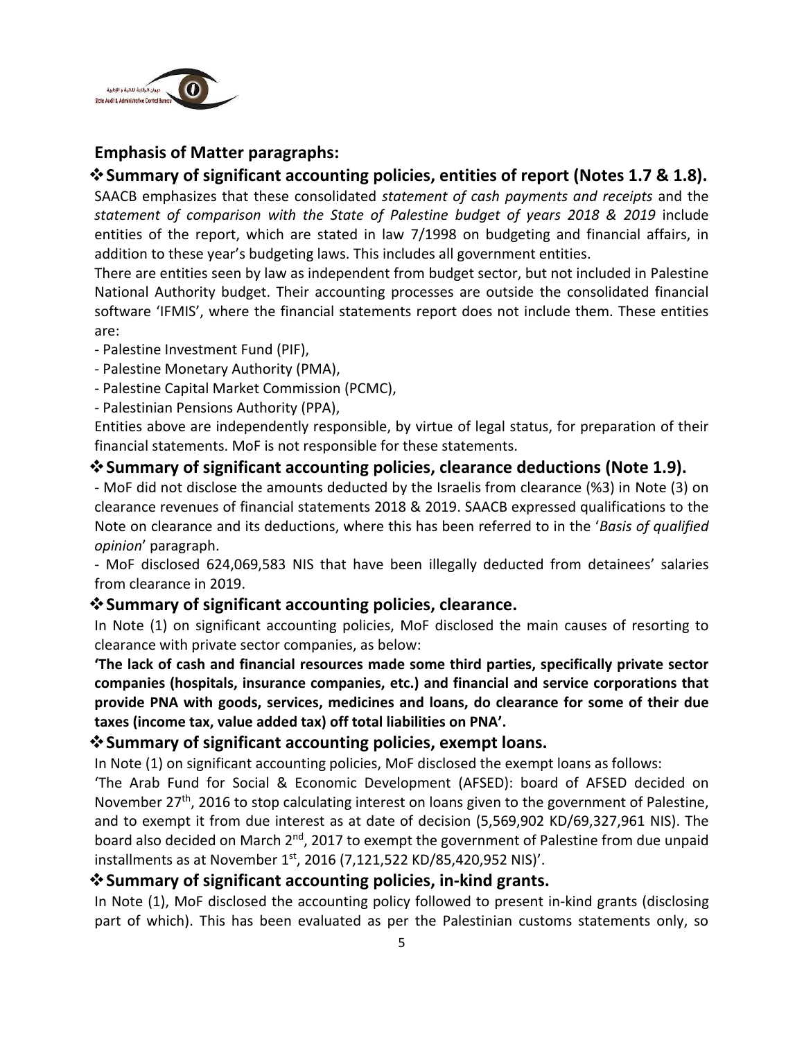## Emphasis of Matter paragraphs:

### ❖ Summary of significant accounting policies, entities of report (Notes 1.7 & 1.8).

SAACB emphasizes that these consolidated *statement of cash payments and receipts* and the *statement of comparison with the State of Palestine budget of years 2018 & 2019* include entities of the report, which are stated in law 7/1998 on budgeting and financial affairs, in addition to these year's budgeting laws. This includes all government entities.

There are entities seen by law as independent from budget sector, but not included in Palestine National Authority budget. Their accounting processes are outside the consolidated financial software 'IFMIS', where the financial statements report does not include them. These entities are:

- Palestine Investment Fund (PIF),
- Palestine Monetary Authority (PMA),
- Palestine Capital Market Commission (PCMC),
- Palestinian Pensions Authority (PPA),

Entities above are independently responsible, by virtue of legal status, for preparation of their financial statements. MoF is not responsible for these statements.

### ❖ Summary of significant accounting policies, clearance deductions (Note 1.9).

- MoF did not disclose the amounts deducted by the Israelis from clearance (%3) in Note (3) on clearance revenues of financial statements 2018 & 2019. SAACB expressed qualifications to the Note on clearance and its deductions, where this has been referred to in the '*Basis of qualified opinion*' paragraph.
- MoF disclosed 624,069,583 NIS that have been illegally deducted from detainees' salaries from clearance in 2019.

### ❖ Summary of significant accounting policies, clearance.

In Note (1) on significant accounting policies, MoF disclosed the main causes of resorting to clearance with private sector companies, as below:

**'The lack of cash and financial resources made some third parties, specifically private sector companies (hospitals, insurance companies, etc.) and financial and service corporations that provide PNA with goods, services, medicines and loans, do clearance for some of their due taxes (income tax, value added tax) off total liabilities on PNA'.**

### ❖ Summary of significant accounting policies, exempt loans.

In Note (1) on significant accounting policies, MoF disclosed the exempt loans as follows:

'The Arab Fund for Social & Economic Development (AFSED): board of AFSED decided on November 27th, 2016 to stop calculating interest on loans given to the government of Palestine, and to exempt it from due interest as at date of decision (5,569,902 KD/69,327,961 NIS). The board also decided on March 2nd, 2017 to exempt the government of Palestine from due unpaid installments as at November 1st, 2016 (7,121,522 KD/85,420,952 NIS)'.

### ❖ Summary of significant accounting policies, in-kind grants.

In Note (1), MoF disclosed the accounting policy followed to present in-kind grants (disclosing part of which). This has been evaluated as per the Palestinian customs statements only, so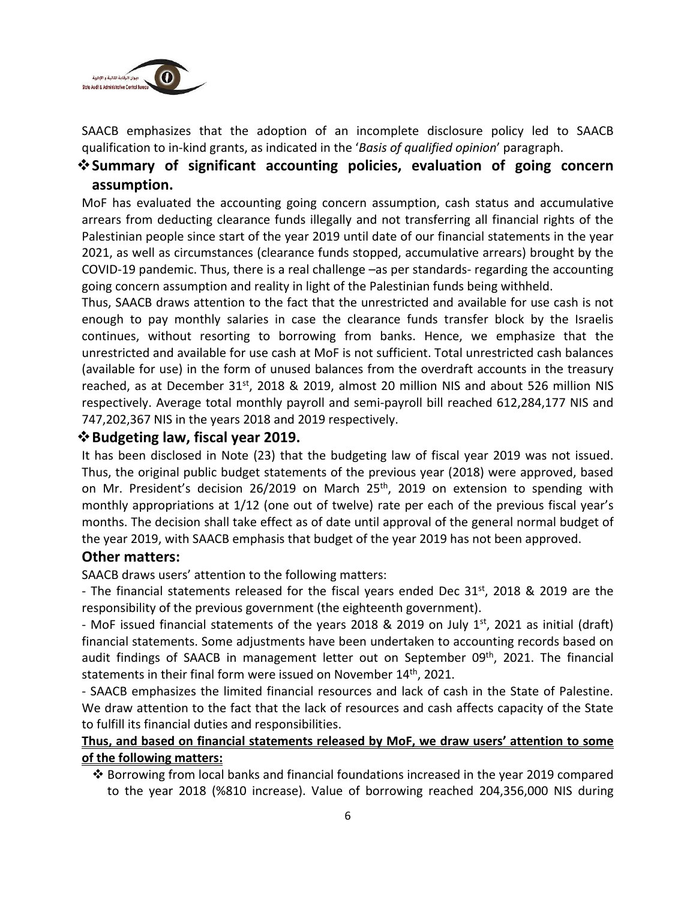SAACB emphasizes that the adoption of an incomplete disclosure policy led to SAACB qualification to in-kind grants, as indicated in the '*Basis of qualified opinion*' paragraph.

### ❖ Summary of significant accounting policies, evaluation of going concern assumption.

MoF has evaluated the accounting going concern assumption, cash status and accumulative arrears from deducting clearance funds illegally and not transferring all financial rights of the Palestinian people since start of the year 2019 until date of our financial statements in the year 2021, as well as circumstances (clearance funds stopped, accumulative arrears) brought by the COVID-19 pandemic. Thus, there is a real challenge –as per standards- regarding the accounting going concern assumption and reality in light of the Palestinian funds being withheld.

Thus, SAACB draws attention to the fact that the unrestricted and available for use cash is not enough to pay monthly salaries in case the clearance funds transfer block by the Israelis continues, without resorting to borrowing from banks. Hence, we emphasize that the unrestricted and available for use cash at MoF is not sufficient. Total unrestricted cash balances (available for use) in the form of unused balances from the overdraft accounts in the treasury reached, as at December 31st, 2018 & 2019, almost 20 million NIS and about 526 million NIS respectively. Average total monthly payroll and semi-payroll bill reached 612,284,177 NIS and 747,202,367 NIS in the years 2018 and 2019 respectively.

### ❖ Budgeting law, fiscal year 2019.

It has been disclosed in Note (23) that the budgeting law of fiscal year 2019 was not issued. Thus, the original public budget statements of the previous year (2018) were approved, based on Mr. President's decision 26/2019 on March 25th, 2019 on extension to spending with monthly appropriations at 1/12 (one out of twelve) rate per each of the previous fiscal year's months. The decision shall take effect as of date until approval of the general normal budget of the year 2019, with SAACB emphasis that budget of the year 2019 has not been approved.

### Other matters:

SAACB draws users' attention to the following matters:

- The financial statements released for the fiscal years ended Dec 31st, 2018 & 2019 are the responsibility of the previous government (the eighteenth government).
- MoF issued financial statements of the years 2018 & 2019 on July 1st, 2021 as initial (draft) financial statements. Some adjustments have been undertaken to accounting records based on audit findings of SAACB in management letter out on September 09th, 2021. The financial statements in their final form were issued on November 14th, 2021.
- SAACB emphasizes the limited financial resources and lack of cash in the State of Palestine. We draw attention to the fact that the lack of resources and cash affects capacity of the State to fulfill its financial duties and responsibilities.

**<u>Thus, and based on financial statements released by MoF, we draw users' attention to some of the following matters:</u>**

- ❖ Borrowing from local banks and financial foundations increased in the year 2019 compared to the year 2018 (%810 increase). Value of borrowing reached 204,356,000 NIS during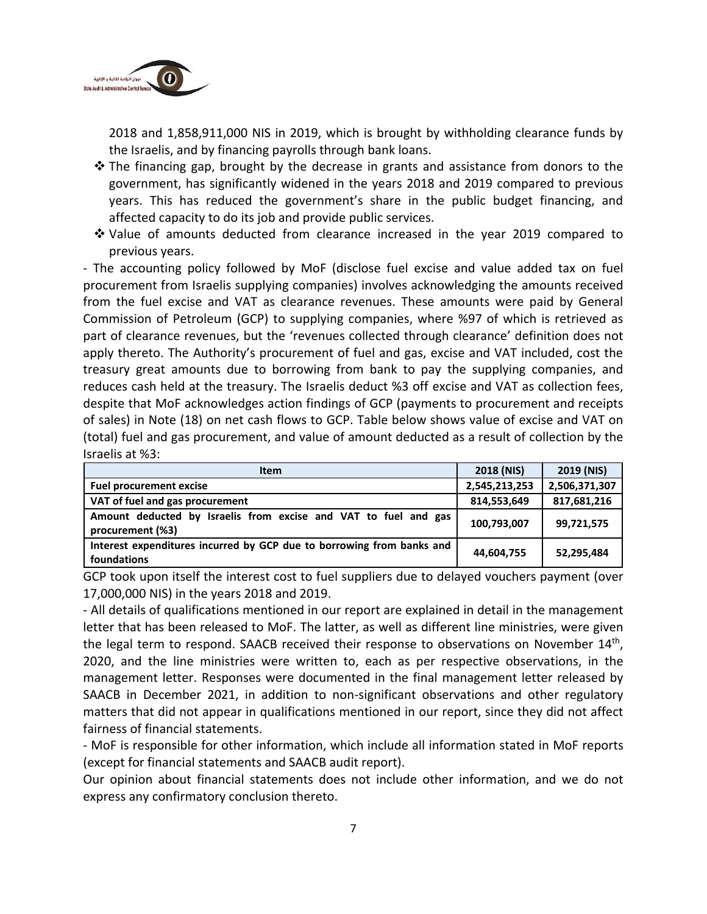2018 and 1,858,911,000 NIS in 2019, which is brought by withholding clearance funds by the Israelis, and by financing payrolls through bank loans.

- ❖ The financing gap, brought by the decrease in grants and assistance from donors to the government, has significantly widened in the years 2018 and 2019 compared to previous years. This has reduced the government's share in the public budget financing, and affected capacity to do its job and provide public services.
- ❖ Value of amounts deducted from clearance increased in the year 2019 compared to previous years.

- The accounting policy followed by MoF (disclose fuel excise and value added tax on fuel procurement from Israelis supplying companies) involves acknowledging the amounts received from the fuel excise and VAT as clearance revenues. These amounts were paid by General Commission of Petroleum (GCP) to supplying companies, where %97 of which is retrieved as part of clearance revenues, but the 'revenues collected through clearance' definition does not apply thereto. The Authority's procurement of fuel and gas, excise and VAT included, cost the treasury great amounts due to borrowing from bank to pay the supplying companies, and reduces cash held at the treasury. The Israelis deduct %3 off excise and VAT as collection fees, despite that MoF acknowledges action findings of GCP (payments to procurement and receipts of sales) in Note (18) on net cash flows to GCP. Table below shows value of excise and VAT on (total) fuel and gas procurement, and value of amount deducted as a result of collection by the Israelis at %3:

| Item | 2018 (NIS) | 2019 (NIS) |
|---|---|---|
| **Fuel procurement excise** | **2,545,213,253** | **2,506,371,307** |
| **VAT of fuel and gas procurement** | **814,553,649** | **817,681,216** |
| **Amount deducted by Israelis from excise and VAT to fuel and gas procurement (%3)** | **100,793,007** | **99,721,575** |
| **Interest expenditures incurred by GCP due to borrowing from banks and foundations** | **44,604,755** | **52,295,484** |

GCP took upon itself the interest cost to fuel suppliers due to delayed vouchers payment (over 17,000,000 NIS) in the years 2018 and 2019.

- All details of qualifications mentioned in our report are explained in detail in the management letter that has been released to MoF. The latter, as well as different line ministries, were given the legal term to respond. SAACB received their response to observations on November 14th, 2020, and the line ministries were written to, each as per respective observations, in the management letter. Responses were documented in the final management letter released by SAACB in December 2021, in addition to non-significant observations and other regulatory matters that did not appear in qualifications mentioned in our report, since they did not affect fairness of financial statements.

- MoF is responsible for other information, which include all information stated in MoF reports (except for financial statements and SAACB audit report).

Our opinion about financial statements does not include other information, and we do not express any confirmatory conclusion thereto.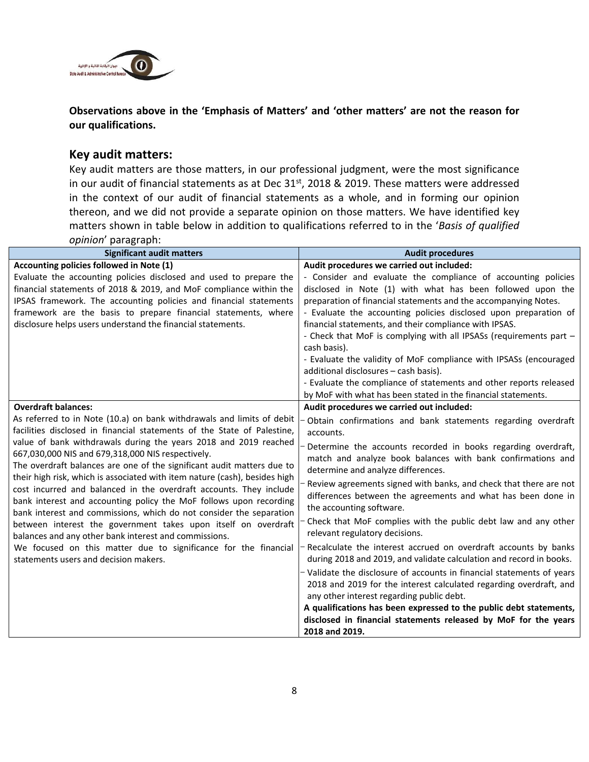**Observations above in the 'Emphasis of Matters' and 'other matters' are not the reason for our qualifications.**

## Key audit matters:

Key audit matters are those matters, in our professional judgment, were the most significance in our audit of financial statements as at Dec 31st, 2018 & 2019. These matters were addressed in the context of our audit of financial statements as a whole, and in forming our opinion thereon, and we did not provide a separate opinion on those matters. We have identified key matters shown in table below in addition to qualifications referred to in the '*Basis of qualified opinion*' paragraph:

| Significant audit matters | Audit procedures |
| --- | --- |
| **Accounting policies followed in Note (1)**<br>Evaluate the accounting policies disclosed and used to prepare the financial statements of 2018 & 2019, and MoF compliance within the IPSAS framework. The accounting policies and financial statements framework are the basis to prepare financial statements, where disclosure helps users understand the financial statements. | **Audit procedures we carried out included:**<br>- Consider and evaluate the compliance of accounting policies disclosed in Note (1) with what has been followed upon the preparation of financial statements and the accompanying Notes.<br>- Evaluate the accounting policies disclosed upon preparation of financial statements, and their compliance with IPSAS.<br>- Check that MoF is complying with all IPSASs (requirements part – cash basis).<br>- Evaluate the validity of MoF compliance with IPSASs (encouraged additional disclosures – cash basis).<br>- Evaluate the compliance of statements and other reports released by MoF with what has been stated in the financial statements. |
| **Overdraft balances:**<br>As referred to in Note (10.a) on bank withdrawals and limits of debit facilities disclosed in financial statements of the State of Palestine, value of bank withdrawals during the years 2018 and 2019 reached 667,030,000 NIS and 679,318,000 NIS respectively.<br>The overdraft balances are one of the significant audit matters due to their high risk, which is associated with item nature (cash), besides high cost incurred and balanced in the overdraft accounts. They include bank interest and accounting policy the MoF follows upon recording bank interest and commissions, which do not consider the separation between interest the government takes upon itself on overdraft balances and any other bank interest and commissions.<br>We focused on this matter due to significance for the financial statements users and decision makers. | **Audit procedures we carried out included:**<br>- Obtain confirmations and bank statements regarding overdraft accounts.<br>- Determine the accounts recorded in books regarding overdraft, match and analyze book balances with bank confirmations and determine and analyze differences.<br>- Review agreements signed with banks, and check that there are not differences between the agreements and what has been done in the accounting software.<br>- Check that MoF complies with the public debt law and any other relevant regulatory decisions.<br>- Recalculate the interest accrued on overdraft accounts by banks during 2018 and 2019, and validate calculation and record in books.<br>- Validate the disclosure of accounts in financial statements of years 2018 and 2019 for the interest calculated regarding overdraft, and any other interest regarding public debt.<br>**A qualifications has been expressed to the public debt statements, disclosed in financial statements released by MoF for the years 2018 and 2019.** |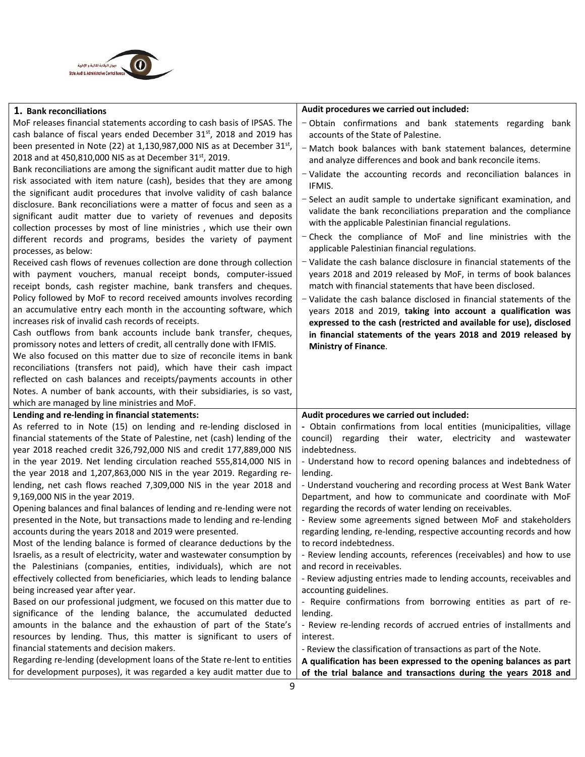| **1. Bank reconciliations** | **Audit procedures we carried out included:** |
|---|---|
| MoF releases financial statements according to cash basis of IPSAS. The cash balance of fiscal years ended December 31st, 2018 and 2019 has been presented in Note (22) at 1,130,987,000 NIS as at December 31st, 2018 and at 450,810,000 NIS as at December 31st, 2019.<br>Bank reconciliations are among the significant audit matter due to high risk associated with item nature (cash), besides that they are among the significant audit procedures that involve validity of cash balance disclosure. Bank reconciliations were a matter of focus and seen as a significant audit matter due to variety of revenues and deposits collection processes by most of line ministries , which use their own different records and programs, besides the variety of payment processes, as below:<br>Received cash flows of revenues collection are done through collection with payment vouchers, manual receipt bonds, computer-issued receipt bonds, cash register machine, bank transfers and cheques. Policy followed by MoF to record received amounts involves recording an accumulative entry each month in the accounting software, which increases risk of invalid cash records of receipts.<br>Cash outflows from bank accounts include bank transfer, cheques, promissory notes and letters of credit, all centrally done with IFMIS.<br>We also focused on this matter due to size of reconcile items in bank reconciliations (transfers not paid), which have their cash impact reflected on cash balances and receipts/payments accounts in other Notes. A number of bank accounts, with their subsidiaries, is so vast, which are managed by line ministries and MoF. | - Obtain confirmations and bank statements regarding bank accounts of the State of Palestine.<br>- Match book balances with bank statement balances, determine and analyze differences and book and bank reconcile items.<br>- Validate the accounting records and reconciliation balances in IFMIS.<br>- Select an audit sample to undertake significant examination, and validate the bank reconciliations preparation and the compliance with the applicable Palestinian financial regulations.<br>- Check the compliance of MoF and line ministries with the applicable Palestinian financial regulations.<br>- Validate the cash balance disclosure in financial statements of the years 2018 and 2019 released by MoF, in terms of book balances match with financial statements that have been disclosed.<br>- Validate the cash balance disclosed in financial statements of the years 2018 and 2019, **taking into account a qualification was expressed to the cash (restricted and available for use), disclosed in financial statements of the years 2018 and 2019 released by Ministry of Finance**. |
| **Lending and re-lending in financial statements:**<br>As referred to in Note (15) on lending and re-lending disclosed in financial statements of the State of Palestine, net (cash) lending of the year 2018 reached credit 326,792,000 NIS and credit 177,889,000 NIS in the year 2019. Net lending circulation reached 555,814,000 NIS in the year 2018 and 1,207,863,000 NIS in the year 2019. Regarding re-lending, net cash flows reached 7,309,000 NIS in the year 2018 and 9,169,000 NIS in the year 2019.<br>Opening balances and final balances of lending and re-lending were not presented in the Note, but transactions made to lending and re-lending accounts during the years 2018 and 2019 were presented.<br>Most of the lending balance is formed of clearance deductions by the Israelis, as a result of electricity, water and wastewater consumption by the Palestinians (companies, entities, individuals), which are not effectively collected from beneficiaries, which leads to lending balance being increased year after year.<br>Based on our professional judgment, we focused on this matter due to significance of the lending balance, the accumulated deducted amounts in the balance and the exhaustion of part of the State's resources by lending. Thus, this matter is significant to users of financial statements and decision makers.<br>Regarding re-lending (development loans of the State re-lent to entities for development purposes), it was regarded a key audit matter due to | **Audit procedures we carried out included:**<br>- Obtain confirmations from local entities (municipalities, village council) regarding their water, electricity and wastewater indebtedness.<br>- Understand how to record opening balances and indebtedness of lending.<br>- Understand vouchering and recording process at West Bank Water Department, and how to communicate and coordinate with MoF regarding the records of water lending on receivables.<br>- Review some agreements signed between MoF and stakeholders regarding lending, re-lending, respective accounting records and how to record indebtedness.<br>- Review lending accounts, references (receivables) and how to use and record in receivables.<br>- Review adjusting entries made to lending accounts, receivables and accounting guidelines.<br>- Require confirmations from borrowing entities as part of re-lending.<br>- Review re-lending records of accrued entries of installments and interest.<br>- Review the classification of transactions as part of the Note.<br>**A qualification has been expressed to the opening balances as part of the trial balance and transactions during the years 2018 and** |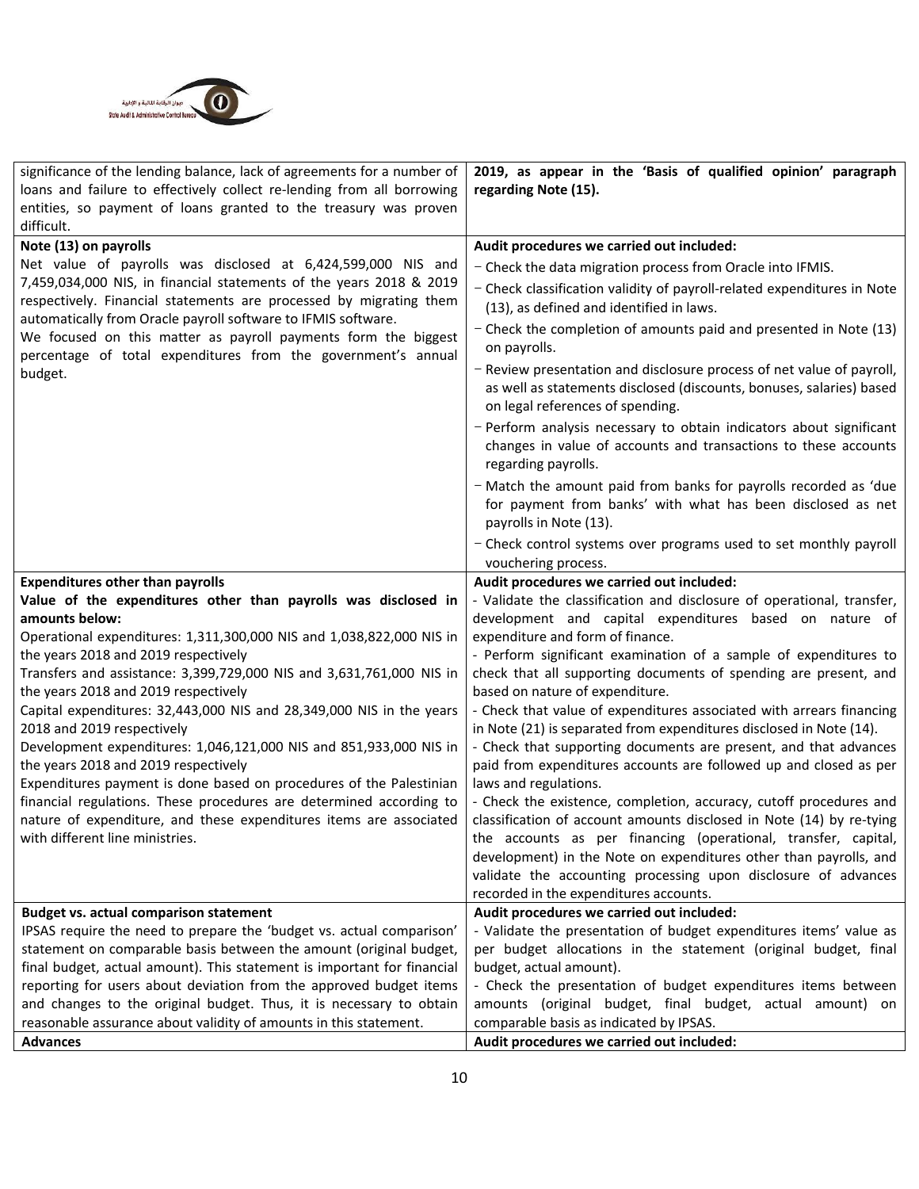| | |
|---|---|
| significance of the lending balance, lack of agreements for a number of loans and failure to effectively collect re-lending from all borrowing entities, so payment of loans granted to the treasury was proven difficult. | **2019, as appear in the 'Basis of qualified opinion' paragraph regarding Note (15).** |
| **Note (13) on payrolls**<br>Net value of payrolls was disclosed at 6,424,599,000 NIS and 7,459,034,000 NIS, in financial statements of the years 2018 & 2019 respectively. Financial statements are processed by migrating them automatically from Oracle payroll software to IFMIS software.<br>We focused on this matter as payroll payments form the biggest percentage of total expenditures from the government's annual budget. | **Audit procedures we carried out included:**<br>- Check the data migration process from Oracle into IFMIS.<br>- Check classification validity of payroll-related expenditures in Note (13), as defined and identified in laws.<br>- Check the completion of amounts paid and presented in Note (13) on payrolls.<br>- Review presentation and disclosure process of net value of payroll, as well as statements disclosed (discounts, bonuses, salaries) based on legal references of spending.<br>- Perform analysis necessary to obtain indicators about significant changes in value of accounts and transactions to these accounts regarding payrolls.<br>- Match the amount paid from banks for payrolls recorded as 'due for payment from banks' with what has been disclosed as net payrolls in Note (13).<br>- Check control systems over programs used to set monthly payroll vouchering process. |
| **Expenditures other than payrolls**<br>**Value of the expenditures other than payrolls was disclosed in amounts below:**<br>Operational expenditures: 1,311,300,000 NIS and 1,038,822,000 NIS in the years 2018 and 2019 respectively<br>Transfers and assistance: 3,399,729,000 NIS and 3,631,761,000 NIS in the years 2018 and 2019 respectively<br>Capital expenditures: 32,443,000 NIS and 28,349,000 NIS in the years 2018 and 2019 respectively<br>Development expenditures: 1,046,121,000 NIS and 851,933,000 NIS in the years 2018 and 2019 respectively<br>Expenditures payment is done based on procedures of the Palestinian financial regulations. These procedures are determined according to nature of expenditure, and these expenditures items are associated with different line ministries. | **Audit procedures we carried out included:**<br>- Validate the classification and disclosure of operational, transfer, development and capital expenditures based on nature of expenditure and form of finance.<br>- Perform significant examination of a sample of expenditures to check that all supporting documents of spending are present, and based on nature of expenditure.<br>- Check that value of expenditures associated with arrears financing in Note (21) is separated from expenditures disclosed in Note (14).<br>- Check that supporting documents are present, and that advances paid from expenditures accounts are followed up and closed as per laws and regulations.<br>- Check the existence, completion, accuracy, cutoff procedures and classification of account amounts disclosed in Note (14) by re-tying the accounts as per financing (operational, transfer, capital, development) in the Note on expenditures other than payrolls, and validate the accounting processing upon disclosure of advances recorded in the expenditures accounts. |
| **Budget vs. actual comparison statement**<br>IPSAS require the need to prepare the 'budget vs. actual comparison' statement on comparable basis between the amount (original budget, final budget, actual amount). This statement is important for financial reporting for users about deviation from the approved budget items and changes to the original budget. Thus, it is necessary to obtain reasonable assurance about validity of amounts in this statement. | **Audit procedures we carried out included:**<br>- Validate the presentation of budget expenditures items' value as per budget allocations in the statement (original budget, final budget, actual amount).<br>- Check the presentation of budget expenditures items between amounts (original budget, final budget, actual amount) on comparable basis as indicated by IPSAS. |
| **Advances** | **Audit procedures we carried out included:** |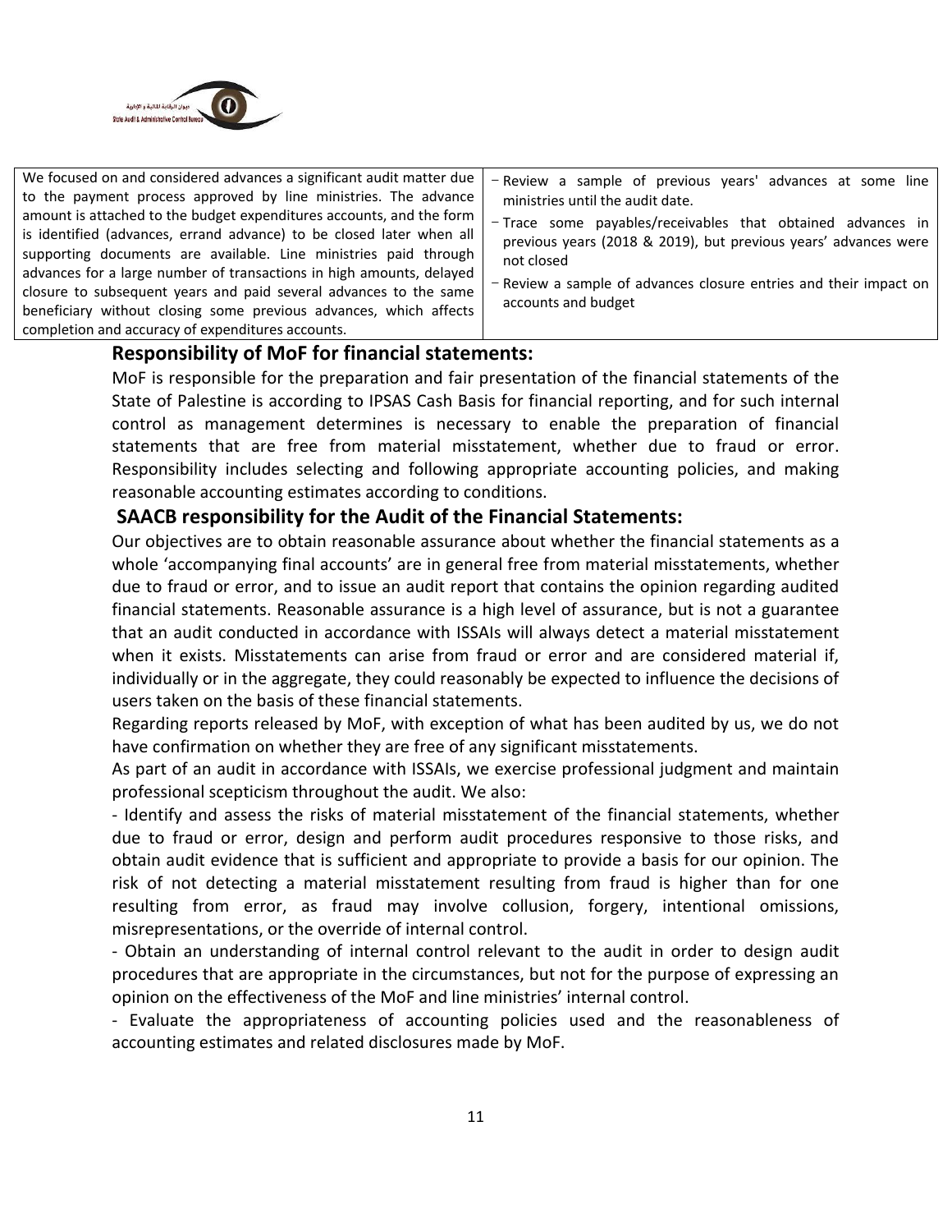| | |
|---|---|
| We focused on and considered advances a significant audit matter due to the payment process approved by line ministries. The advance amount is attached to the budget expenditures accounts, and the form is identified (advances, errand advance) to be closed later when all supporting documents are available. Line ministries paid through advances for a large number of transactions in high amounts, delayed closure to subsequent years and paid several advances to the same beneficiary without closing some previous advances, which affects completion and accuracy of expenditures accounts. | − Review a sample of previous years' advances at some line ministries until the audit date.<br>− Trace some payables/receivables that obtained advances in previous years (2018 & 2019), but previous years' advances were not closed<br>− Review a sample of advances closure entries and their impact on accounts and budget |

## Responsibility of MoF for financial statements:

MoF is responsible for the preparation and fair presentation of the financial statements of the State of Palestine is according to IPSAS Cash Basis for financial reporting, and for such internal control as management determines is necessary to enable the preparation of financial statements that are free from material misstatement, whether due to fraud or error. Responsibility includes selecting and following appropriate accounting policies, and making reasonable accounting estimates according to conditions.

## SAACB responsibility for the Audit of the Financial Statements:

Our objectives are to obtain reasonable assurance about whether the financial statements as a whole 'accompanying final accounts' are in general free from material misstatements, whether due to fraud or error, and to issue an audit report that contains the opinion regarding audited financial statements. Reasonable assurance is a high level of assurance, but is not a guarantee that an audit conducted in accordance with ISSAIs will always detect a material misstatement when it exists. Misstatements can arise from fraud or error and are considered material if, individually or in the aggregate, they could reasonably be expected to influence the decisions of users taken on the basis of these financial statements.

Regarding reports released by MoF, with exception of what has been audited by us, we do not have confirmation on whether they are free of any significant misstatements.

As part of an audit in accordance with ISSAIs, we exercise professional judgment and maintain professional scepticism throughout the audit. We also:

- Identify and assess the risks of material misstatement of the financial statements, whether due to fraud or error, design and perform audit procedures responsive to those risks, and obtain audit evidence that is sufficient and appropriate to provide a basis for our opinion. The risk of not detecting a material misstatement resulting from fraud is higher than for one resulting from error, as fraud may involve collusion, forgery, intentional omissions, misrepresentations, or the override of internal control.
- Obtain an understanding of internal control relevant to the audit in order to design audit procedures that are appropriate in the circumstances, but not for the purpose of expressing an opinion on the effectiveness of the MoF and line ministries' internal control.
- Evaluate the appropriateness of accounting policies used and the reasonableness of accounting estimates and related disclosures made by MoF.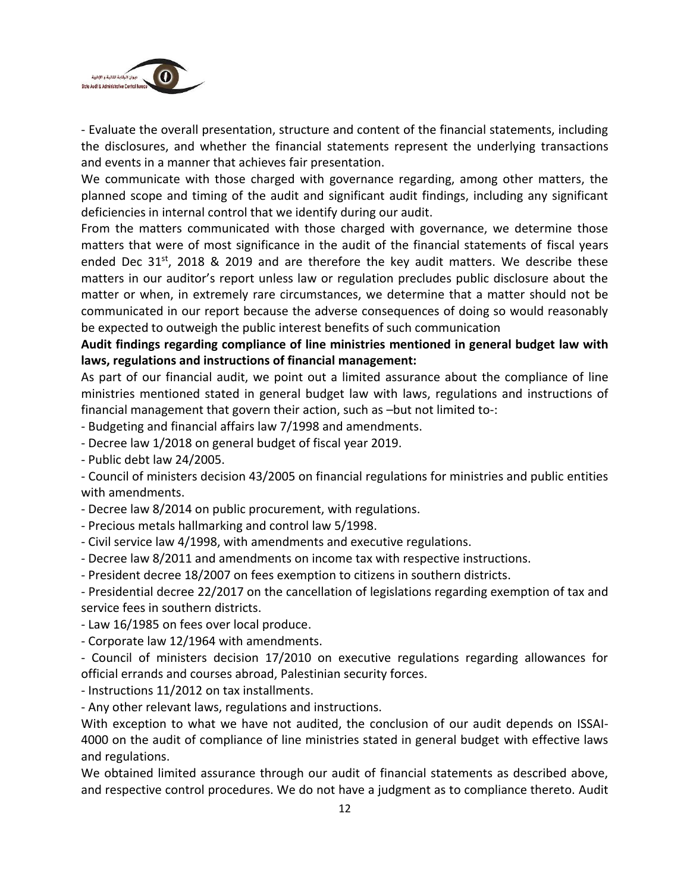- Evaluate the overall presentation, structure and content of the financial statements, including the disclosures, and whether the financial statements represent the underlying transactions and events in a manner that achieves fair presentation.

We communicate with those charged with governance regarding, among other matters, the planned scope and timing of the audit and significant audit findings, including any significant deficiencies in internal control that we identify during our audit.

From the matters communicated with those charged with governance, we determine those matters that were of most significance in the audit of the financial statements of fiscal years ended Dec 31st, 2018 & 2019 and are therefore the key audit matters. We describe these matters in our auditor's report unless law or regulation precludes public disclosure about the matter or when, in extremely rare circumstances, we determine that a matter should not be communicated in our report because the adverse consequences of doing so would reasonably be expected to outweigh the public interest benefits of such communication

**Audit findings regarding compliance of line ministries mentioned in general budget law with laws, regulations and instructions of financial management:**

As part of our financial audit, we point out a limited assurance about the compliance of line ministries mentioned stated in general budget law with laws, regulations and instructions of financial management that govern their action, such as –but not limited to-:

- Budgeting and financial affairs law 7/1998 and amendments.
- Decree law 1/2018 on general budget of fiscal year 2019.
- Public debt law 24/2005.
- Council of ministers decision 43/2005 on financial regulations for ministries and public entities with amendments.
- Decree law 8/2014 on public procurement, with regulations.
- Precious metals hallmarking and control law 5/1998.
- Civil service law 4/1998, with amendments and executive regulations.
- Decree law 8/2011 and amendments on income tax with respective instructions.
- President decree 18/2007 on fees exemption to citizens in southern districts.
- Presidential decree 22/2017 on the cancellation of legislations regarding exemption of tax and service fees in southern districts.
- Law 16/1985 on fees over local produce.
- Corporate law 12/1964 with amendments.
- Council of ministers decision 17/2010 on executive regulations regarding allowances for official errands and courses abroad, Palestinian security forces.
- Instructions 11/2012 on tax installments.
- Any other relevant laws, regulations and instructions.

With exception to what we have not audited, the conclusion of our audit depends on ISSAI-4000 on the audit of compliance of line ministries stated in general budget with effective laws and regulations.

We obtained limited assurance through our audit of financial statements as described above, and respective control procedures. We do not have a judgment as to compliance thereto. Audit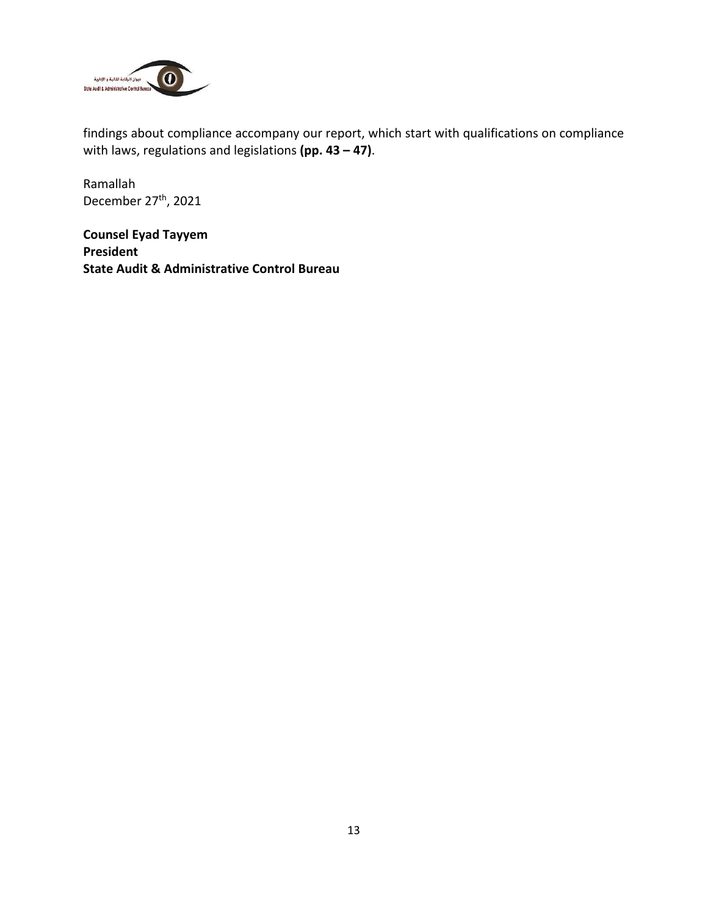findings about compliance accompany our report, which start with qualifications on compliance with laws, regulations and legislations **(pp. 43 – 47)**.

Ramallah
December 27th, 2021

**Counsel Eyad Tayyem**
**President**
**State Audit & Administrative Control Bureau**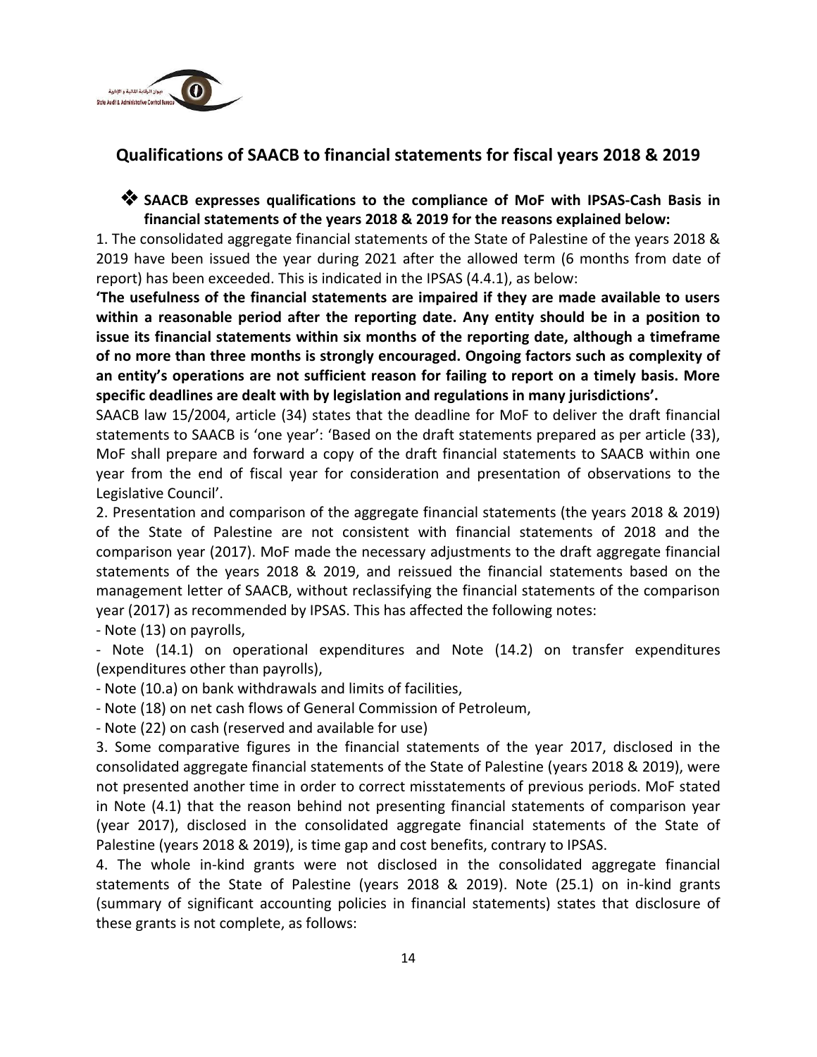## Qualifications of SAACB to financial statements for fiscal years 2018 & 2019

❖ **SAACB expresses qualifications to the compliance of MoF with IPSAS-Cash Basis in financial statements of the years 2018 & 2019 for the reasons explained below:**

1. The consolidated aggregate financial statements of the State of Palestine of the years 2018 & 2019 have been issued the year during 2021 after the allowed term (6 months from date of report) has been exceeded. This is indicated in the IPSAS (4.4.1), as below:

**'The usefulness of the financial statements are impaired if they are made available to users within a reasonable period after the reporting date. Any entity should be in a position to issue its financial statements within six months of the reporting date, although a timeframe of no more than three months is strongly encouraged. Ongoing factors such as complexity of an entity's operations are not sufficient reason for failing to report on a timely basis. More specific deadlines are dealt with by legislation and regulations in many jurisdictions'.**

SAACB law 15/2004, article (34) states that the deadline for MoF to deliver the draft financial statements to SAACB is 'one year': 'Based on the draft statements prepared as per article (33), MoF shall prepare and forward a copy of the draft financial statements to SAACB within one year from the end of fiscal year for consideration and presentation of observations to the Legislative Council'.

2. Presentation and comparison of the aggregate financial statements (the years 2018 & 2019) of the State of Palestine are not consistent with financial statements of 2018 and the comparison year (2017). MoF made the necessary adjustments to the draft aggregate financial statements of the years 2018 & 2019, and reissued the financial statements based on the management letter of SAACB, without reclassifying the financial statements of the comparison year (2017) as recommended by IPSAS. This has affected the following notes:

- Note (13) on payrolls,
- Note (14.1) on operational expenditures and Note (14.2) on transfer expenditures (expenditures other than payrolls),
- Note (10.a) on bank withdrawals and limits of facilities,
- Note (18) on net cash flows of General Commission of Petroleum,
- Note (22) on cash (reserved and available for use)

3. Some comparative figures in the financial statements of the year 2017, disclosed in the consolidated aggregate financial statements of the State of Palestine (years 2018 & 2019), were not presented another time in order to correct misstatements of previous periods. MoF stated in Note (4.1) that the reason behind not presenting financial statements of comparison year (year 2017), disclosed in the consolidated aggregate financial statements of the State of Palestine (years 2018 & 2019), is time gap and cost benefits, contrary to IPSAS.

4. The whole in-kind grants were not disclosed in the consolidated aggregate financial statements of the State of Palestine (years 2018 & 2019). Note (25.1) on in-kind grants (summary of significant accounting policies in financial statements) states that disclosure of these grants is not complete, as follows: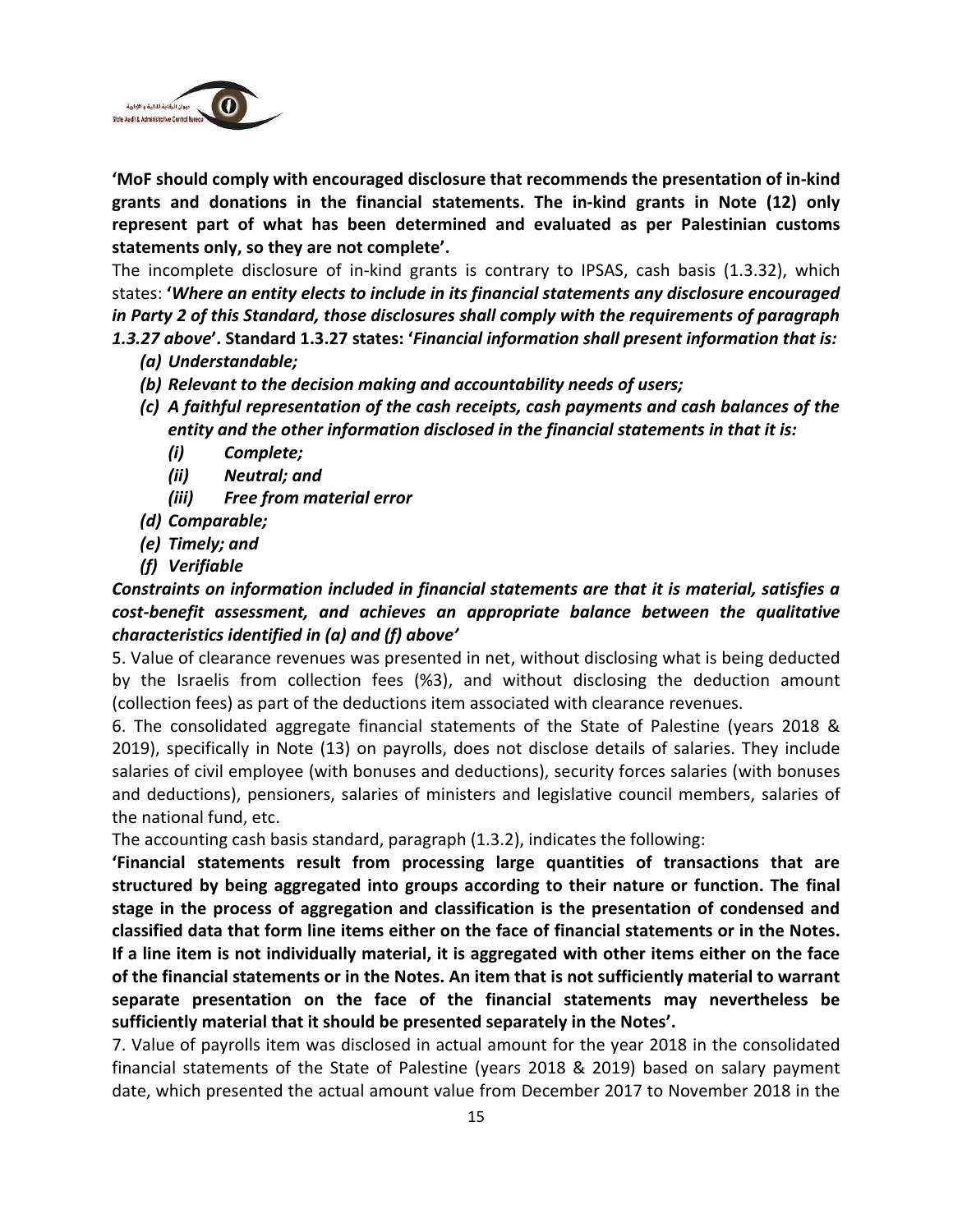**'MoF should comply with encouraged disclosure that recommends the presentation of in-kind grants and donations in the financial statements. The in-kind grants in Note (12) only represent part of what has been determined and evaluated as per Palestinian customs statements only, so they are not complete'.**

The incomplete disclosure of in-kind grants is contrary to IPSAS, cash basis (1.3.32), which states: **'*Where an entity elects to include in its financial statements any disclosure encouraged in Party 2 of this Standard, those disclosures shall comply with the requirements of paragraph 1.3.27 above*'. Standard 1.3.27 states: '*Financial information shall present information that is:***

***(a) Understandable;***

***(b) Relevant to the decision making and accountability needs of users;***

***(c) A faithful representation of the cash receipts, cash payments and cash balances of the entity and the other information disclosed in the financial statements in that it is:***

***(i) Complete;***

***(ii) Neutral; and***

***(iii) Free from material error***

***(d) Comparable;***

***(e) Timely; and***

***(f) Verifiable***

***Constraints on information included in financial statements are that it is material, satisfies a cost-benefit assessment, and achieves an appropriate balance between the qualitative characteristics identified in (a) and (f) above'***

5. Value of clearance revenues was presented in net, without disclosing what is being deducted by the Israelis from collection fees (%3), and without disclosing the deduction amount (collection fees) as part of the deductions item associated with clearance revenues.

6. The consolidated aggregate financial statements of the State of Palestine (years 2018 & 2019), specifically in Note (13) on payrolls, does not disclose details of salaries. They include salaries of civil employee (with bonuses and deductions), security forces salaries (with bonuses and deductions), pensioners, salaries of ministers and legislative council members, salaries of the national fund, etc.

The accounting cash basis standard, paragraph (1.3.2), indicates the following:

**'Financial statements result from processing large quantities of transactions that are structured by being aggregated into groups according to their nature or function. The final stage in the process of aggregation and classification is the presentation of condensed and classified data that form line items either on the face of financial statements or in the Notes. If a line item is not individually material, it is aggregated with other items either on the face of the financial statements or in the Notes. An item that is not sufficiently material to warrant separate presentation on the face of the financial statements may nevertheless be sufficiently material that it should be presented separately in the Notes'.**

7. Value of payrolls item was disclosed in actual amount for the year 2018 in the consolidated financial statements of the State of Palestine (years 2018 & 2019) based on salary payment date, which presented the actual amount value from December 2017 to November 2018 in the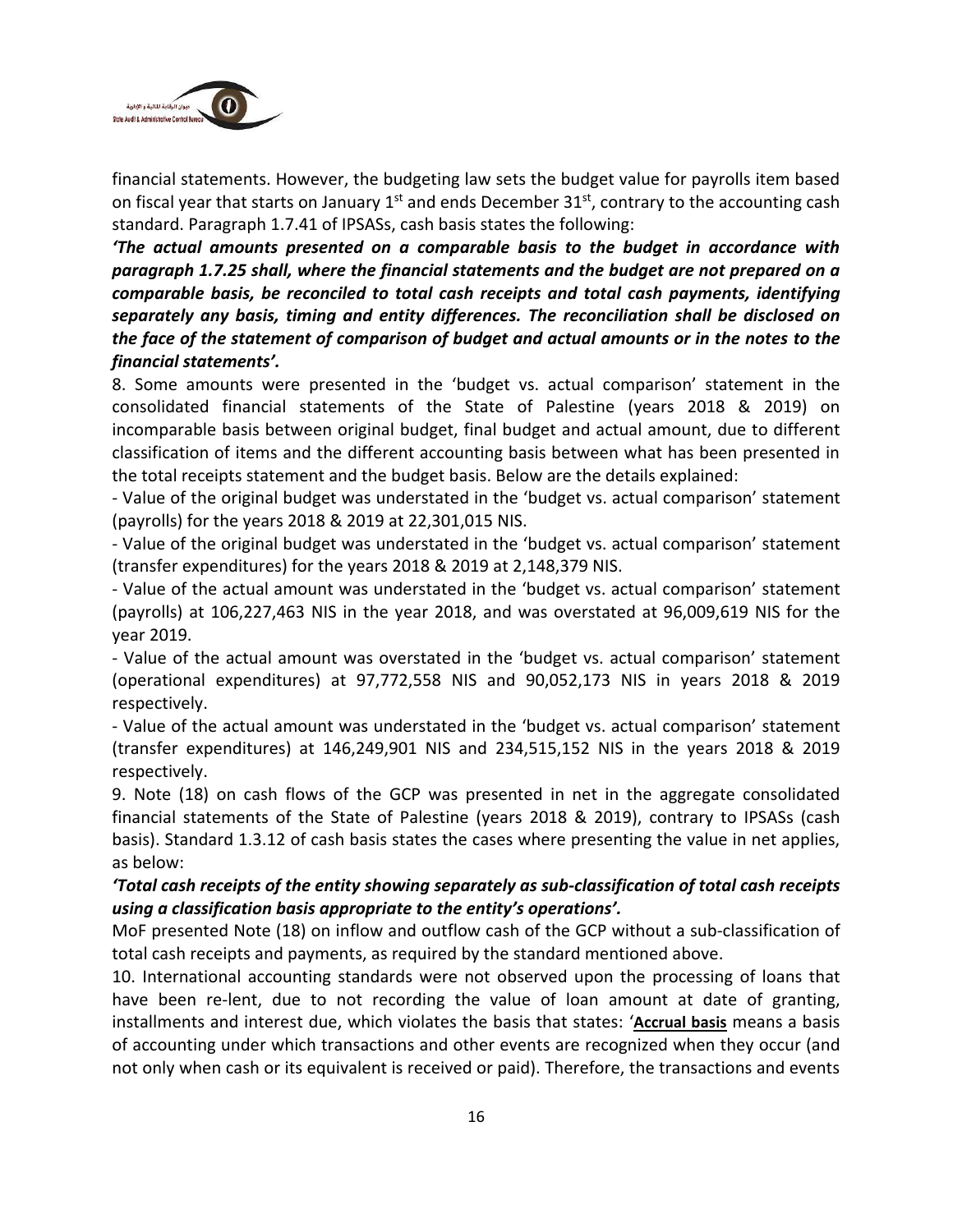financial statements. However, the budgeting law sets the budget value for payrolls item based on fiscal year that starts on January 1st and ends December 31st, contrary to the accounting cash standard. Paragraph 1.7.41 of IPSASs, cash basis states the following:

***'The actual amounts presented on a comparable basis to the budget in accordance with paragraph 1.7.25 shall, where the financial statements and the budget are not prepared on a comparable basis, be reconciled to total cash receipts and total cash payments, identifying separately any basis, timing and entity differences. The reconciliation shall be disclosed on the face of the statement of comparison of budget and actual amounts or in the notes to the financial statements'.***

8. Some amounts were presented in the 'budget vs. actual comparison' statement in the consolidated financial statements of the State of Palestine (years 2018 & 2019) on incomparable basis between original budget, final budget and actual amount, due to different classification of items and the different accounting basis between what has been presented in the total receipts statement and the budget basis. Below are the details explained:

- Value of the original budget was understated in the 'budget vs. actual comparison' statement (payrolls) for the years 2018 & 2019 at 22,301,015 NIS.
- Value of the original budget was understated in the 'budget vs. actual comparison' statement (transfer expenditures) for the years 2018 & 2019 at 2,148,379 NIS.
- Value of the actual amount was understated in the 'budget vs. actual comparison' statement (payrolls) at 106,227,463 NIS in the year 2018, and was overstated at 96,009,619 NIS for the year 2019.
- Value of the actual amount was overstated in the 'budget vs. actual comparison' statement (operational expenditures) at 97,772,558 NIS and 90,052,173 NIS in years 2018 & 2019 respectively.
- Value of the actual amount was understated in the 'budget vs. actual comparison' statement (transfer expenditures) at 146,249,901 NIS and 234,515,152 NIS in the years 2018 & 2019 respectively.

9. Note (18) on cash flows of the GCP was presented in net in the aggregate consolidated financial statements of the State of Palestine (years 2018 & 2019), contrary to IPSASs (cash basis). Standard 1.3.12 of cash basis states the cases where presenting the value in net applies, as below:

***'Total cash receipts of the entity showing separately as sub-classification of total cash receipts using a classification basis appropriate to the entity's operations'.***

MoF presented Note (18) on inflow and outflow cash of the GCP without a sub-classification of total cash receipts and payments, as required by the standard mentioned above.

10. International accounting standards were not observed upon the processing of loans that have been re-lent, due to not recording the value of loan amount at date of granting, installments and interest due, which violates the basis that states: '**Accrual basis** means a basis of accounting under which transactions and other events are recognized when they occur (and not only when cash or its equivalent is received or paid). Therefore, the transactions and events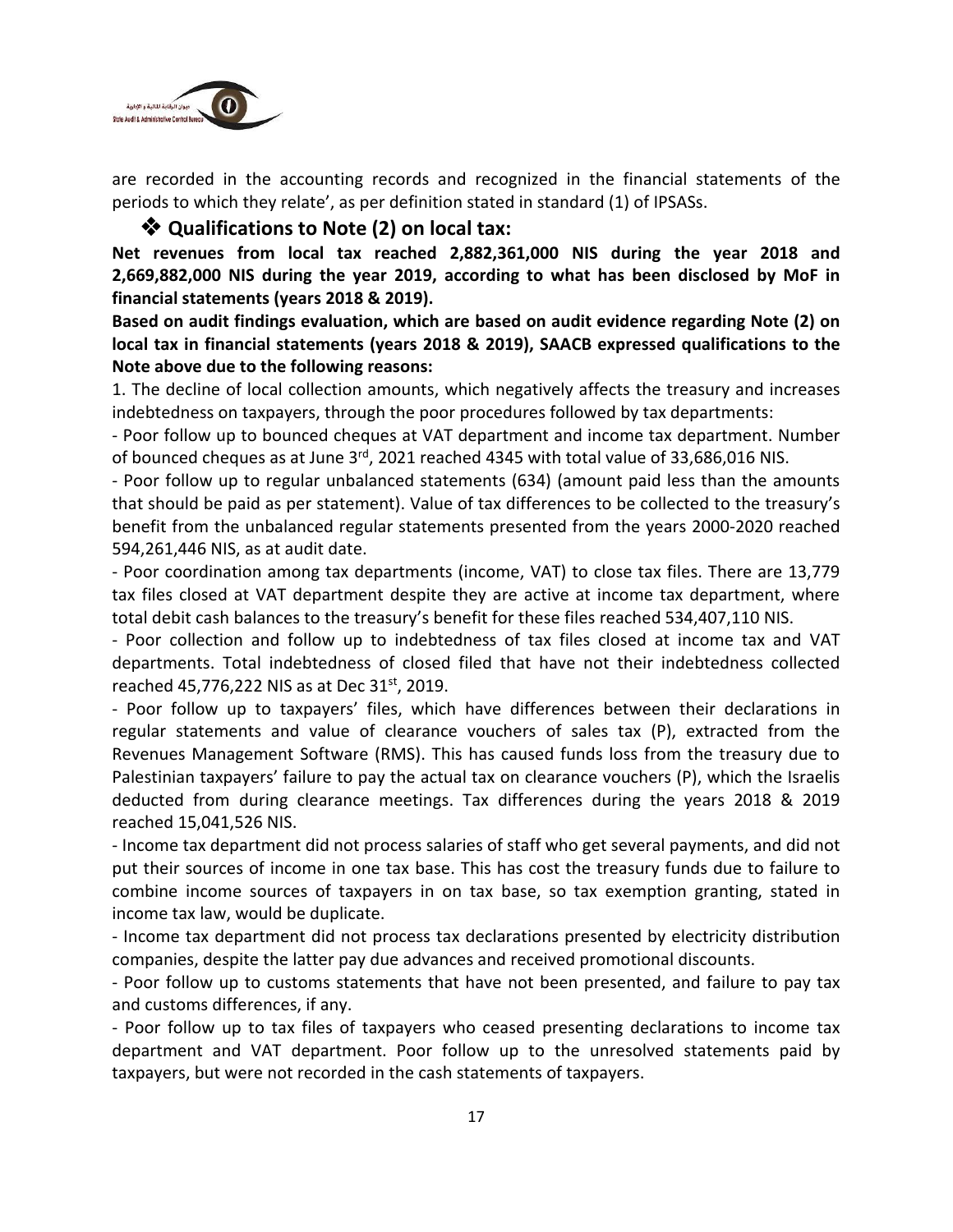are recorded in the accounting records and recognized in the financial statements of the periods to which they relate', as per definition stated in standard (1) of IPSASs.

### ❖ Qualifications to Note (2) on local tax:

**Net revenues from local tax reached 2,882,361,000 NIS during the year 2018 and 2,669,882,000 NIS during the year 2019, according to what has been disclosed by MoF in financial statements (years 2018 & 2019).**

**Based on audit findings evaluation, which are based on audit evidence regarding Note (2) on local tax in financial statements (years 2018 & 2019), SAACB expressed qualifications to the Note above due to the following reasons:**

1. The decline of local collection amounts, which negatively affects the treasury and increases indebtedness on taxpayers, through the poor procedures followed by tax departments:

- Poor follow up to bounced cheques at VAT department and income tax department. Number of bounced cheques as at June 3rd, 2021 reached 4345 with total value of 33,686,016 NIS.
- Poor follow up to regular unbalanced statements (634) (amount paid less than the amounts that should be paid as per statement). Value of tax differences to be collected to the treasury's benefit from the unbalanced regular statements presented from the years 2000-2020 reached 594,261,446 NIS, as at audit date.
- Poor coordination among tax departments (income, VAT) to close tax files. There are 13,779 tax files closed at VAT department despite they are active at income tax department, where total debit cash balances to the treasury's benefit for these files reached 534,407,110 NIS.
- Poor collection and follow up to indebtedness of tax files closed at income tax and VAT departments. Total indebtedness of closed filed that have not their indebtedness collected reached 45,776,222 NIS as at Dec 31st, 2019.
- Poor follow up to taxpayers' files, which have differences between their declarations in regular statements and value of clearance vouchers of sales tax (P), extracted from the Revenues Management Software (RMS). This has caused funds loss from the treasury due to Palestinian taxpayers' failure to pay the actual tax on clearance vouchers (P), which the Israelis deducted from during clearance meetings. Tax differences during the years 2018 & 2019 reached 15,041,526 NIS.
- Income tax department did not process salaries of staff who get several payments, and did not put their sources of income in one tax base. This has cost the treasury funds due to failure to combine income sources of taxpayers in on tax base, so tax exemption granting, stated in income tax law, would be duplicate.
- Income tax department did not process tax declarations presented by electricity distribution companies, despite the latter pay due advances and received promotional discounts.
- Poor follow up to customs statements that have not been presented, and failure to pay tax and customs differences, if any.
- Poor follow up to tax files of taxpayers who ceased presenting declarations to income tax department and VAT department. Poor follow up to the unresolved statements paid by taxpayers, but were not recorded in the cash statements of taxpayers.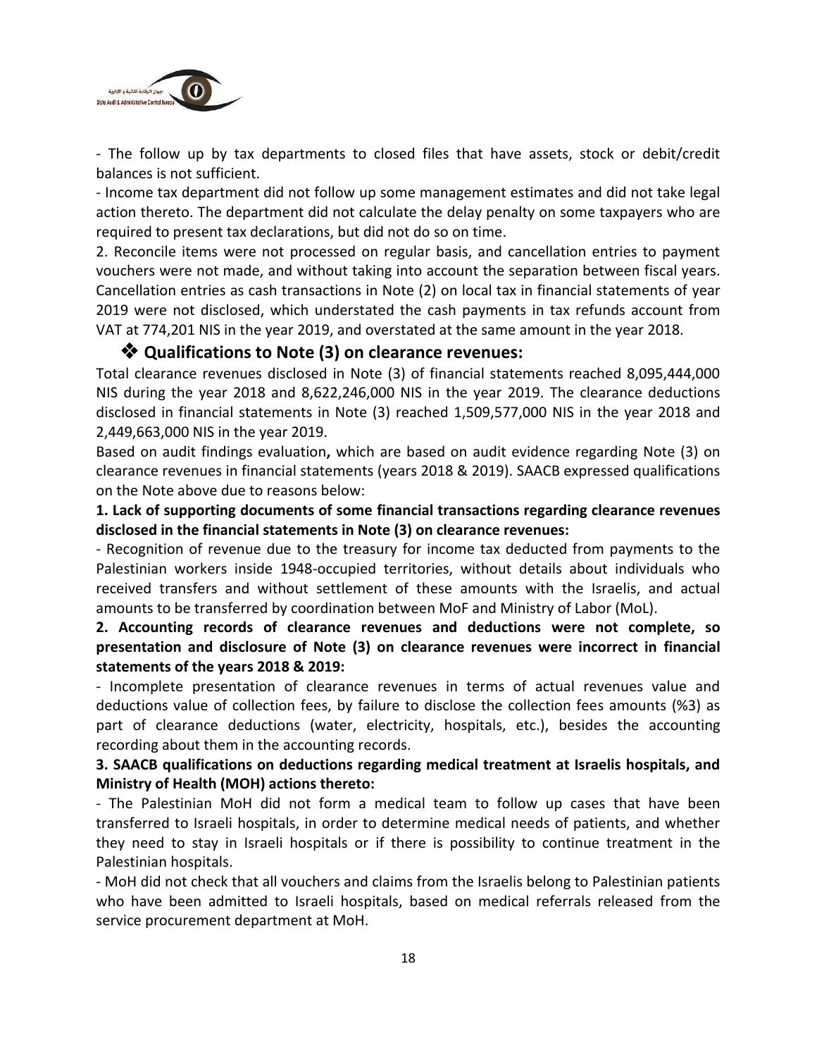- The follow up by tax departments to closed files that have assets, stock or debit/credit balances is not sufficient.

- Income tax department did not follow up some management estimates and did not take legal action thereto. The department did not calculate the delay penalty on some taxpayers who are required to present tax declarations, but did not do so on time.

2. Reconcile items were not processed on regular basis, and cancellation entries to payment vouchers were not made, and without taking into account the separation between fiscal years. Cancellation entries as cash transactions in Note (2) on local tax in financial statements of year 2019 were not disclosed, which understated the cash payments in tax refunds account from VAT at 774,201 NIS in the year 2019, and overstated at the same amount in the year 2018.

## ❖ Qualifications to Note (3) on clearance revenues:

Total clearance revenues disclosed in Note (3) of financial statements reached 8,095,444,000 NIS during the year 2018 and 8,622,246,000 NIS in the year 2019. The clearance deductions disclosed in financial statements in Note (3) reached 1,509,577,000 NIS in the year 2018 and 2,449,663,000 NIS in the year 2019.

Based on audit findings evaluation**,** which are based on audit evidence regarding Note (3) on clearance revenues in financial statements (years 2018 & 2019). SAACB expressed qualifications on the Note above due to reasons below:

**1. Lack of supporting documents of some financial transactions regarding clearance revenues disclosed in the financial statements in Note (3) on clearance revenues:**

- Recognition of revenue due to the treasury for income tax deducted from payments to the Palestinian workers inside 1948-occupied territories, without details about individuals who received transfers and without settlement of these amounts with the Israelis, and actual amounts to be transferred by coordination between MoF and Ministry of Labor (MoL).

**2. Accounting records of clearance revenues and deductions were not complete, so presentation and disclosure of Note (3) on clearance revenues were incorrect in financial statements of the years 2018 & 2019:**

- Incomplete presentation of clearance revenues in terms of actual revenues value and deductions value of collection fees, by failure to disclose the collection fees amounts (%3) as part of clearance deductions (water, electricity, hospitals, etc.), besides the accounting recording about them in the accounting records.

**3. SAACB qualifications on deductions regarding medical treatment at Israelis hospitals, and Ministry of Health (MOH) actions thereto:**

- The Palestinian MoH did not form a medical team to follow up cases that have been transferred to Israeli hospitals, in order to determine medical needs of patients, and whether they need to stay in Israeli hospitals or if there is possibility to continue treatment in the Palestinian hospitals.

- MoH did not check that all vouchers and claims from the Israelis belong to Palestinian patients who have been admitted to Israeli hospitals, based on medical referrals released from the service procurement department at MoH.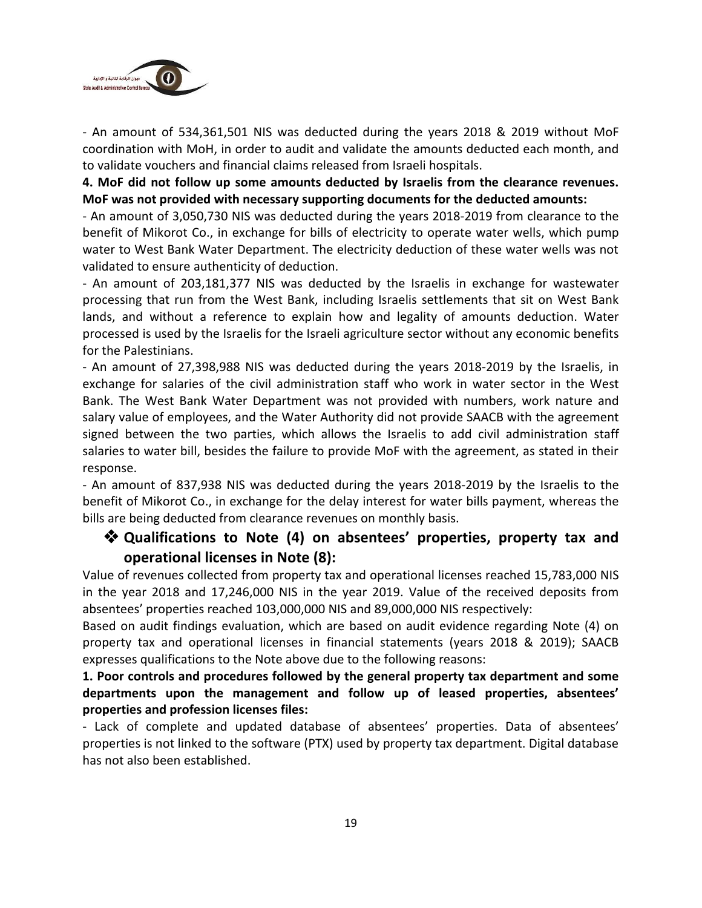- An amount of 534,361,501 NIS was deducted during the years 2018 & 2019 without MoF coordination with MoH, in order to audit and validate the amounts deducted each month, and to validate vouchers and financial claims released from Israeli hospitals.

**4. MoF did not follow up some amounts deducted by Israelis from the clearance revenues. MoF was not provided with necessary supporting documents for the deducted amounts:**

- An amount of 3,050,730 NIS was deducted during the years 2018-2019 from clearance to the benefit of Mikorot Co., in exchange for bills of electricity to operate water wells, which pump water to West Bank Water Department. The electricity deduction of these water wells was not validated to ensure authenticity of deduction.
- An amount of 203,181,377 NIS was deducted by the Israelis in exchange for wastewater processing that run from the West Bank, including Israelis settlements that sit on West Bank lands, and without a reference to explain how and legality of amounts deduction. Water processed is used by the Israelis for the Israeli agriculture sector without any economic benefits for the Palestinians.
- An amount of 27,398,988 NIS was deducted during the years 2018-2019 by the Israelis, in exchange for salaries of the civil administration staff who work in water sector in the West Bank. The West Bank Water Department was not provided with numbers, work nature and salary value of employees, and the Water Authority did not provide SAACB with the agreement signed between the two parties, which allows the Israelis to add civil administration staff salaries to water bill, besides the failure to provide MoF with the agreement, as stated in their response.
- An amount of 837,938 NIS was deducted during the years 2018-2019 by the Israelis to the benefit of Mikorot Co., in exchange for the delay interest for water bills payment, whereas the bills are being deducted from clearance revenues on monthly basis.

### ❖ Qualifications to Note (4) on absentees' properties, property tax and operational licenses in Note (8):

Value of revenues collected from property tax and operational licenses reached 15,783,000 NIS in the year 2018 and 17,246,000 NIS in the year 2019. Value of the received deposits from absentees' properties reached 103,000,000 NIS and 89,000,000 NIS respectively:

Based on audit findings evaluation, which are based on audit evidence regarding Note (4) on property tax and operational licenses in financial statements (years 2018 & 2019); SAACB expresses qualifications to the Note above due to the following reasons:

**1. Poor controls and procedures followed by the general property tax department and some departments upon the management and follow up of leased properties, absentees' properties and profession licenses files:**

- Lack of complete and updated database of absentees' properties. Data of absentees' properties is not linked to the software (PTX) used by property tax department. Digital database has not also been established.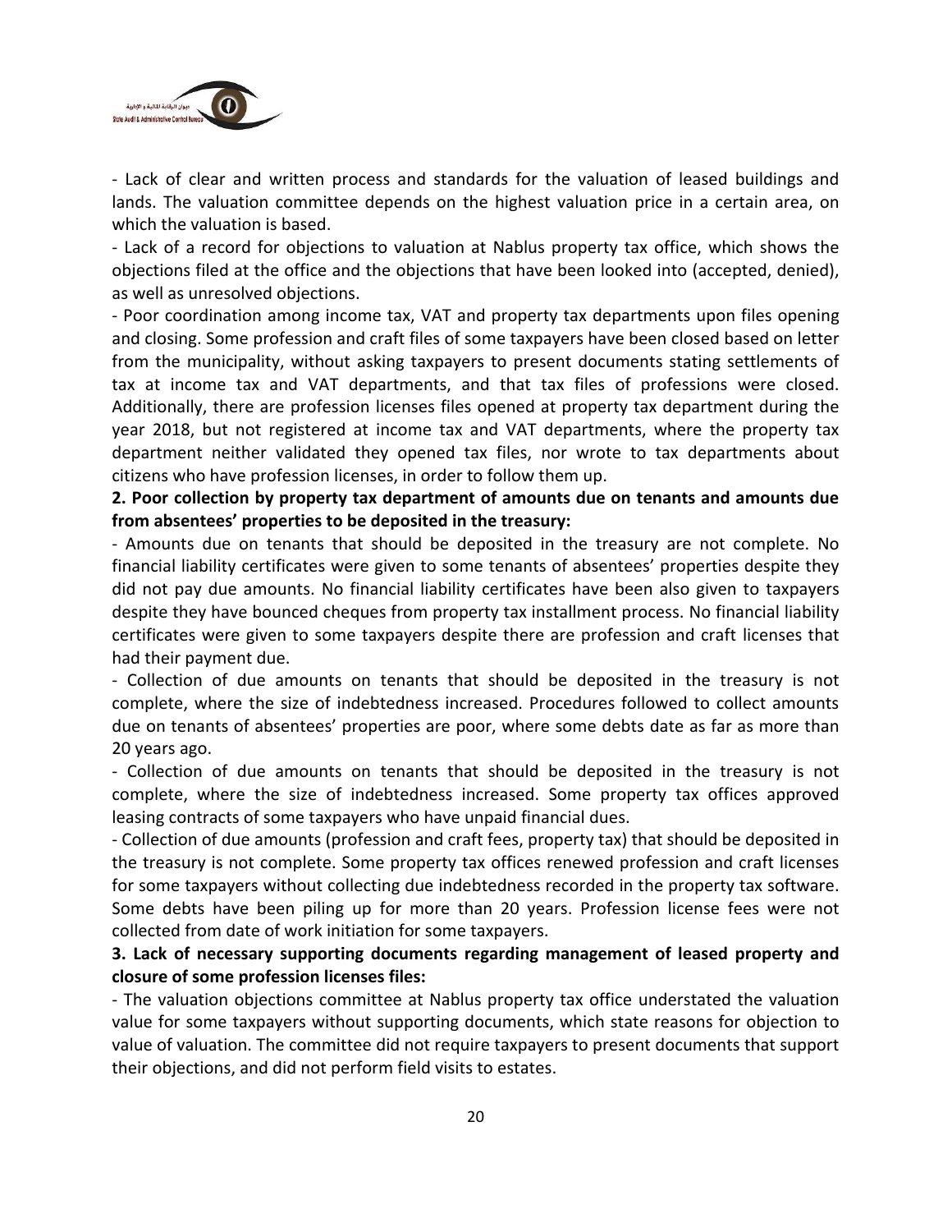- Lack of clear and written process and standards for the valuation of leased buildings and lands. The valuation committee depends on the highest valuation price in a certain area, on which the valuation is based.

- Lack of a record for objections to valuation at Nablus property tax office, which shows the objections filed at the office and the objections that have been looked into (accepted, denied), as well as unresolved objections.

- Poor coordination among income tax, VAT and property tax departments upon files opening and closing. Some profession and craft files of some taxpayers have been closed based on letter from the municipality, without asking taxpayers to present documents stating settlements of tax at income tax and VAT departments, and that tax files of professions were closed. Additionally, there are profession licenses files opened at property tax department during the year 2018, but not registered at income tax and VAT departments, where the property tax department neither validated they opened tax files, nor wrote to tax departments about citizens who have profession licenses, in order to follow them up.

**2. Poor collection by property tax department of amounts due on tenants and amounts due from absentees' properties to be deposited in the treasury:**

- Amounts due on tenants that should be deposited in the treasury are not complete. No financial liability certificates were given to some tenants of absentees' properties despite they did not pay due amounts. No financial liability certificates have been also given to taxpayers despite they have bounced cheques from property tax installment process. No financial liability certificates were given to some taxpayers despite there are profession and craft licenses that had their payment due.

- Collection of due amounts on tenants that should be deposited in the treasury is not complete, where the size of indebtedness increased. Procedures followed to collect amounts due on tenants of absentees' properties are poor, where some debts date as far as more than 20 years ago.

- Collection of due amounts on tenants that should be deposited in the treasury is not complete, where the size of indebtedness increased. Some property tax offices approved leasing contracts of some taxpayers who have unpaid financial dues.

- Collection of due amounts (profession and craft fees, property tax) that should be deposited in the treasury is not complete. Some property tax offices renewed profession and craft licenses for some taxpayers without collecting due indebtedness recorded in the property tax software. Some debts have been piling up for more than 20 years. Profession license fees were not collected from date of work initiation for some taxpayers.

**3. Lack of necessary supporting documents regarding management of leased property and closure of some profession licenses files:**

- The valuation objections committee at Nablus property tax office understated the valuation value for some taxpayers without supporting documents, which state reasons for objection to value of valuation. The committee did not require taxpayers to present documents that support their objections, and did not perform field visits to estates.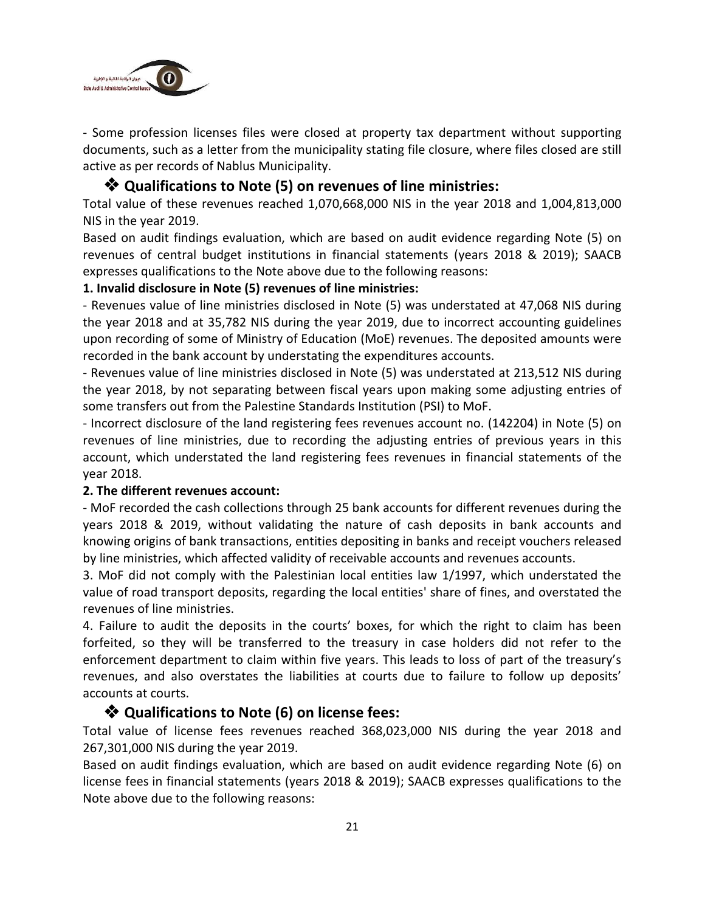- Some profession licenses files were closed at property tax department without supporting documents, such as a letter from the municipality stating file closure, where files closed are still active as per records of Nablus Municipality.

## ❖ Qualifications to Note (5) on revenues of line ministries:

Total value of these revenues reached 1,070,668,000 NIS in the year 2018 and 1,004,813,000 NIS in the year 2019.

Based on audit findings evaluation, which are based on audit evidence regarding Note (5) on revenues of central budget institutions in financial statements (years 2018 & 2019); SAACB expresses qualifications to the Note above due to the following reasons:

**1. Invalid disclosure in Note (5) revenues of line ministries:**

- Revenues value of line ministries disclosed in Note (5) was understated at 47,068 NIS during the year 2018 and at 35,782 NIS during the year 2019, due to incorrect accounting guidelines upon recording of some of Ministry of Education (MoE) revenues. The deposited amounts were recorded in the bank account by understating the expenditures accounts.

- Revenues value of line ministries disclosed in Note (5) was understated at 213,512 NIS during the year 2018, by not separating between fiscal years upon making some adjusting entries of some transfers out from the Palestine Standards Institution (PSI) to MoF.

- Incorrect disclosure of the land registering fees revenues account no. (142204) in Note (5) on revenues of line ministries, due to recording the adjusting entries of previous years in this account, which understated the land registering fees revenues in financial statements of the year 2018.

**2. The different revenues account:**

- MoF recorded the cash collections through 25 bank accounts for different revenues during the years 2018 & 2019, without validating the nature of cash deposits in bank accounts and knowing origins of bank transactions, entities depositing in banks and receipt vouchers released by line ministries, which affected validity of receivable accounts and revenues accounts.

3. MoF did not comply with the Palestinian local entities law 1/1997, which understated the value of road transport deposits, regarding the local entities' share of fines, and overstated the revenues of line ministries.

4. Failure to audit the deposits in the courts' boxes, for which the right to claim has been forfeited, so they will be transferred to the treasury in case holders did not refer to the enforcement department to claim within five years. This leads to loss of part of the treasury's revenues, and also overstates the liabilities at courts due to failure to follow up deposits' accounts at courts.

## ❖ Qualifications to Note (6) on license fees:

Total value of license fees revenues reached 368,023,000 NIS during the year 2018 and 267,301,000 NIS during the year 2019.

Based on audit findings evaluation, which are based on audit evidence regarding Note (6) on license fees in financial statements (years 2018 & 2019); SAACB expresses qualifications to the Note above due to the following reasons: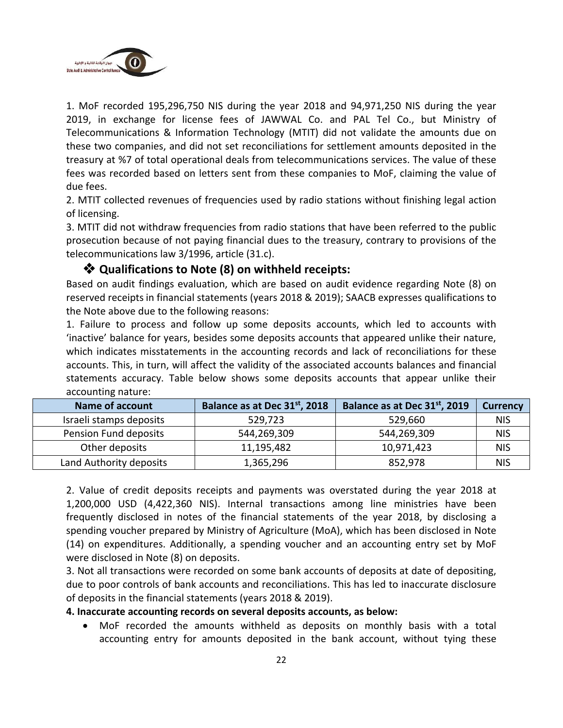1. MoF recorded 195,296,750 NIS during the year 2018 and 94,971,250 NIS during the year 2019, in exchange for license fees of JAWWAL Co. and PAL Tel Co., but Ministry of Telecommunications & Information Technology (MTIT) did not validate the amounts due on these two companies, and did not set reconciliations for settlement amounts deposited in the treasury at %7 of total operational deals from telecommunications services. The value of these fees was recorded based on letters sent from these companies to MoF, claiming the value of due fees.

2. MTIT collected revenues of frequencies used by radio stations without finishing legal action of licensing.

3. MTIT did not withdraw frequencies from radio stations that have been referred to the public prosecution because of not paying financial dues to the treasury, contrary to provisions of the telecommunications law 3/1996, article (31.c).

### ❖ Qualifications to Note (8) on withheld receipts:

Based on audit findings evaluation, which are based on audit evidence regarding Note (8) on reserved receipts in financial statements (years 2018 & 2019); SAACB expresses qualifications to the Note above due to the following reasons:

1. Failure to process and follow up some deposits accounts, which led to accounts with 'inactive' balance for years, besides some deposits accounts that appeared unlike their nature, which indicates misstatements in the accounting records and lack of reconciliations for these accounts. This, in turn, will affect the validity of the associated accounts balances and financial statements accuracy. Table below shows some deposits accounts that appear unlike their accounting nature:

| Name of account | Balance as at Dec 31st, 2018 | Balance as at Dec 31st, 2019 | Currency |
|---|---|---|---|
| Israeli stamps deposits | 529,723 | 529,660 | NIS |
| Pension Fund deposits | 544,269,309 | 544,269,309 | NIS |
| Other deposits | 11,195,482 | 10,971,423 | NIS |
| Land Authority deposits | 1,365,296 | 852,978 | NIS |

2. Value of credit deposits receipts and payments was overstated during the year 2018 at 1,200,000 USD (4,422,360 NIS). Internal transactions among line ministries have been frequently disclosed in notes of the financial statements of the year 2018, by disclosing a spending voucher prepared by Ministry of Agriculture (MoA), which has been disclosed in Note (14) on expenditures. Additionally, a spending voucher and an accounting entry set by MoF were disclosed in Note (8) on deposits.

3. Not all transactions were recorded on some bank accounts of deposits at date of depositing, due to poor controls of bank accounts and reconciliations. This has led to inaccurate disclosure of deposits in the financial statements (years 2018 & 2019).

**4. Inaccurate accounting records on several deposits accounts, as below:**

- MoF recorded the amounts withheld as deposits on monthly basis with a total accounting entry for amounts deposited in the bank account, without tying these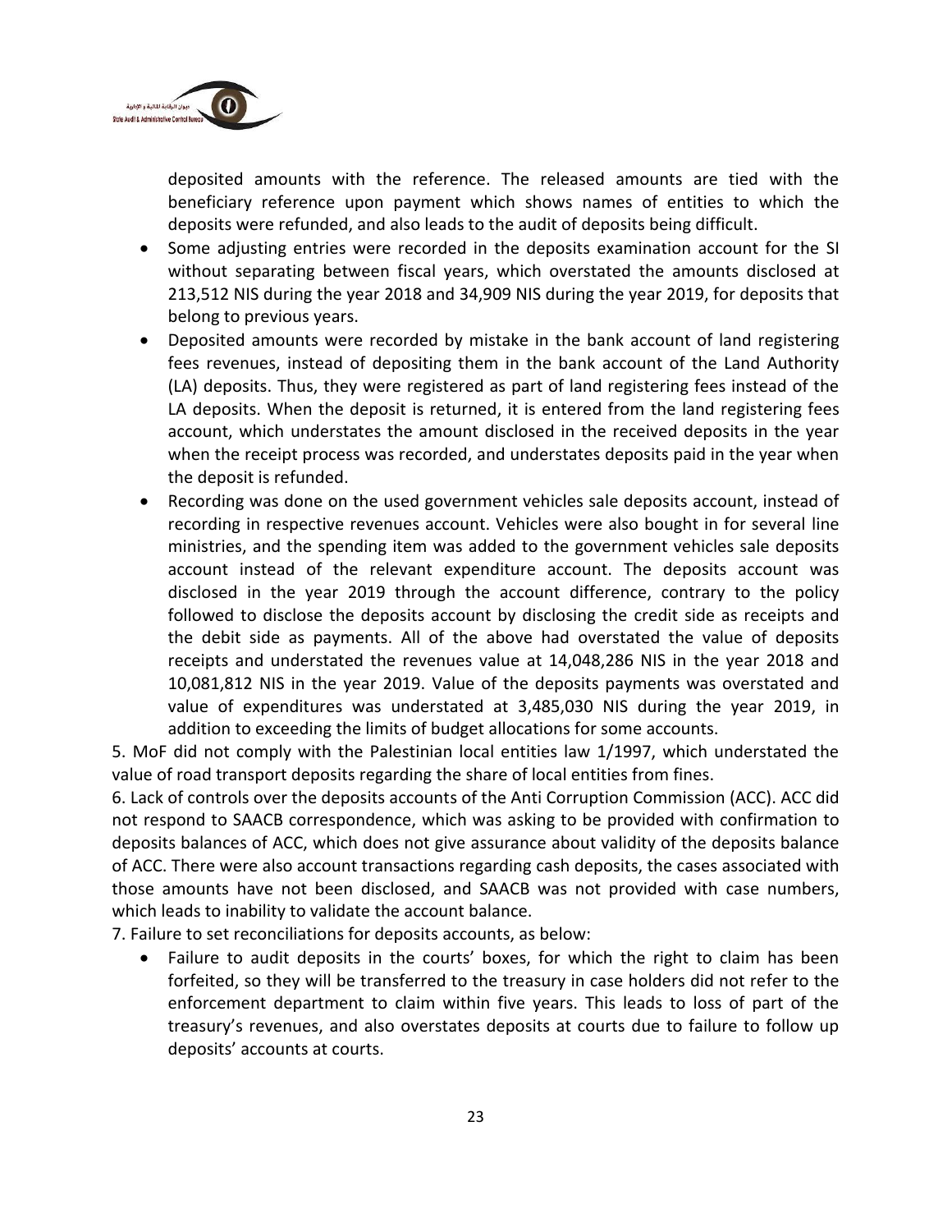deposited amounts with the reference. The released amounts are tied with the beneficiary reference upon payment which shows names of entities to which the deposits were refunded, and also leads to the audit of deposits being difficult.

- Some adjusting entries were recorded in the deposits examination account for the SI without separating between fiscal years, which overstated the amounts disclosed at 213,512 NIS during the year 2018 and 34,909 NIS during the year 2019, for deposits that belong to previous years.
- Deposited amounts were recorded by mistake in the bank account of land registering fees revenues, instead of depositing them in the bank account of the Land Authority (LA) deposits. Thus, they were registered as part of land registering fees instead of the LA deposits. When the deposit is returned, it is entered from the land registering fees account, which understates the amount disclosed in the received deposits in the year when the receipt process was recorded, and understates deposits paid in the year when the deposit is refunded.
- Recording was done on the used government vehicles sale deposits account, instead of recording in respective revenues account. Vehicles were also bought in for several line ministries, and the spending item was added to the government vehicles sale deposits account instead of the relevant expenditure account. The deposits account was disclosed in the year 2019 through the account difference, contrary to the policy followed to disclose the deposits account by disclosing the credit side as receipts and the debit side as payments. All of the above had overstated the value of deposits receipts and understated the revenues value at 14,048,286 NIS in the year 2018 and 10,081,812 NIS in the year 2019. Value of the deposits payments was overstated and value of expenditures was understated at 3,485,030 NIS during the year 2019, in addition to exceeding the limits of budget allocations for some accounts.

5. MoF did not comply with the Palestinian local entities law 1/1997, which understated the value of road transport deposits regarding the share of local entities from fines.

6. Lack of controls over the deposits accounts of the Anti Corruption Commission (ACC). ACC did not respond to SAACB correspondence, which was asking to be provided with confirmation to deposits balances of ACC, which does not give assurance about validity of the deposits balance of ACC. There were also account transactions regarding cash deposits, the cases associated with those amounts have not been disclosed, and SAACB was not provided with case numbers, which leads to inability to validate the account balance.

7. Failure to set reconciliations for deposits accounts, as below:

- Failure to audit deposits in the courts' boxes, for which the right to claim has been forfeited, so they will be transferred to the treasury in case holders did not refer to the enforcement department to claim within five years. This leads to loss of part of the treasury's revenues, and also overstates deposits at courts due to failure to follow up deposits' accounts at courts.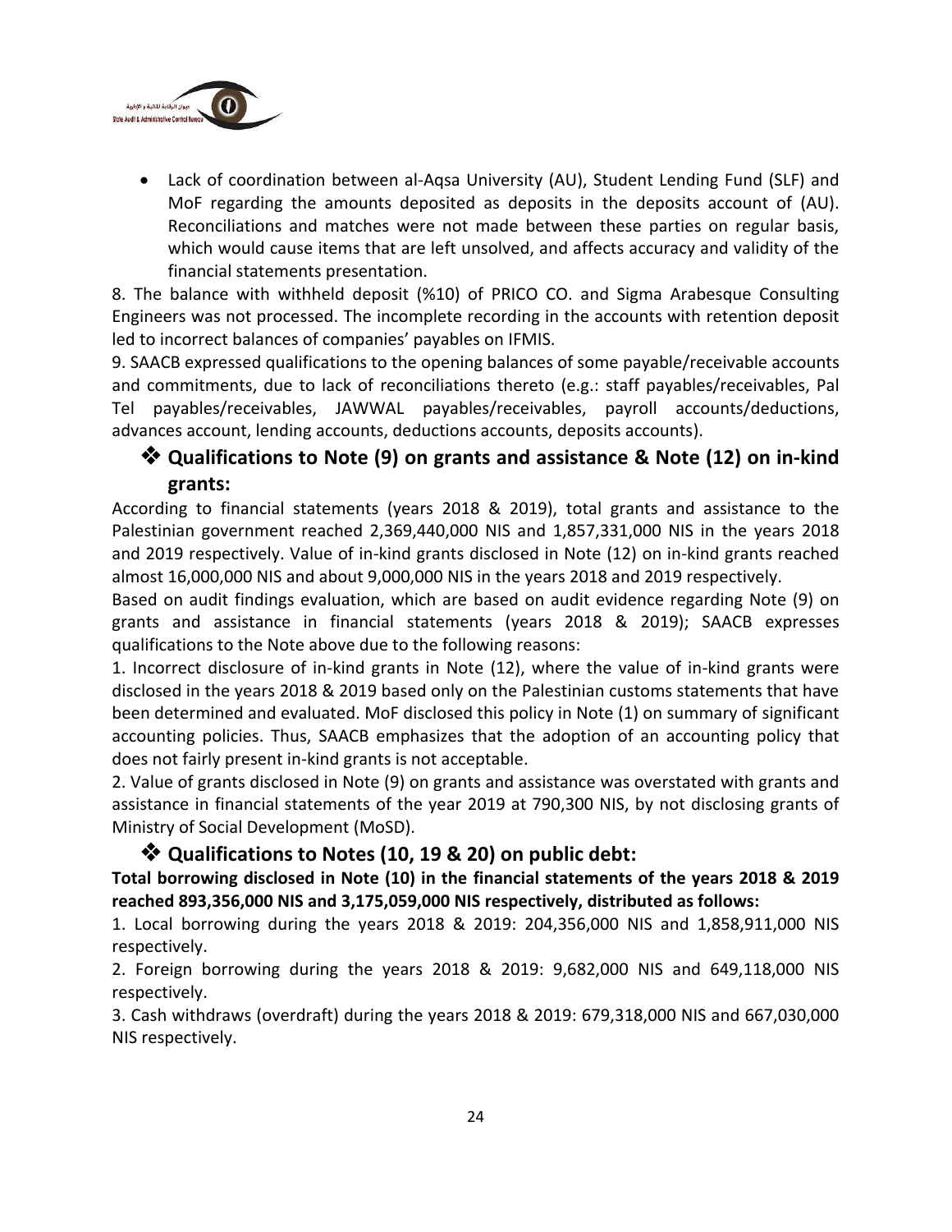- Lack of coordination between al-Aqsa University (AU), Student Lending Fund (SLF) and MoF regarding the amounts deposited as deposits in the deposits account of (AU). Reconciliations and matches were not made between these parties on regular basis, which would cause items that are left unsolved, and affects accuracy and validity of the financial statements presentation.

8. The balance with withheld deposit (%10) of PRICO CO. and Sigma Arabesque Consulting Engineers was not processed. The incomplete recording in the accounts with retention deposit led to incorrect balances of companies' payables on IFMIS.

9. SAACB expressed qualifications to the opening balances of some payable/receivable accounts and commitments, due to lack of reconciliations thereto (e.g.: staff payables/receivables, Pal Tel payables/receivables, JAWWAL payables/receivables, payroll accounts/deductions, advances account, lending accounts, deductions accounts, deposits accounts).

## ❖ Qualifications to Note (9) on grants and assistance & Note (12) on in-kind grants:

According to financial statements (years 2018 & 2019), total grants and assistance to the Palestinian government reached 2,369,440,000 NIS and 1,857,331,000 NIS in the years 2018 and 2019 respectively. Value of in-kind grants disclosed in Note (12) on in-kind grants reached almost 16,000,000 NIS and about 9,000,000 NIS in the years 2018 and 2019 respectively.

Based on audit findings evaluation, which are based on audit evidence regarding Note (9) on grants and assistance in financial statements (years 2018 & 2019); SAACB expresses qualifications to the Note above due to the following reasons:

1. Incorrect disclosure of in-kind grants in Note (12), where the value of in-kind grants were disclosed in the years 2018 & 2019 based only on the Palestinian customs statements that have been determined and evaluated. MoF disclosed this policy in Note (1) on summary of significant accounting policies. Thus, SAACB emphasizes that the adoption of an accounting policy that does not fairly present in-kind grants is not acceptable.

2. Value of grants disclosed in Note (9) on grants and assistance was overstated with grants and assistance in financial statements of the year 2019 at 790,300 NIS, by not disclosing grants of Ministry of Social Development (MoSD).

## ❖ Qualifications to Notes (10, 19 & 20) on public debt:

**Total borrowing disclosed in Note (10) in the financial statements of the years 2018 & 2019 reached 893,356,000 NIS and 3,175,059,000 NIS respectively, distributed as follows:**

1. Local borrowing during the years 2018 & 2019: 204,356,000 NIS and 1,858,911,000 NIS respectively.

2. Foreign borrowing during the years 2018 & 2019: 9,682,000 NIS and 649,118,000 NIS respectively.

3. Cash withdraws (overdraft) during the years 2018 & 2019: 679,318,000 NIS and 667,030,000 NIS respectively.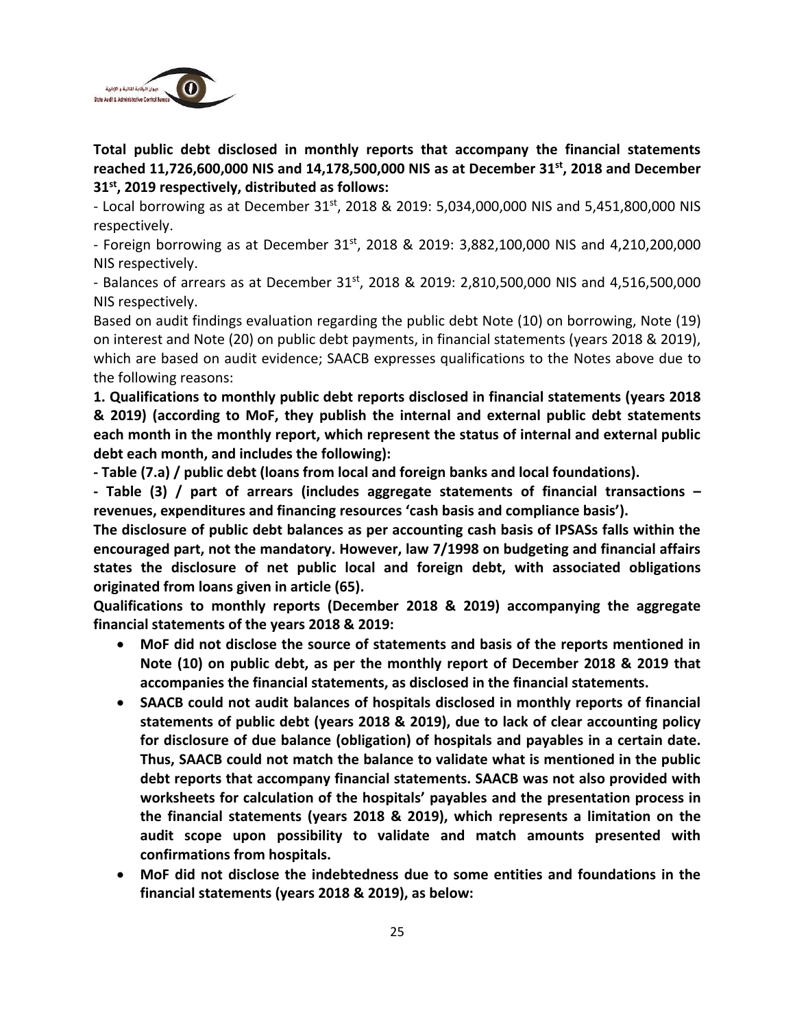**Total public debt disclosed in monthly reports that accompany the financial statements reached 11,726,600,000 NIS and 14,178,500,000 NIS as at December 31st, 2018 and December 31st, 2019 respectively, distributed as follows:**

- Local borrowing as at December 31st, 2018 & 2019: 5,034,000,000 NIS and 5,451,800,000 NIS respectively.
- Foreign borrowing as at December 31st, 2018 & 2019: 3,882,100,000 NIS and 4,210,200,000 NIS respectively.
- Balances of arrears as at December 31st, 2018 & 2019: 2,810,500,000 NIS and 4,516,500,000 NIS respectively.

Based on audit findings evaluation regarding the public debt Note (10) on borrowing, Note (19) on interest and Note (20) on public debt payments, in financial statements (years 2018 & 2019), which are based on audit evidence; SAACB expresses qualifications to the Notes above due to the following reasons:

**1. Qualifications to monthly public debt reports disclosed in financial statements (years 2018 & 2019) (according to MoF, they publish the internal and external public debt statements each month in the monthly report, which represent the status of internal and external public debt each month, and includes the following):**

**- Table (7.a) / public debt (loans from local and foreign banks and local foundations).**

**- Table (3) / part of arrears (includes aggregate statements of financial transactions – revenues, expenditures and financing resources 'cash basis and compliance basis').**

**The disclosure of public debt balances as per accounting cash basis of IPSASs falls within the encouraged part, not the mandatory. However, law 7/1998 on budgeting and financial affairs states the disclosure of net public local and foreign debt, with associated obligations originated from loans given in article (65).**

**Qualifications to monthly reports (December 2018 & 2019) accompanying the aggregate financial statements of the years 2018 & 2019:**

- **MoF did not disclose the source of statements and basis of the reports mentioned in Note (10) on public debt, as per the monthly report of December 2018 & 2019 that accompanies the financial statements, as disclosed in the financial statements.**
- **SAACB could not audit balances of hospitals disclosed in monthly reports of financial statements of public debt (years 2018 & 2019), due to lack of clear accounting policy for disclosure of due balance (obligation) of hospitals and payables in a certain date. Thus, SAACB could not match the balance to validate what is mentioned in the public debt reports that accompany financial statements. SAACB was not also provided with worksheets for calculation of the hospitals' payables and the presentation process in the financial statements (years 2018 & 2019), which represents a limitation on the audit scope upon possibility to validate and match amounts presented with confirmations from hospitals.**
- **MoF did not disclose the indebtedness due to some entities and foundations in the financial statements (years 2018 & 2019), as below:**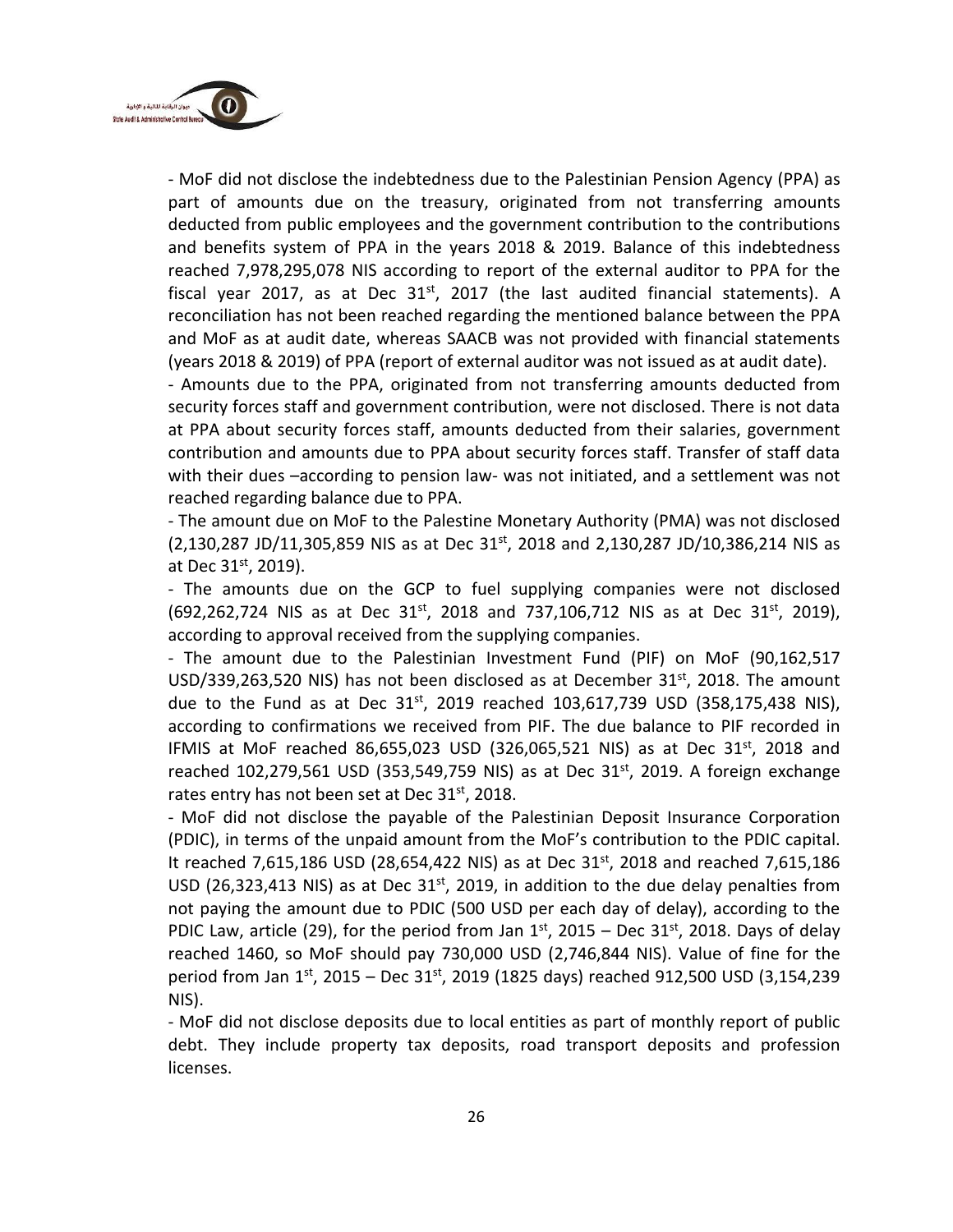- MoF did not disclose the indebtedness due to the Palestinian Pension Agency (PPA) as part of amounts due on the treasury, originated from not transferring amounts deducted from public employees and the government contribution to the contributions and benefits system of PPA in the years 2018 & 2019. Balance of this indebtedness reached 7,978,295,078 NIS according to report of the external auditor to PPA for the fiscal year 2017, as at Dec 31st, 2017 (the last audited financial statements). A reconciliation has not been reached regarding the mentioned balance between the PPA and MoF as at audit date, whereas SAACB was not provided with financial statements (years 2018 & 2019) of PPA (report of external auditor was not issued as at audit date).

- Amounts due to the PPA, originated from not transferring amounts deducted from security forces staff and government contribution, were not disclosed. There is not data at PPA about security forces staff, amounts deducted from their salaries, government contribution and amounts due to PPA about security forces staff. Transfer of staff data with their dues –according to pension law- was not initiated, and a settlement was not reached regarding balance due to PPA.

- The amount due on MoF to the Palestine Monetary Authority (PMA) was not disclosed (2,130,287 JD/11,305,859 NIS as at Dec 31st, 2018 and 2,130,287 JD/10,386,214 NIS as at Dec 31st, 2019).

- The amounts due on the GCP to fuel supplying companies were not disclosed (692,262,724 NIS as at Dec 31st, 2018 and 737,106,712 NIS as at Dec 31st, 2019), according to approval received from the supplying companies.

- The amount due to the Palestinian Investment Fund (PIF) on MoF (90,162,517 USD/339,263,520 NIS) has not been disclosed as at December 31st, 2018. The amount due to the Fund as at Dec 31st, 2019 reached 103,617,739 USD (358,175,438 NIS), according to confirmations we received from PIF. The due balance to PIF recorded in IFMIS at MoF reached 86,655,023 USD (326,065,521 NIS) as at Dec 31st, 2018 and reached 102,279,561 USD (353,549,759 NIS) as at Dec 31st, 2019. A foreign exchange rates entry has not been set at Dec 31st, 2018.

- MoF did not disclose the payable of the Palestinian Deposit Insurance Corporation (PDIC), in terms of the unpaid amount from the MoF's contribution to the PDIC capital. It reached 7,615,186 USD (28,654,422 NIS) as at Dec 31st, 2018 and reached 7,615,186 USD (26,323,413 NIS) as at Dec 31st, 2019, in addition to the due delay penalties from not paying the amount due to PDIC (500 USD per each day of delay), according to the PDIC Law, article (29), for the period from Jan 1st, 2015 – Dec 31st, 2018. Days of delay reached 1460, so MoF should pay 730,000 USD (2,746,844 NIS). Value of fine for the period from Jan 1st, 2015 – Dec 31st, 2019 (1825 days) reached 912,500 USD (3,154,239 NIS).

- MoF did not disclose deposits due to local entities as part of monthly report of public debt. They include property tax deposits, road transport deposits and profession licenses.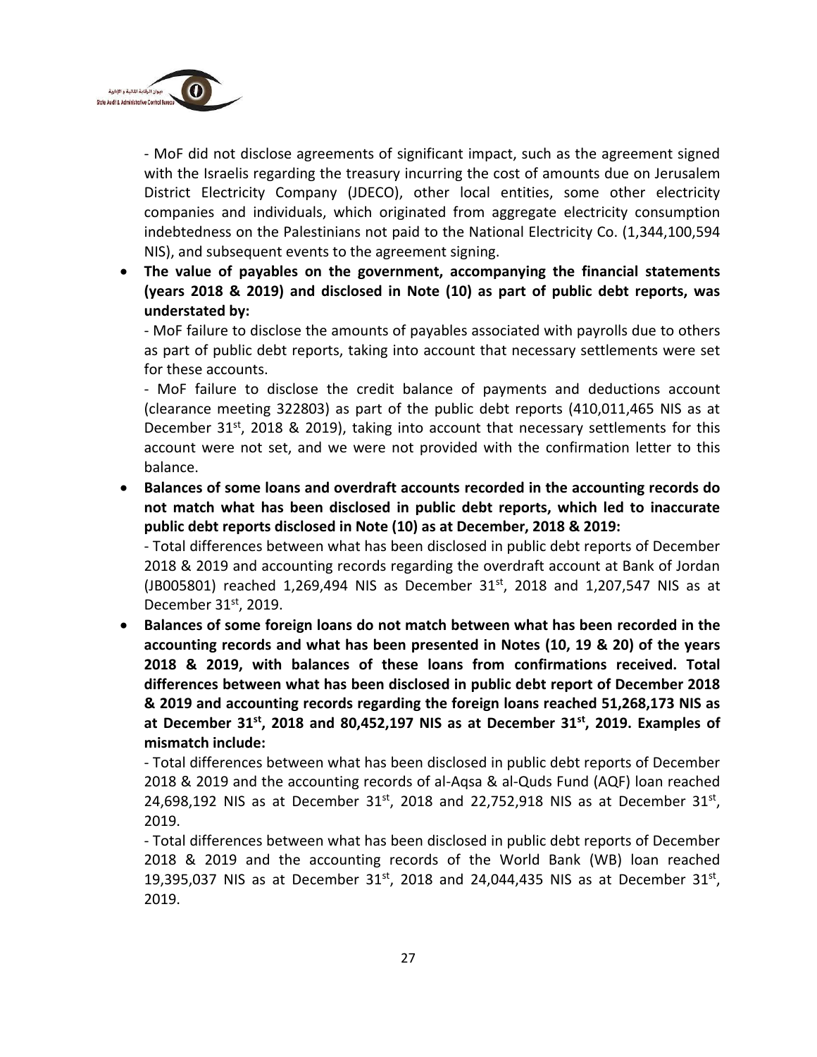- MoF did not disclose agreements of significant impact, such as the agreement signed with the Israelis regarding the treasury incurring the cost of amounts due on Jerusalem District Electricity Company (JDECO), other local entities, some other electricity companies and individuals, which originated from aggregate electricity consumption indebtedness on the Palestinians not paid to the National Electricity Co. (1,344,100,594 NIS), and subsequent events to the agreement signing.

- **The value of payables on the government, accompanying the financial statements (years 2018 & 2019) and disclosed in Note (10) as part of public debt reports, was understated by:**

  - MoF failure to disclose the amounts of payables associated with payrolls due to others as part of public debt reports, taking into account that necessary settlements were set for these accounts.

  - MoF failure to disclose the credit balance of payments and deductions account (clearance meeting 322803) as part of the public debt reports (410,011,465 NIS as at December 31st, 2018 & 2019), taking into account that necessary settlements for this account were not set, and we were not provided with the confirmation letter to this balance.

- **Balances of some loans and overdraft accounts recorded in the accounting records do not match what has been disclosed in public debt reports, which led to inaccurate public debt reports disclosed in Note (10) as at December, 2018 & 2019:**

  - Total differences between what has been disclosed in public debt reports of December 2018 & 2019 and accounting records regarding the overdraft account at Bank of Jordan (JB005801) reached 1,269,494 NIS as December 31st, 2018 and 1,207,547 NIS as at December 31st, 2019.

- **Balances of some foreign loans do not match between what has been recorded in the accounting records and what has been presented in Notes (10, 19 & 20) of the years 2018 & 2019, with balances of these loans from confirmations received. Total differences between what has been disclosed in public debt report of December 2018 & 2019 and accounting records regarding the foreign loans reached 51,268,173 NIS as at December 31st, 2018 and 80,452,197 NIS as at December 31st, 2019. Examples of mismatch include:**

  - Total differences between what has been disclosed in public debt reports of December 2018 & 2019 and the accounting records of al-Aqsa & al-Quds Fund (AQF) loan reached 24,698,192 NIS as at December 31st, 2018 and 22,752,918 NIS as at December 31st, 2019.

  - Total differences between what has been disclosed in public debt reports of December 2018 & 2019 and the accounting records of the World Bank (WB) loan reached 19,395,037 NIS as at December 31st, 2018 and 24,044,435 NIS as at December 31st, 2019.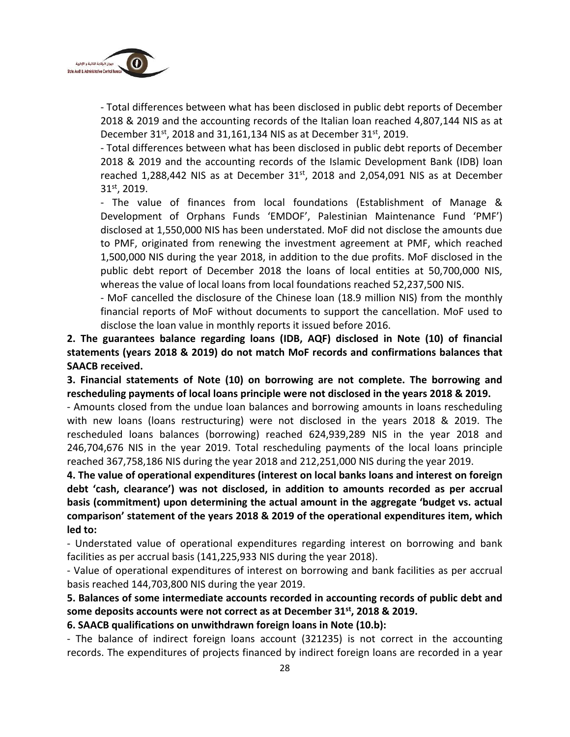- Total differences between what has been disclosed in public debt reports of December 2018 & 2019 and the accounting records of the Italian loan reached 4,807,144 NIS as at December 31st, 2018 and 31,161,134 NIS as at December 31st, 2019.

- Total differences between what has been disclosed in public debt reports of December 2018 & 2019 and the accounting records of the Islamic Development Bank (IDB) loan reached 1,288,442 NIS as at December 31st, 2018 and 2,054,091 NIS as at December 31st, 2019.

- The value of finances from local foundations (Establishment of Manage & Development of Orphans Funds 'EMDOF', Palestinian Maintenance Fund 'PMF') disclosed at 1,550,000 NIS has been understated. MoF did not disclose the amounts due to PMF, originated from renewing the investment agreement at PMF, which reached 1,500,000 NIS during the year 2018, in addition to the due profits. MoF disclosed in the public debt report of December 2018 the loans of local entities at 50,700,000 NIS, whereas the value of local loans from local foundations reached 52,237,500 NIS.

- MoF cancelled the disclosure of the Chinese loan (18.9 million NIS) from the monthly financial reports of MoF without documents to support the cancellation. MoF used to disclose the loan value in monthly reports it issued before 2016.

**2. The guarantees balance regarding loans (IDB, AQF) disclosed in Note (10) of financial statements (years 2018 & 2019) do not match MoF records and confirmations balances that SAACB received.**

**3. Financial statements of Note (10) on borrowing are not complete. The borrowing and rescheduling payments of local loans principle were not disclosed in the years 2018 & 2019.**

- Amounts closed from the undue loan balances and borrowing amounts in loans rescheduling with new loans (loans restructuring) were not disclosed in the years 2018 & 2019. The rescheduled loans balances (borrowing) reached 624,939,289 NIS in the year 2018 and 246,704,676 NIS in the year 2019. Total rescheduling payments of the local loans principle reached 367,758,186 NIS during the year 2018 and 212,251,000 NIS during the year 2019.

**4. The value of operational expenditures (interest on local banks loans and interest on foreign debt 'cash, clearance') was not disclosed, in addition to amounts recorded as per accrual basis (commitment) upon determining the actual amount in the aggregate 'budget vs. actual comparison' statement of the years 2018 & 2019 of the operational expenditures item, which led to:**

- Understated value of operational expenditures regarding interest on borrowing and bank facilities as per accrual basis (141,225,933 NIS during the year 2018).

- Value of operational expenditures of interest on borrowing and bank facilities as per accrual basis reached 144,703,800 NIS during the year 2019.

**5. Balances of some intermediate accounts recorded in accounting records of public debt and some deposits accounts were not correct as at December 31st, 2018 & 2019.**

**6. SAACB qualifications on unwithdrawn foreign loans in Note (10.b):**

- The balance of indirect foreign loans account (321235) is not correct in the accounting records. The expenditures of projects financed by indirect foreign loans are recorded in a year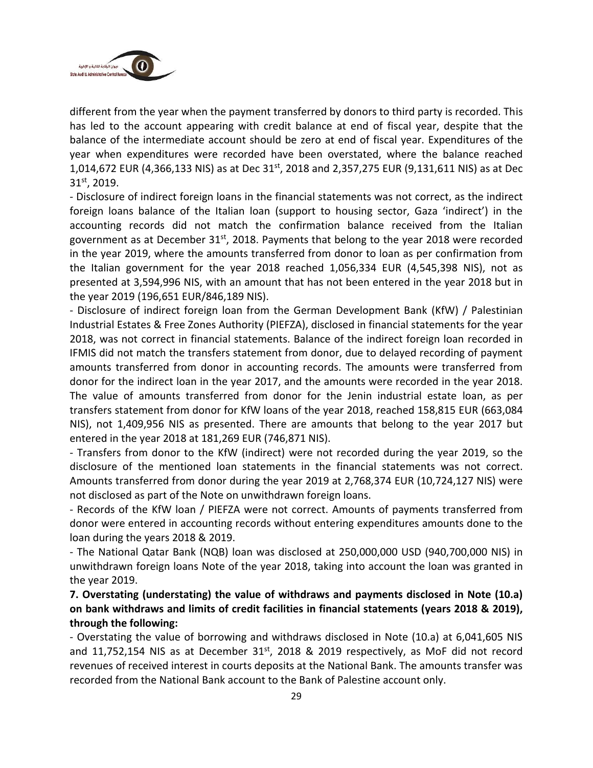different from the year when the payment transferred by donors to third party is recorded. This has led to the account appearing with credit balance at end of fiscal year, despite that the balance of the intermediate account should be zero at end of fiscal year. Expenditures of the year when expenditures were recorded have been overstated, where the balance reached 1,014,672 EUR (4,366,133 NIS) as at Dec 31st, 2018 and 2,357,275 EUR (9,131,611 NIS) as at Dec 31st, 2019.

- Disclosure of indirect foreign loans in the financial statements was not correct, as the indirect foreign loans balance of the Italian loan (support to housing sector, Gaza 'indirect') in the accounting records did not match the confirmation balance received from the Italian government as at December 31st, 2018. Payments that belong to the year 2018 were recorded in the year 2019, where the amounts transferred from donor to loan as per confirmation from the Italian government for the year 2018 reached 1,056,334 EUR (4,545,398 NIS), not as presented at 3,594,996 NIS, with an amount that has not been entered in the year 2018 but in the year 2019 (196,651 EUR/846,189 NIS).

- Disclosure of indirect foreign loan from the German Development Bank (KfW) / Palestinian Industrial Estates & Free Zones Authority (PIEFZA), disclosed in financial statements for the year 2018, was not correct in financial statements. Balance of the indirect foreign loan recorded in IFMIS did not match the transfers statement from donor, due to delayed recording of payment amounts transferred from donor in accounting records. The amounts were transferred from donor for the indirect loan in the year 2017, and the amounts were recorded in the year 2018. The value of amounts transferred from donor for the Jenin industrial estate loan, as per transfers statement from donor for KfW loans of the year 2018, reached 158,815 EUR (663,084 NIS), not 1,409,956 NIS as presented. There are amounts that belong to the year 2017 but entered in the year 2018 at 181,269 EUR (746,871 NIS).

- Transfers from donor to the KfW (indirect) were not recorded during the year 2019, so the disclosure of the mentioned loan statements in the financial statements was not correct. Amounts transferred from donor during the year 2019 at 2,768,374 EUR (10,724,127 NIS) were not disclosed as part of the Note on unwithdrawn foreign loans.

- Records of the KfW loan / PIEFZA were not correct. Amounts of payments transferred from donor were entered in accounting records without entering expenditures amounts done to the loan during the years 2018 & 2019.

- The National Qatar Bank (NQB) loan was disclosed at 250,000,000 USD (940,700,000 NIS) in unwithdrawn foreign loans Note of the year 2018, taking into account the loan was granted in the year 2019.

**7. Overstating (understating) the value of withdraws and payments disclosed in Note (10.a) on bank withdraws and limits of credit facilities in financial statements (years 2018 & 2019), through the following:**

- Overstating the value of borrowing and withdraws disclosed in Note (10.a) at 6,041,605 NIS and 11,752,154 NIS as at December 31st, 2018 & 2019 respectively, as MoF did not record revenues of received interest in courts deposits at the National Bank. The amounts transfer was recorded from the National Bank account to the Bank of Palestine account only.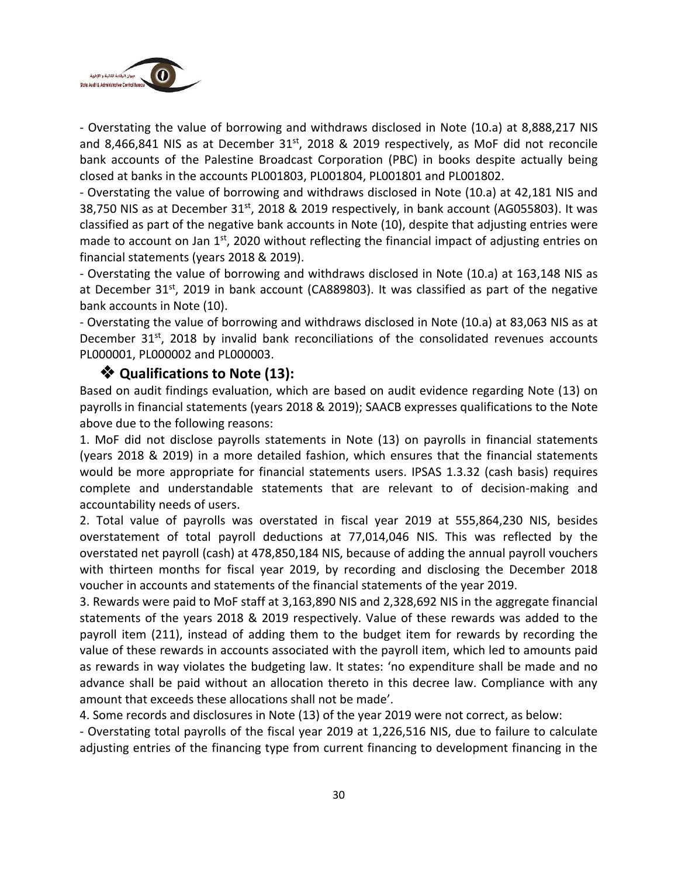- Overstating the value of borrowing and withdraws disclosed in Note (10.a) at 8,888,217 NIS and 8,466,841 NIS as at December 31st, 2018 & 2019 respectively, as MoF did not reconcile bank accounts of the Palestine Broadcast Corporation (PBC) in books despite actually being closed at banks in the accounts PL001803, PL001804, PL001801 and PL001802.

- Overstating the value of borrowing and withdraws disclosed in Note (10.a) at 42,181 NIS and 38,750 NIS as at December 31st, 2018 & 2019 respectively, in bank account (AG055803). It was classified as part of the negative bank accounts in Note (10), despite that adjusting entries were made to account on Jan 1st, 2020 without reflecting the financial impact of adjusting entries on financial statements (years 2018 & 2019).

- Overstating the value of borrowing and withdraws disclosed in Note (10.a) at 163,148 NIS as at December 31st, 2019 in bank account (CA889803). It was classified as part of the negative bank accounts in Note (10).

- Overstating the value of borrowing and withdraws disclosed in Note (10.a) at 83,063 NIS as at December 31st, 2018 by invalid bank reconciliations of the consolidated revenues accounts PL000001, PL000002 and PL000003.

### ❖ Qualifications to Note (13):

Based on audit findings evaluation, which are based on audit evidence regarding Note (13) on payrolls in financial statements (years 2018 & 2019); SAACB expresses qualifications to the Note above due to the following reasons:

1. MoF did not disclose payrolls statements in Note (13) on payrolls in financial statements (years 2018 & 2019) in a more detailed fashion, which ensures that the financial statements would be more appropriate for financial statements users. IPSAS 1.3.32 (cash basis) requires complete and understandable statements that are relevant to of decision-making and accountability needs of users.
2. Total value of payrolls was overstated in fiscal year 2019 at 555,864,230 NIS, besides overstatement of total payroll deductions at 77,014,046 NIS. This was reflected by the overstated net payroll (cash) at 478,850,184 NIS, because of adding the annual payroll vouchers with thirteen months for fiscal year 2019, by recording and disclosing the December 2018 voucher in accounts and statements of the financial statements of the year 2019.
3. Rewards were paid to MoF staff at 3,163,890 NIS and 2,328,692 NIS in the aggregate financial statements of the years 2018 & 2019 respectively. Value of these rewards was added to the payroll item (211), instead of adding them to the budget item for rewards by recording the value of these rewards in accounts associated with the payroll item, which led to amounts paid as rewards in way violates the budgeting law. It states: 'no expenditure shall be made and no advance shall be paid without an allocation thereto in this decree law. Compliance with any amount that exceeds these allocations shall not be made'.
4. Some records and disclosures in Note (13) of the year 2019 were not correct, as below:

- Overstating total payrolls of the fiscal year 2019 at 1,226,516 NIS, due to failure to calculate adjusting entries of the financing type from current financing to development financing in the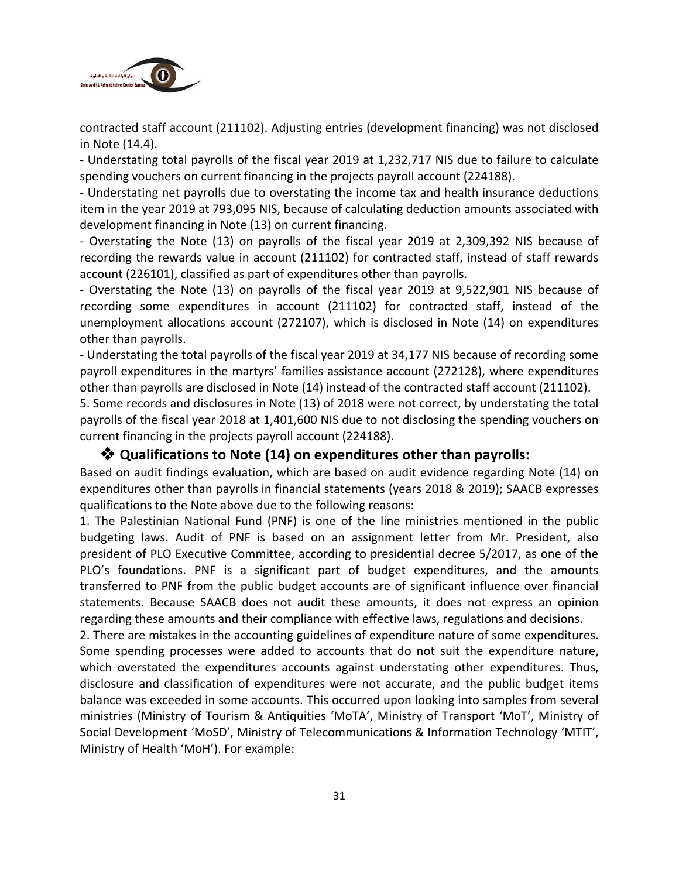contracted staff account (211102). Adjusting entries (development financing) was not disclosed in Note (14.4).

- Understating total payrolls of the fiscal year 2019 at 1,232,717 NIS due to failure to calculate spending vouchers on current financing in the projects payroll account (224188).
- Understating net payrolls due to overstating the income tax and health insurance deductions item in the year 2019 at 793,095 NIS, because of calculating deduction amounts associated with development financing in Note (13) on current financing.
- Overstating the Note (13) on payrolls of the fiscal year 2019 at 2,309,392 NIS because of recording the rewards value in account (211102) for contracted staff, instead of staff rewards account (226101), classified as part of expenditures other than payrolls.
- Overstating the Note (13) on payrolls of the fiscal year 2019 at 9,522,901 NIS because of recording some expenditures in account (211102) for contracted staff, instead of the unemployment allocations account (272107), which is disclosed in Note (14) on expenditures other than payrolls.
- Understating the total payrolls of the fiscal year 2019 at 34,177 NIS because of recording some payroll expenditures in the martyrs' families assistance account (272128), where expenditures other than payrolls are disclosed in Note (14) instead of the contracted staff account (211102).

5. Some records and disclosures in Note (13) of 2018 were not correct, by understating the total payrolls of the fiscal year 2018 at 1,401,600 NIS due to not disclosing the spending vouchers on current financing in the projects payroll account (224188).

### ❖ Qualifications to Note (14) on expenditures other than payrolls:

Based on audit findings evaluation, which are based on audit evidence regarding Note (14) on expenditures other than payrolls in financial statements (years 2018 & 2019); SAACB expresses qualifications to the Note above due to the following reasons:

1. The Palestinian National Fund (PNF) is one of the line ministries mentioned in the public budgeting laws. Audit of PNF is based on an assignment letter from Mr. President, also president of PLO Executive Committee, according to presidential decree 5/2017, as one of the PLO's foundations. PNF is a significant part of budget expenditures, and the amounts transferred to PNF from the public budget accounts are of significant influence over financial statements. Because SAACB does not audit these amounts, it does not express an opinion regarding these amounts and their compliance with effective laws, regulations and decisions.
2. There are mistakes in the accounting guidelines of expenditure nature of some expenditures. Some spending processes were added to accounts that do not suit the expenditure nature, which overstated the expenditures accounts against understating other expenditures. Thus, disclosure and classification of expenditures were not accurate, and the public budget items balance was exceeded in some accounts. This occurred upon looking into samples from several ministries (Ministry of Tourism & Antiquities 'MoTA', Ministry of Transport 'MoT', Ministry of Social Development 'MoSD', Ministry of Telecommunications & Information Technology 'MTIT', Ministry of Health 'MoH'). For example: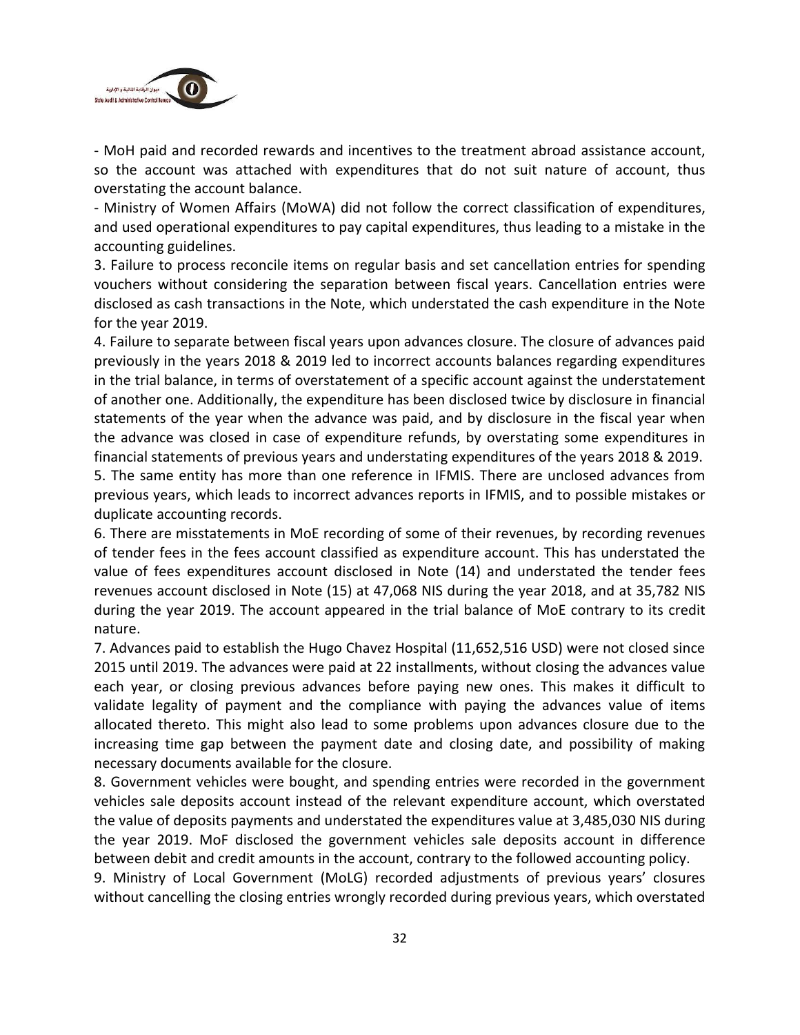- MoH paid and recorded rewards and incentives to the treatment abroad assistance account, so the account was attached with expenditures that do not suit nature of account, thus overstating the account balance.

- Ministry of Women Affairs (MoWA) did not follow the correct classification of expenditures, and used operational expenditures to pay capital expenditures, thus leading to a mistake in the accounting guidelines.

3. Failure to process reconcile items on regular basis and set cancellation entries for spending vouchers without considering the separation between fiscal years. Cancellation entries were disclosed as cash transactions in the Note, which understated the cash expenditure in the Note for the year 2019.
4. Failure to separate between fiscal years upon advances closure. The closure of advances paid previously in the years 2018 & 2019 led to incorrect accounts balances regarding expenditures in the trial balance, in terms of overstatement of a specific account against the understatement of another one. Additionally, the expenditure has been disclosed twice by disclosure in financial statements of the year when the advance was paid, and by disclosure in the fiscal year when the advance was closed in case of expenditure refunds, by overstating some expenditures in financial statements of previous years and understating expenditures of the years 2018 & 2019.
5. The same entity has more than one reference in IFMIS. There are unclosed advances from previous years, which leads to incorrect advances reports in IFMIS, and to possible mistakes or duplicate accounting records.
6. There are misstatements in MoE recording of some of their revenues, by recording revenues of tender fees in the fees account classified as expenditure account. This has understated the value of fees expenditures account disclosed in Note (14) and understated the tender fees revenues account disclosed in Note (15) at 47,068 NIS during the year 2018, and at 35,782 NIS during the year 2019. The account appeared in the trial balance of MoE contrary to its credit nature.
7. Advances paid to establish the Hugo Chavez Hospital (11,652,516 USD) were not closed since 2015 until 2019. The advances were paid at 22 installments, without closing the advances value each year, or closing previous advances before paying new ones. This makes it difficult to validate legality of payment and the compliance with paying the advances value of items allocated thereto. This might also lead to some problems upon advances closure due to the increasing time gap between the payment date and closing date, and possibility of making necessary documents available for the closure.
8. Government vehicles were bought, and spending entries were recorded in the government vehicles sale deposits account instead of the relevant expenditure account, which overstated the value of deposits payments and understated the expenditures value at 3,485,030 NIS during the year 2019. MoF disclosed the government vehicles sale deposits account in difference between debit and credit amounts in the account, contrary to the followed accounting policy.
9. Ministry of Local Government (MoLG) recorded adjustments of previous years' closures without cancelling the closing entries wrongly recorded during previous years, which overstated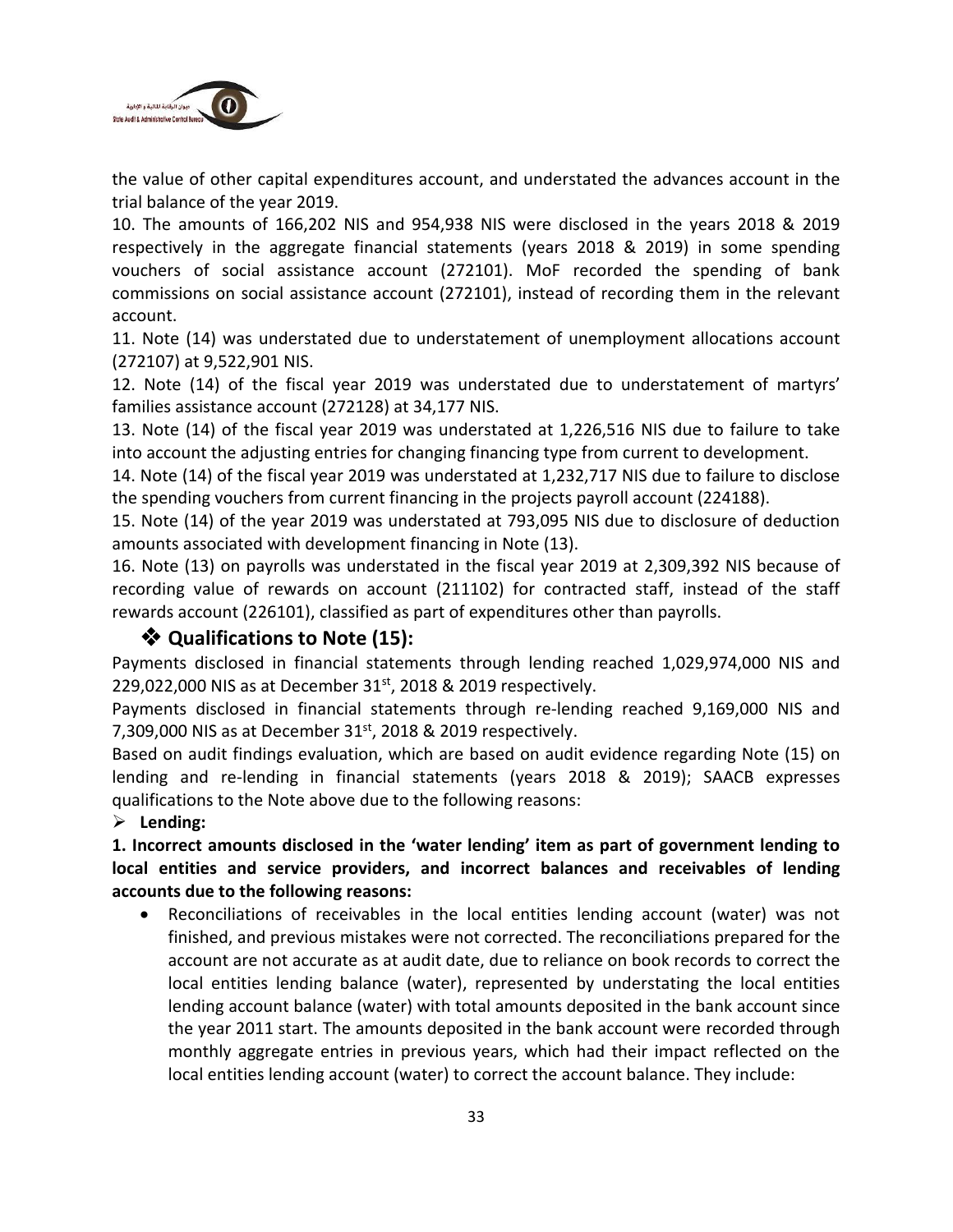the value of other capital expenditures account, and understated the advances account in the trial balance of the year 2019.

10. The amounts of 166,202 NIS and 954,938 NIS were disclosed in the years 2018 & 2019 respectively in the aggregate financial statements (years 2018 & 2019) in some spending vouchers of social assistance account (272101). MoF recorded the spending of bank commissions on social assistance account (272101), instead of recording them in the relevant account.

11. Note (14) was understated due to understatement of unemployment allocations account (272107) at 9,522,901 NIS.

12. Note (14) of the fiscal year 2019 was understated due to understatement of martyrs' families assistance account (272128) at 34,177 NIS.

13. Note (14) of the fiscal year 2019 was understated at 1,226,516 NIS due to failure to take into account the adjusting entries for changing financing type from current to development.

14. Note (14) of the fiscal year 2019 was understated at 1,232,717 NIS due to failure to disclose the spending vouchers from current financing in the projects payroll account (224188).

15. Note (14) of the year 2019 was understated at 793,095 NIS due to disclosure of deduction amounts associated with development financing in Note (13).

16. Note (13) on payrolls was understated in the fiscal year 2019 at 2,309,392 NIS because of recording value of rewards on account (211102) for contracted staff, instead of the staff rewards account (226101), classified as part of expenditures other than payrolls.

### ❖ Qualifications to Note (15):

Payments disclosed in financial statements through lending reached 1,029,974,000 NIS and 229,022,000 NIS as at December 31st, 2018 & 2019 respectively.

Payments disclosed in financial statements through re-lending reached 9,169,000 NIS and 7,309,000 NIS as at December 31st, 2018 & 2019 respectively.

Based on audit findings evaluation, which are based on audit evidence regarding Note (15) on lending and re-lending in financial statements (years 2018 & 2019); SAACB expresses qualifications to the Note above due to the following reasons:

- **Lending:**

**1. Incorrect amounts disclosed in the 'water lending' item as part of government lending to local entities and service providers, and incorrect balances and receivables of lending accounts due to the following reasons:**

- Reconciliations of receivables in the local entities lending account (water) was not finished, and previous mistakes were not corrected. The reconciliations prepared for the account are not accurate as at audit date, due to reliance on book records to correct the local entities lending balance (water), represented by understating the local entities lending account balance (water) with total amounts deposited in the bank account since the year 2011 start. The amounts deposited in the bank account were recorded through monthly aggregate entries in previous years, which had their impact reflected on the local entities lending account (water) to correct the account balance. They include: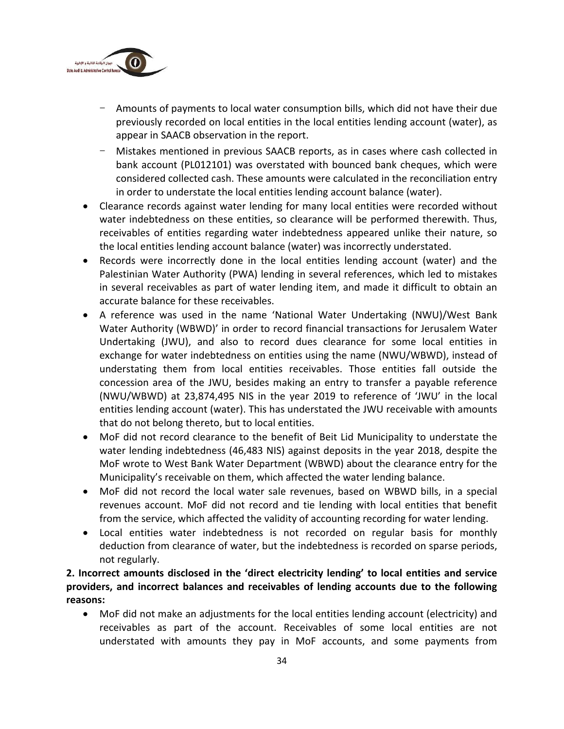- Amounts of payments to local water consumption bills, which did not have their due previously recorded on local entities in the local entities lending account (water), as appear in SAACB observation in the report.
- Mistakes mentioned in previous SAACB reports, as in cases where cash collected in bank account (PL012101) was overstated with bounced bank cheques, which were considered collected cash. These amounts were calculated in the reconciliation entry in order to understate the local entities lending account balance (water).

- Clearance records against water lending for many local entities were recorded without water indebtedness on these entities, so clearance will be performed therewith. Thus, receivables of entities regarding water indebtedness appeared unlike their nature, so the local entities lending account balance (water) was incorrectly understated.
- Records were incorrectly done in the local entities lending account (water) and the Palestinian Water Authority (PWA) lending in several references, which led to mistakes in several receivables as part of water lending item, and made it difficult to obtain an accurate balance for these receivables.
- A reference was used in the name 'National Water Undertaking (NWU)/West Bank Water Authority (WBWD)' in order to record financial transactions for Jerusalem Water Undertaking (JWU), and also to record dues clearance for some local entities in exchange for water indebtedness on entities using the name (NWU/WBWD), instead of understating them from local entities receivables. Those entities fall outside the concession area of the JWU, besides making an entry to transfer a payable reference (NWU/WBWD) at 23,874,495 NIS in the year 2019 to reference of 'JWU' in the local entities lending account (water). This has understated the JWU receivable with amounts that do not belong thereto, but to local entities.
- MoF did not record clearance to the benefit of Beit Lid Municipality to understate the water lending indebtedness (46,483 NIS) against deposits in the year 2018, despite the MoF wrote to West Bank Water Department (WBWD) about the clearance entry for the Municipality's receivable on them, which affected the water lending balance.
- MoF did not record the local water sale revenues, based on WBWD bills, in a special revenues account. MoF did not record and tie lending with local entities that benefit from the service, which affected the validity of accounting recording for water lending.
- Local entities water indebtedness is not recorded on regular basis for monthly deduction from clearance of water, but the indebtedness is recorded on sparse periods, not regularly.

**2. Incorrect amounts disclosed in the 'direct electricity lending' to local entities and service providers, and incorrect balances and receivables of lending accounts due to the following reasons:**

- MoF did not make an adjustments for the local entities lending account (electricity) and receivables as part of the account. Receivables of some local entities are not understated with amounts they pay in MoF accounts, and some payments from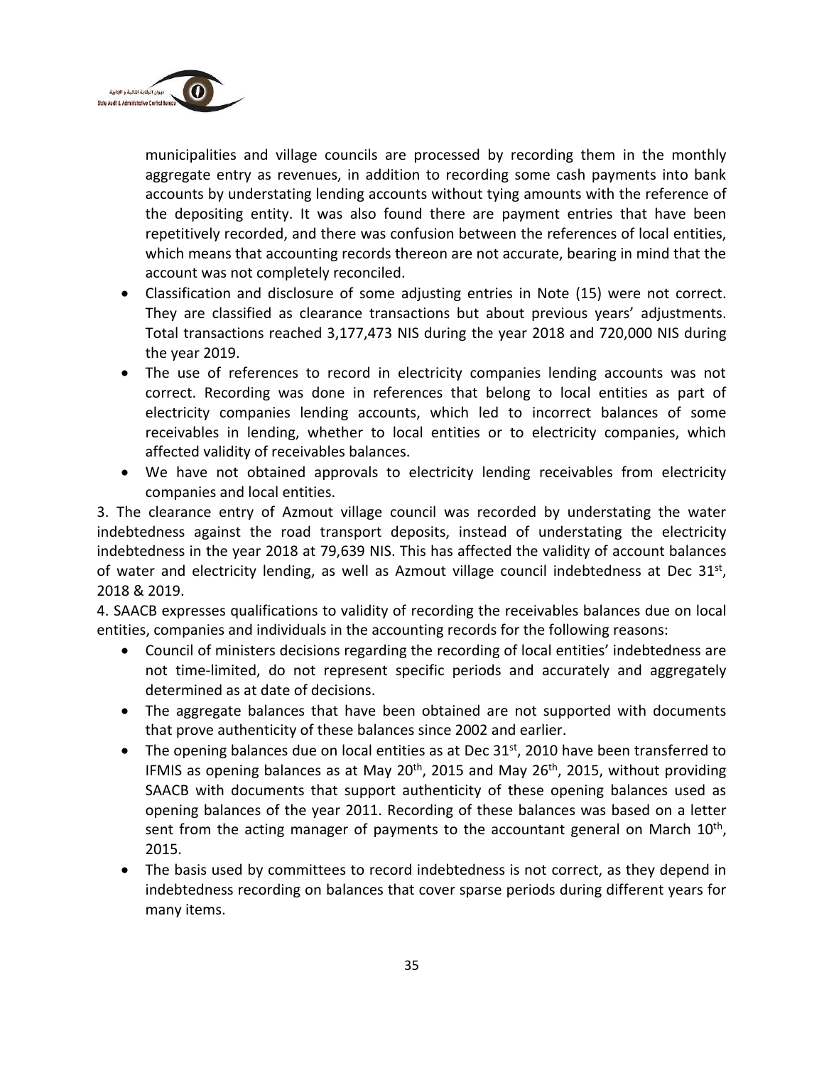municipalities and village councils are processed by recording them in the monthly aggregate entry as revenues, in addition to recording some cash payments into bank accounts by understating lending accounts without tying amounts with the reference of the depositing entity. It was also found there are payment entries that have been repetitively recorded, and there was confusion between the references of local entities, which means that accounting records thereon are not accurate, bearing in mind that the account was not completely reconciled.

- Classification and disclosure of some adjusting entries in Note (15) were not correct. They are classified as clearance transactions but about previous years' adjustments. Total transactions reached 3,177,473 NIS during the year 2018 and 720,000 NIS during the year 2019.
- The use of references to record in electricity companies lending accounts was not correct. Recording was done in references that belong to local entities as part of electricity companies lending accounts, which led to incorrect balances of some receivables in lending, whether to local entities or to electricity companies, which affected validity of receivables balances.
- We have not obtained approvals to electricity lending receivables from electricity companies and local entities.

3. The clearance entry of Azmout village council was recorded by understating the water indebtedness against the road transport deposits, instead of understating the electricity indebtedness in the year 2018 at 79,639 NIS. This has affected the validity of account balances of water and electricity lending, as well as Azmout village council indebtedness at Dec 31st, 2018 & 2019.

4. SAACB expresses qualifications to validity of recording the receivables balances due on local entities, companies and individuals in the accounting records for the following reasons:

- Council of ministers decisions regarding the recording of local entities' indebtedness are not time-limited, do not represent specific periods and accurately and aggregately determined as at date of decisions.
- The aggregate balances that have been obtained are not supported with documents that prove authenticity of these balances since 2002 and earlier.
- The opening balances due on local entities as at Dec 31st, 2010 have been transferred to IFMIS as opening balances as at May 20th, 2015 and May 26th, 2015, without providing SAACB with documents that support authenticity of these opening balances used as opening balances of the year 2011. Recording of these balances was based on a letter sent from the acting manager of payments to the accountant general on March 10th, 2015.
- The basis used by committees to record indebtedness is not correct, as they depend in indebtedness recording on balances that cover sparse periods during different years for many items.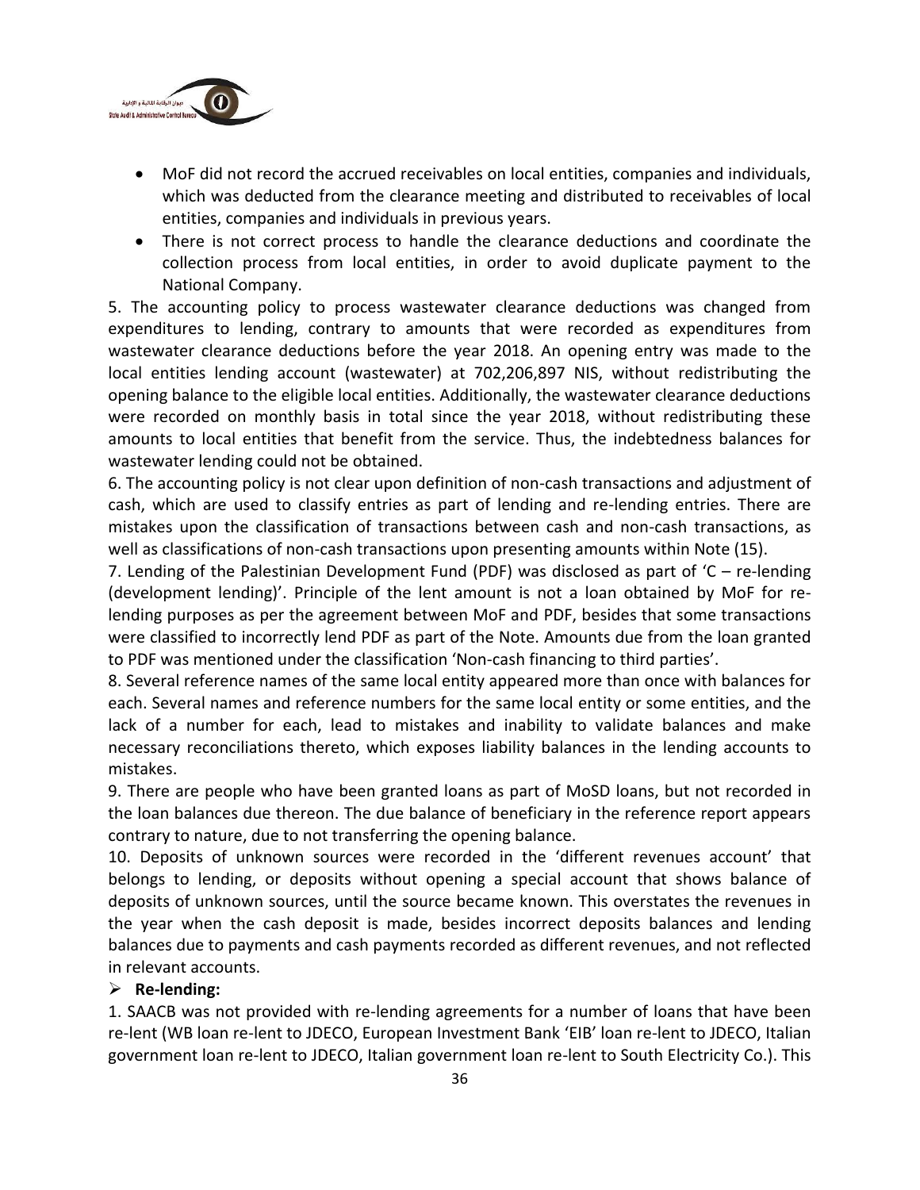- MoF did not record the accrued receivables on local entities, companies and individuals, which was deducted from the clearance meeting and distributed to receivables of local entities, companies and individuals in previous years.
- There is not correct process to handle the clearance deductions and coordinate the collection process from local entities, in order to avoid duplicate payment to the National Company.

5. The accounting policy to process wastewater clearance deductions was changed from expenditures to lending, contrary to amounts that were recorded as expenditures from wastewater clearance deductions before the year 2018. An opening entry was made to the local entities lending account (wastewater) at 702,206,897 NIS, without redistributing the opening balance to the eligible local entities. Additionally, the wastewater clearance deductions were recorded on monthly basis in total since the year 2018, without redistributing these amounts to local entities that benefit from the service. Thus, the indebtedness balances for wastewater lending could not be obtained.

6. The accounting policy is not clear upon definition of non-cash transactions and adjustment of cash, which are used to classify entries as part of lending and re-lending entries. There are mistakes upon the classification of transactions between cash and non-cash transactions, as well as classifications of non-cash transactions upon presenting amounts within Note (15).

7. Lending of the Palestinian Development Fund (PDF) was disclosed as part of 'C – re-lending (development lending)'. Principle of the lent amount is not a loan obtained by MoF for re-lending purposes as per the agreement between MoF and PDF, besides that some transactions were classified to incorrectly lend PDF as part of the Note. Amounts due from the loan granted to PDF was mentioned under the classification 'Non-cash financing to third parties'.

8. Several reference names of the same local entity appeared more than once with balances for each. Several names and reference numbers for the same local entity or some entities, and the lack of a number for each, lead to mistakes and inability to validate balances and make necessary reconciliations thereto, which exposes liability balances in the lending accounts to mistakes.

9. There are people who have been granted loans as part of MoSD loans, but not recorded in the loan balances due thereon. The due balance of beneficiary in the reference report appears contrary to nature, due to not transferring the opening balance.

10. Deposits of unknown sources were recorded in the 'different revenues account' that belongs to lending, or deposits without opening a special account that shows balance of deposits of unknown sources, until the source became known. This overstates the revenues in the year when the cash deposit is made, besides incorrect deposits balances and lending balances due to payments and cash payments recorded as different revenues, and not reflected in relevant accounts.

- **Re-lending:**

1. SAACB was not provided with re-lending agreements for a number of loans that have been re-lent (WB loan re-lent to JDECO, European Investment Bank 'EIB' loan re-lent to JDECO, Italian government loan re-lent to JDECO, Italian government loan re-lent to South Electricity Co.). This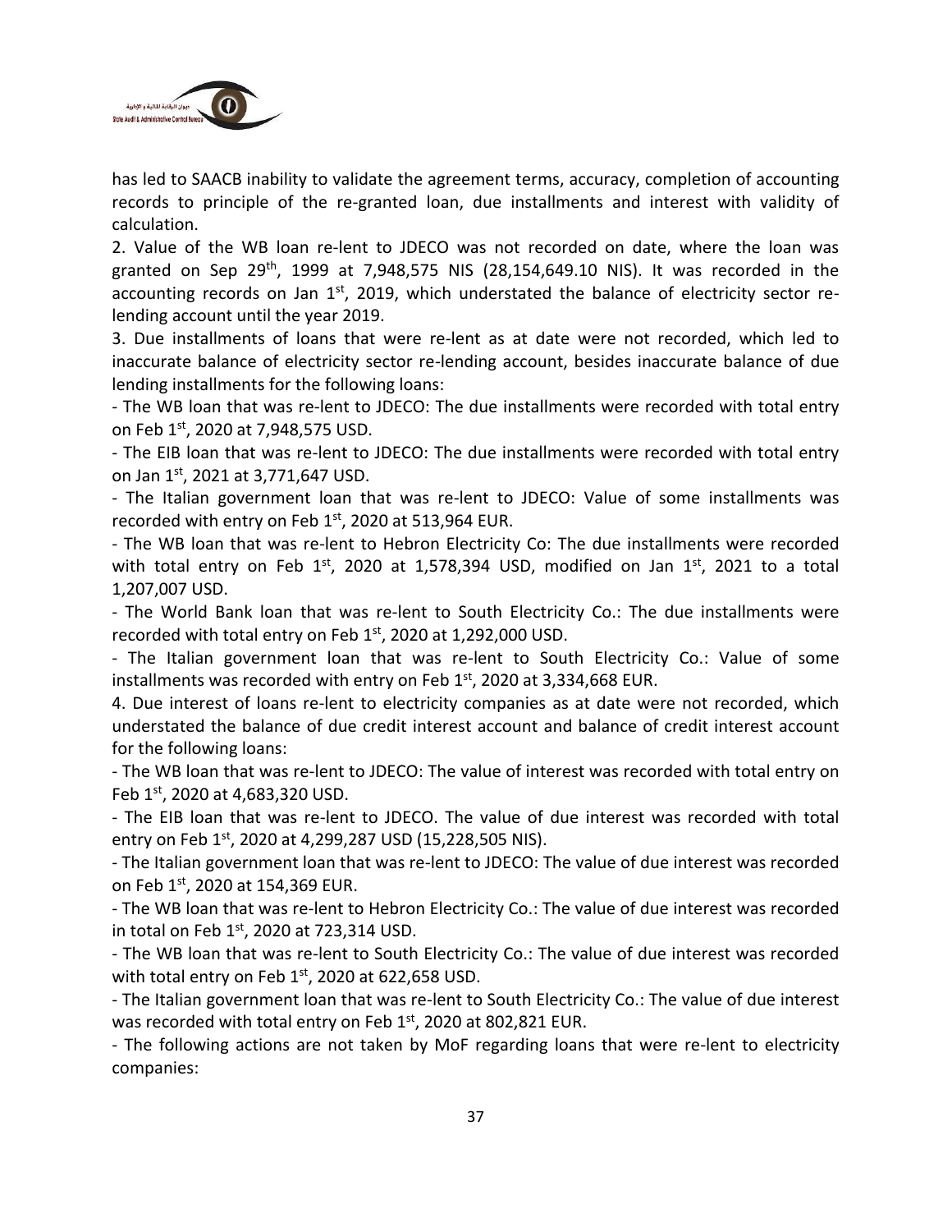has led to SAACB inability to validate the agreement terms, accuracy, completion of accounting records to principle of the re-granted loan, due installments and interest with validity of calculation.

2. Value of the WB loan re-lent to JDECO was not recorded on date, where the loan was granted on Sep 29th, 1999 at 7,948,575 NIS (28,154,649.10 NIS). It was recorded in the accounting records on Jan 1st, 2019, which understated the balance of electricity sector re-lending account until the year 2019.

3. Due installments of loans that were re-lent as at date were not recorded, which led to inaccurate balance of electricity sector re-lending account, besides inaccurate balance of due lending installments for the following loans:

- The WB loan that was re-lent to JDECO: The due installments were recorded with total entry on Feb 1st, 2020 at 7,948,575 USD.
- The EIB loan that was re-lent to JDECO: The due installments were recorded with total entry on Jan 1st, 2021 at 3,771,647 USD.
- The Italian government loan that was re-lent to JDECO: Value of some installments was recorded with entry on Feb 1st, 2020 at 513,964 EUR.
- The WB loan that was re-lent to Hebron Electricity Co: The due installments were recorded with total entry on Feb 1st, 2020 at 1,578,394 USD, modified on Jan 1st, 2021 to a total 1,207,007 USD.
- The World Bank loan that was re-lent to South Electricity Co.: The due installments were recorded with total entry on Feb 1st, 2020 at 1,292,000 USD.
- The Italian government loan that was re-lent to South Electricity Co.: Value of some installments was recorded with entry on Feb 1st, 2020 at 3,334,668 EUR.

4. Due interest of loans re-lent to electricity companies as at date were not recorded, which understated the balance of due credit interest account and balance of credit interest account for the following loans:

- The WB loan that was re-lent to JDECO: The value of interest was recorded with total entry on Feb 1st, 2020 at 4,683,320 USD.
- The EIB loan that was re-lent to JDECO. The value of due interest was recorded with total entry on Feb 1st, 2020 at 4,299,287 USD (15,228,505 NIS).
- The Italian government loan that was re-lent to JDECO: The value of due interest was recorded on Feb 1st, 2020 at 154,369 EUR.
- The WB loan that was re-lent to Hebron Electricity Co.: The value of due interest was recorded in total on Feb 1st, 2020 at 723,314 USD.
- The WB loan that was re-lent to South Electricity Co.: The value of due interest was recorded with total entry on Feb 1st, 2020 at 622,658 USD.
- The Italian government loan that was re-lent to South Electricity Co.: The value of due interest was recorded with total entry on Feb 1st, 2020 at 802,821 EUR.
- The following actions are not taken by MoF regarding loans that were re-lent to electricity companies: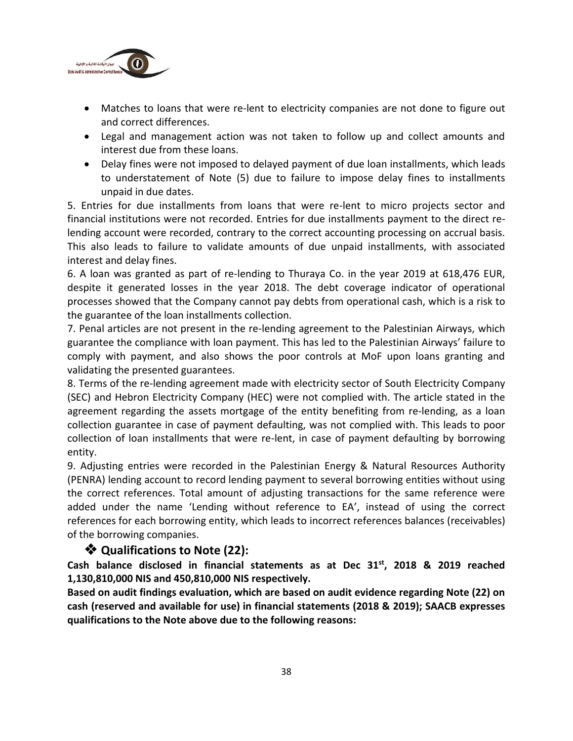- Matches to loans that were re-lent to electricity companies are not done to figure out and correct differences.
- Legal and management action was not taken to follow up and collect amounts and interest due from these loans.
- Delay fines were not imposed to delayed payment of due loan installments, which leads to understatement of Note (5) due to failure to impose delay fines to installments unpaid in due dates.

5. Entries for due installments from loans that were re-lent to micro projects sector and financial institutions were not recorded. Entries for due installments payment to the direct re-lending account were recorded, contrary to the correct accounting processing on accrual basis. This also leads to failure to validate amounts of due unpaid installments, with associated interest and delay fines.

6. A loan was granted as part of re-lending to Thuraya Co. in the year 2019 at 618,476 EUR, despite it generated losses in the year 2018. The debt coverage indicator of operational processes showed that the Company cannot pay debts from operational cash, which is a risk to the guarantee of the loan installments collection.

7. Penal articles are not present in the re-lending agreement to the Palestinian Airways, which guarantee the compliance with loan payment. This has led to the Palestinian Airways' failure to comply with payment, and also shows the poor controls at MoF upon loans granting and validating the presented guarantees.

8. Terms of the re-lending agreement made with electricity sector of South Electricity Company (SEC) and Hebron Electricity Company (HEC) were not complied with. The article stated in the agreement regarding the assets mortgage of the entity benefiting from re-lending, as a loan collection guarantee in case of payment defaulting, was not complied with. This leads to poor collection of loan installments that were re-lent, in case of payment defaulting by borrowing entity.

9. Adjusting entries were recorded in the Palestinian Energy & Natural Resources Authority (PENRA) lending account to record lending payment to several borrowing entities without using the correct references. Total amount of adjusting transactions for the same reference were added under the name 'Lending without reference to EA', instead of using the correct references for each borrowing entity, which leads to incorrect references balances (receivables) of the borrowing companies.

### ❖ Qualifications to Note (22):

**Cash balance disclosed in financial statements as at Dec 31st, 2018 & 2019 reached 1,130,810,000 NIS and 450,810,000 NIS respectively.**

**Based on audit findings evaluation, which are based on audit evidence regarding Note (22) on cash (reserved and available for use) in financial statements (2018 & 2019); SAACB expresses qualifications to the Note above due to the following reasons:**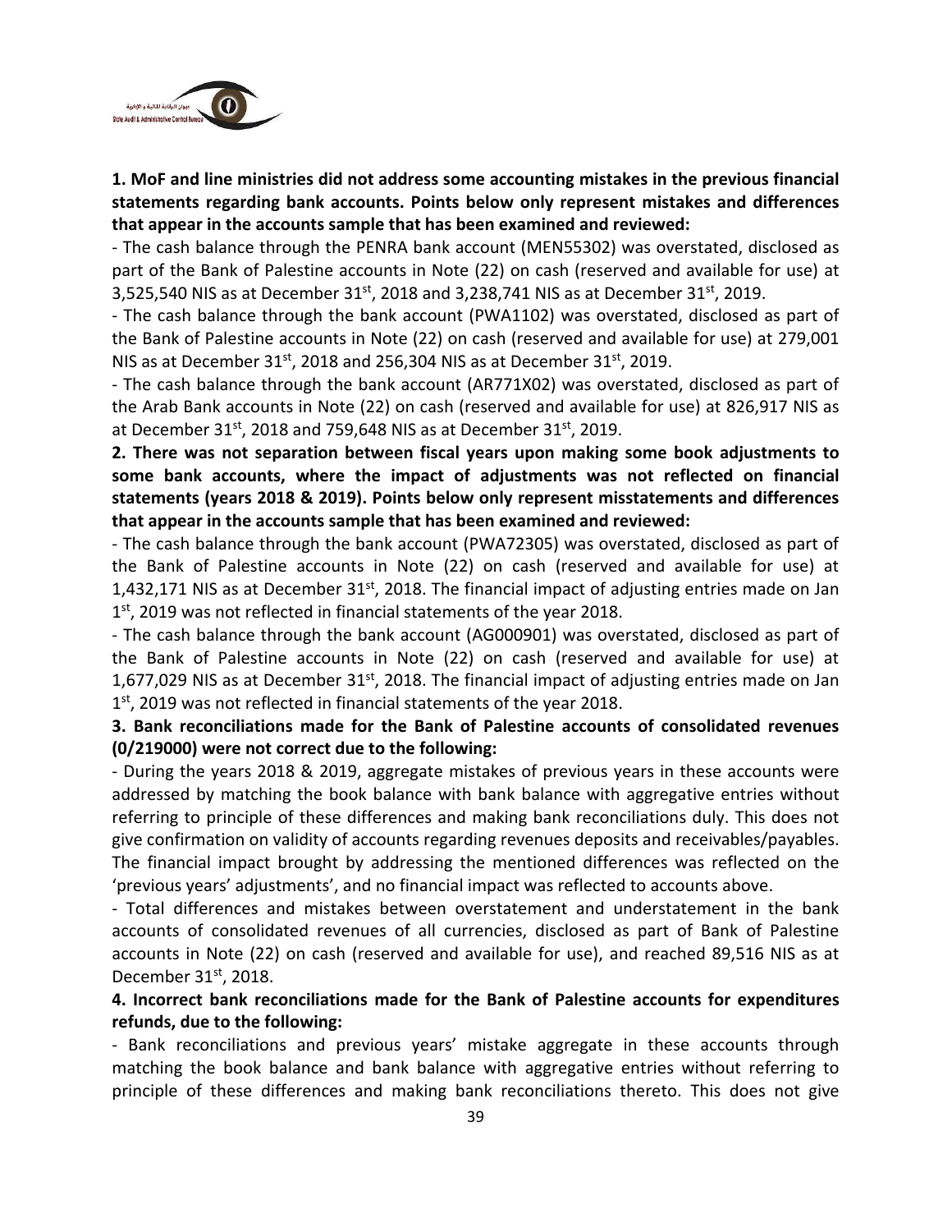**1. MoF and line ministries did not address some accounting mistakes in the previous financial statements regarding bank accounts. Points below only represent mistakes and differences that appear in the accounts sample that has been examined and reviewed:**

- The cash balance through the PENRA bank account (MEN55302) was overstated, disclosed as part of the Bank of Palestine accounts in Note (22) on cash (reserved and available for use) at 3,525,540 NIS as at December 31st, 2018 and 3,238,741 NIS as at December 31st, 2019.
- The cash balance through the bank account (PWA1102) was overstated, disclosed as part of the Bank of Palestine accounts in Note (22) on cash (reserved and available for use) at 279,001 NIS as at December 31st, 2018 and 256,304 NIS as at December 31st, 2019.
- The cash balance through the bank account (AR771X02) was overstated, disclosed as part of the Arab Bank accounts in Note (22) on cash (reserved and available for use) at 826,917 NIS as at December 31st, 2018 and 759,648 NIS as at December 31st, 2019.

**2. There was not separation between fiscal years upon making some book adjustments to some bank accounts, where the impact of adjustments was not reflected on financial statements (years 2018 & 2019). Points below only represent misstatements and differences that appear in the accounts sample that has been examined and reviewed:**

- The cash balance through the bank account (PWA72305) was overstated, disclosed as part of the Bank of Palestine accounts in Note (22) on cash (reserved and available for use) at 1,432,171 NIS as at December 31st, 2018. The financial impact of adjusting entries made on Jan 1st, 2019 was not reflected in financial statements of the year 2018.
- The cash balance through the bank account (AG000901) was overstated, disclosed as part of the Bank of Palestine accounts in Note (22) on cash (reserved and available for use) at 1,677,029 NIS as at December 31st, 2018. The financial impact of adjusting entries made on Jan 1st, 2019 was not reflected in financial statements of the year 2018.

**3. Bank reconciliations made for the Bank of Palestine accounts of consolidated revenues (0/219000) were not correct due to the following:**

- During the years 2018 & 2019, aggregate mistakes of previous years in these accounts were addressed by matching the book balance with bank balance with aggregative entries without referring to principle of these differences and making bank reconciliations duly. This does not give confirmation on validity of accounts regarding revenues deposits and receivables/payables. The financial impact brought by addressing the mentioned differences was reflected on the 'previous years' adjustments', and no financial impact was reflected to accounts above.
- Total differences and mistakes between overstatement and understatement in the bank accounts of consolidated revenues of all currencies, disclosed as part of Bank of Palestine accounts in Note (22) on cash (reserved and available for use), and reached 89,516 NIS as at December 31st, 2018.

**4. Incorrect bank reconciliations made for the Bank of Palestine accounts for expenditures refunds, due to the following:**

- Bank reconciliations and previous years' mistake aggregate in these accounts through matching the book balance and bank balance with aggregative entries without referring to principle of these differences and making bank reconciliations thereto. This does not give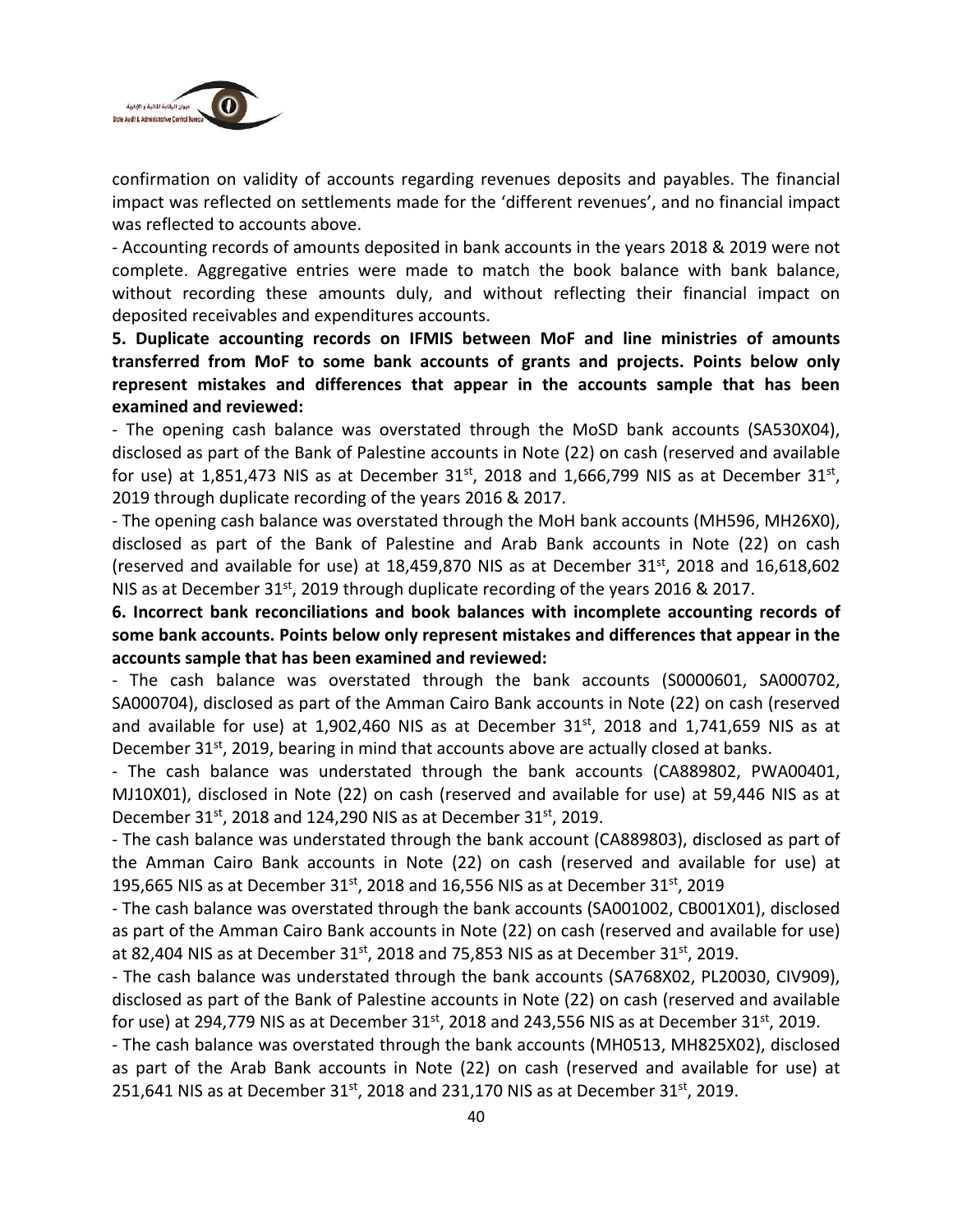confirmation on validity of accounts regarding revenues deposits and payables. The financial impact was reflected on settlements made for the 'different revenues', and no financial impact was reflected to accounts above.

- Accounting records of amounts deposited in bank accounts in the years 2018 & 2019 were not complete. Aggregative entries were made to match the book balance with bank balance, without recording these amounts duly, and without reflecting their financial impact on deposited receivables and expenditures accounts.

**5. Duplicate accounting records on IFMIS between MoF and line ministries of amounts transferred from MoF to some bank accounts of grants and projects. Points below only represent mistakes and differences that appear in the accounts sample that has been examined and reviewed:**

- The opening cash balance was overstated through the MoSD bank accounts (SA530X04), disclosed as part of the Bank of Palestine accounts in Note (22) on cash (reserved and available for use) at 1,851,473 NIS as at December 31st, 2018 and 1,666,799 NIS as at December 31st, 2019 through duplicate recording of the years 2016 & 2017.
- The opening cash balance was overstated through the MoH bank accounts (MH596, MH26X0), disclosed as part of the Bank of Palestine and Arab Bank accounts in Note (22) on cash (reserved and available for use) at 18,459,870 NIS as at December 31st, 2018 and 16,618,602 NIS as at December 31st, 2019 through duplicate recording of the years 2016 & 2017.

**6. Incorrect bank reconciliations and book balances with incomplete accounting records of some bank accounts. Points below only represent mistakes and differences that appear in the accounts sample that has been examined and reviewed:**

- The cash balance was overstated through the bank accounts (S0000601, SA000702, SA000704), disclosed as part of the Amman Cairo Bank accounts in Note (22) on cash (reserved and available for use) at 1,902,460 NIS as at December 31st, 2018 and 1,741,659 NIS as at December 31st, 2019, bearing in mind that accounts above are actually closed at banks.
- The cash balance was understated through the bank accounts (CA889802, PWA00401, MJ10X01), disclosed in Note (22) on cash (reserved and available for use) at 59,446 NIS as at December 31st, 2018 and 124,290 NIS as at December 31st, 2019.
- The cash balance was understated through the bank account (CA889803), disclosed as part of the Amman Cairo Bank accounts in Note (22) on cash (reserved and available for use) at 195,665 NIS as at December 31st, 2018 and 16,556 NIS as at December 31st, 2019
- The cash balance was overstated through the bank accounts (SA001002, CB001X01), disclosed as part of the Amman Cairo Bank accounts in Note (22) on cash (reserved and available for use) at 82,404 NIS as at December 31st, 2018 and 75,853 NIS as at December 31st, 2019.
- The cash balance was understated through the bank accounts (SA768X02, PL20030, CIV909), disclosed as part of the Bank of Palestine accounts in Note (22) on cash (reserved and available for use) at 294,779 NIS as at December 31st, 2018 and 243,556 NIS as at December 31st, 2019.
- The cash balance was overstated through the bank accounts (MH0513, MH825X02), disclosed as part of the Arab Bank accounts in Note (22) on cash (reserved and available for use) at 251,641 NIS as at December 31st, 2018 and 231,170 NIS as at December 31st, 2019.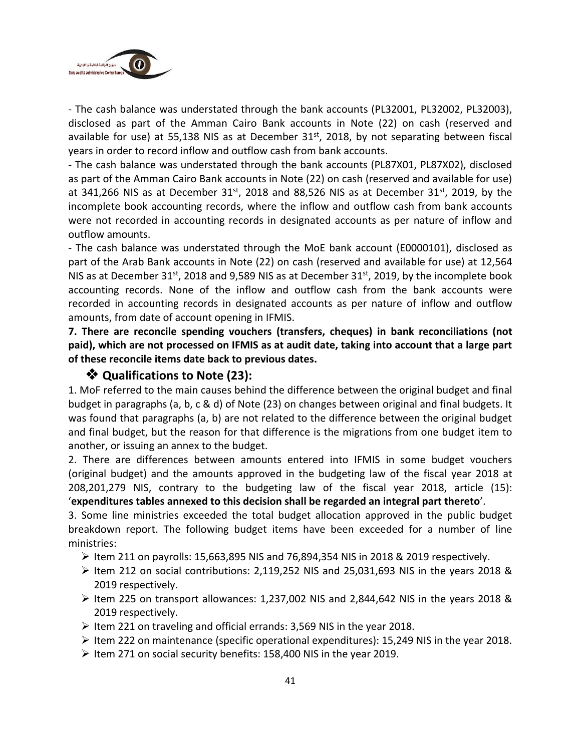- The cash balance was understated through the bank accounts (PL32001, PL32002, PL32003), disclosed as part of the Amman Cairo Bank accounts in Note (22) on cash (reserved and available for use) at 55,138 NIS as at December 31st, 2018, by not separating between fiscal years in order to record inflow and outflow cash from bank accounts.

- The cash balance was understated through the bank accounts (PL87X01, PL87X02), disclosed as part of the Amman Cairo Bank accounts in Note (22) on cash (reserved and available for use) at 341,266 NIS as at December 31st, 2018 and 88,526 NIS as at December 31st, 2019, by the incomplete book accounting records, where the inflow and outflow cash from bank accounts were not recorded in accounting records in designated accounts as per nature of inflow and outflow amounts.

- The cash balance was understated through the MoE bank account (E0000101), disclosed as part of the Arab Bank accounts in Note (22) on cash (reserved and available for use) at 12,564 NIS as at December 31st, 2018 and 9,589 NIS as at December 31st, 2019, by the incomplete book accounting records. None of the inflow and outflow cash from the bank accounts were recorded in accounting records in designated accounts as per nature of inflow and outflow amounts, from date of account opening in IFMIS.

**7. There are reconcile spending vouchers (transfers, cheques) in bank reconciliations (not paid), which are not processed on IFMIS as at audit date, taking into account that a large part of these reconcile items date back to previous dates.**

### ❖ Qualifications to Note (23):

1. MoF referred to the main causes behind the difference between the original budget and final budget in paragraphs (a, b, c & d) of Note (23) on changes between original and final budgets. It was found that paragraphs (a, b) are not related to the difference between the original budget and final budget, but the reason for that difference is the migrations from one budget item to another, or issuing an annex to the budget.

2. There are differences between amounts entered into IFMIS in some budget vouchers (original budget) and the amounts approved in the budgeting law of the fiscal year 2018 at 208,201,279 NIS, contrary to the budgeting law of the fiscal year 2018, article (15): '**expenditures tables annexed to this decision shall be regarded an integral part thereto**'.

3. Some line ministries exceeded the total budget allocation approved in the public budget breakdown report. The following budget items have been exceeded for a number of line ministries:

- Item 211 on payrolls: 15,663,895 NIS and 76,894,354 NIS in 2018 & 2019 respectively.
- Item 212 on social contributions: 2,119,252 NIS and 25,031,693 NIS in the years 2018 & 2019 respectively.
- Item 225 on transport allowances: 1,237,002 NIS and 2,844,642 NIS in the years 2018 & 2019 respectively.
- Item 221 on traveling and official errands: 3,569 NIS in the year 2018.
- Item 222 on maintenance (specific operational expenditures): 15,249 NIS in the year 2018.
- Item 271 on social security benefits: 158,400 NIS in the year 2019.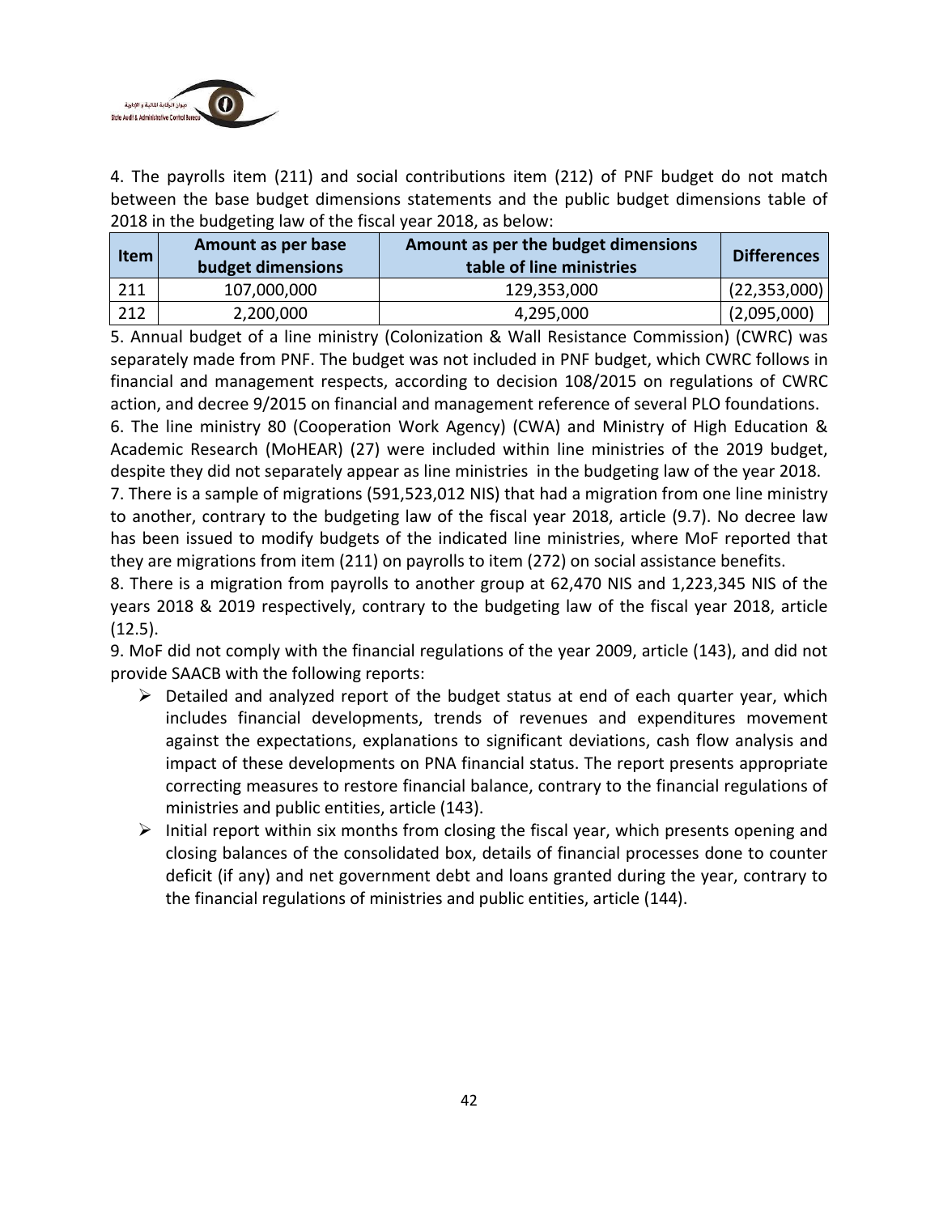4. The payrolls item (211) and social contributions item (212) of PNF budget do not match between the base budget dimensions statements and the public budget dimensions table of 2018 in the budgeting law of the fiscal year 2018, as below:

| Item | Amount as per base budget dimensions | Amount as per the budget dimensions table of line ministries | Differences |
|---|---|---|---|
| 211 | 107,000,000 | 129,353,000 | (22,353,000) |
| 212 | 2,200,000 | 4,295,000 | (2,095,000) |

5. Annual budget of a line ministry (Colonization & Wall Resistance Commission) (CWRC) was separately made from PNF. The budget was not included in PNF budget, which CWRC follows in financial and management respects, according to decision 108/2015 on regulations of CWRC action, and decree 9/2015 on financial and management reference of several PLO foundations.

6. The line ministry 80 (Cooperation Work Agency) (CWA) and Ministry of High Education & Academic Research (MoHEAR) (27) were included within line ministries of the 2019 budget, despite they did not separately appear as line ministries in the budgeting law of the year 2018.

7. There is a sample of migrations (591,523,012 NIS) that had a migration from one line ministry to another, contrary to the budgeting law of the fiscal year 2018, article (9.7). No decree law has been issued to modify budgets of the indicated line ministries, where MoF reported that they are migrations from item (211) on payrolls to item (272) on social assistance benefits.

8. There is a migration from payrolls to another group at 62,470 NIS and 1,223,345 NIS of the years 2018 & 2019 respectively, contrary to the budgeting law of the fiscal year 2018, article (12.5).

9. MoF did not comply with the financial regulations of the year 2009, article (143), and did not provide SAACB with the following reports:

- Detailed and analyzed report of the budget status at end of each quarter year, which includes financial developments, trends of revenues and expenditures movement against the expectations, explanations to significant deviations, cash flow analysis and impact of these developments on PNA financial status. The report presents appropriate correcting measures to restore financial balance, contrary to the financial regulations of ministries and public entities, article (143).
- Initial report within six months from closing the fiscal year, which presents opening and closing balances of the consolidated box, details of financial processes done to counter deficit (if any) and net government debt and loans granted during the year, contrary to the financial regulations of ministries and public entities, article (144).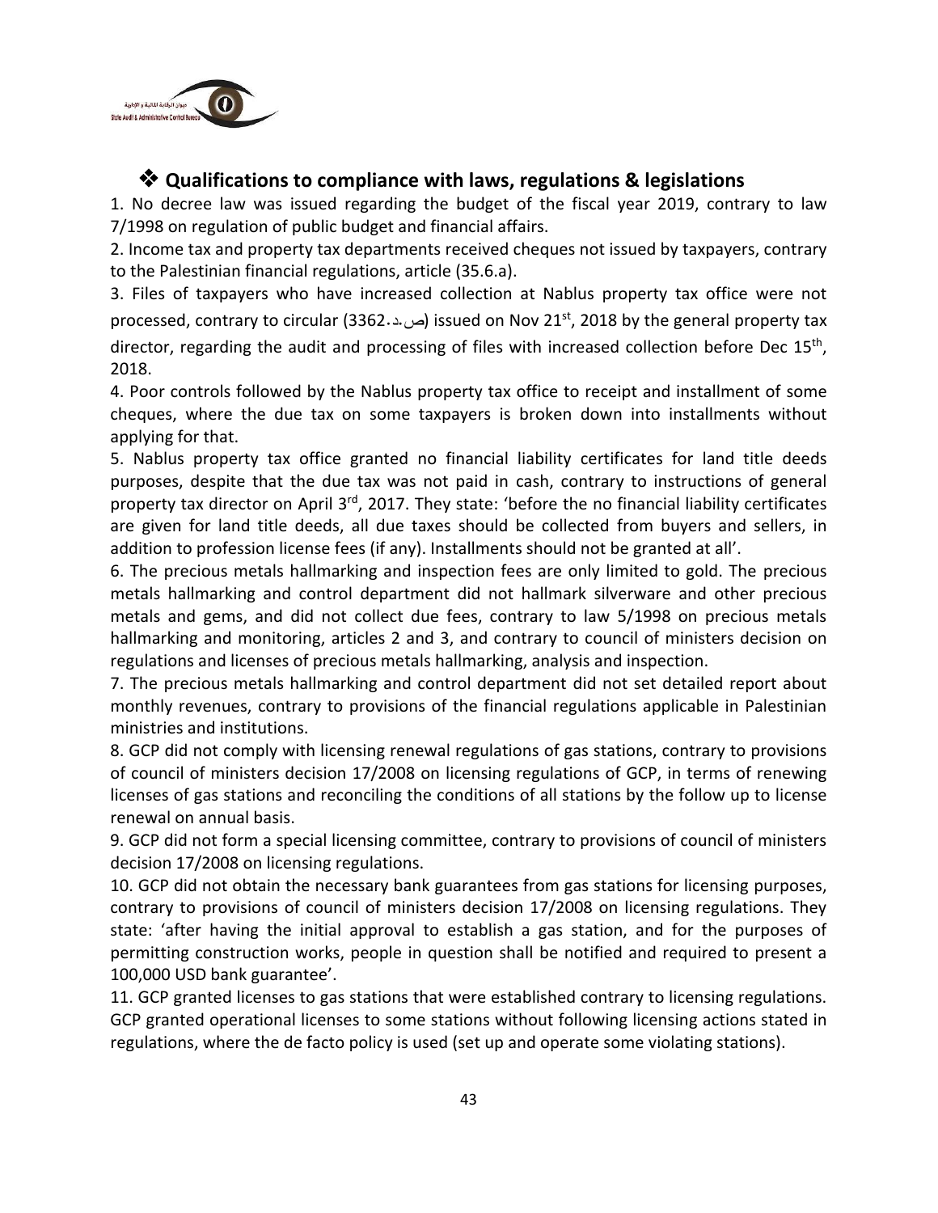## ❖ Qualifications to compliance with laws, regulations & legislations

1. No decree law was issued regarding the budget of the fiscal year 2019, contrary to law 7/1998 on regulation of public budget and financial affairs.

2. Income tax and property tax departments received cheques not issued by taxpayers, contrary to the Palestinian financial regulations, article (35.6.a).

3. Files of taxpayers who have increased collection at Nablus property tax office were not processed, contrary to circular (3362.ص.د) issued on Nov 21st, 2018 by the general property tax director, regarding the audit and processing of files with increased collection before Dec 15th, 2018.

4. Poor controls followed by the Nablus property tax office to receipt and installment of some cheques, where the due tax on some taxpayers is broken down into installments without applying for that.

5. Nablus property tax office granted no financial liability certificates for land title deeds purposes, despite that the due tax was not paid in cash, contrary to instructions of general property tax director on April 3rd, 2017. They state: 'before the no financial liability certificates are given for land title deeds, all due taxes should be collected from buyers and sellers, in addition to profession license fees (if any). Installments should not be granted at all'.

6. The precious metals hallmarking and inspection fees are only limited to gold. The precious metals hallmarking and control department did not hallmark silverware and other precious metals and gems, and did not collect due fees, contrary to law 5/1998 on precious metals hallmarking and monitoring, articles 2 and 3, and contrary to council of ministers decision on regulations and licenses of precious metals hallmarking, analysis and inspection.

7. The precious metals hallmarking and control department did not set detailed report about monthly revenues, contrary to provisions of the financial regulations applicable in Palestinian ministries and institutions.

8. GCP did not comply with licensing renewal regulations of gas stations, contrary to provisions of council of ministers decision 17/2008 on licensing regulations of GCP, in terms of renewing licenses of gas stations and reconciling the conditions of all stations by the follow up to license renewal on annual basis.

9. GCP did not form a special licensing committee, contrary to provisions of council of ministers decision 17/2008 on licensing regulations.

10. GCP did not obtain the necessary bank guarantees from gas stations for licensing purposes, contrary to provisions of council of ministers decision 17/2008 on licensing regulations. They state: 'after having the initial approval to establish a gas station, and for the purposes of permitting construction works, people in question shall be notified and required to present a 100,000 USD bank guarantee'.

11. GCP granted licenses to gas stations that were established contrary to licensing regulations. GCP granted operational licenses to some stations without following licensing actions stated in regulations, where the de facto policy is used (set up and operate some violating stations).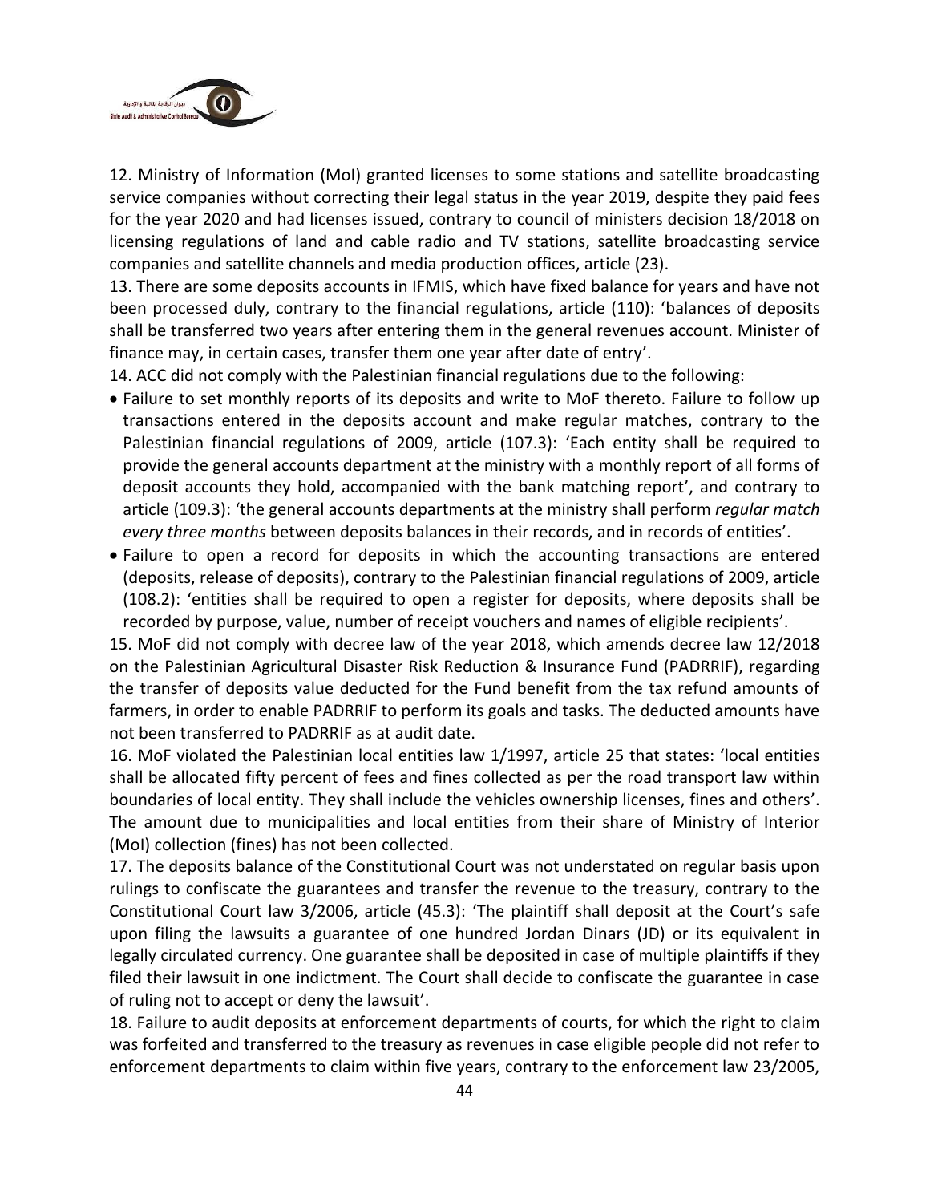12. Ministry of Information (MoI) granted licenses to some stations and satellite broadcasting service companies without correcting their legal status in the year 2019, despite they paid fees for the year 2020 and had licenses issued, contrary to council of ministers decision 18/2018 on licensing regulations of land and cable radio and TV stations, satellite broadcasting service companies and satellite channels and media production offices, article (23).

13. There are some deposits accounts in IFMIS, which have fixed balance for years and have not been processed duly, contrary to the financial regulations, article (110): 'balances of deposits shall be transferred two years after entering them in the general revenues account. Minister of finance may, in certain cases, transfer them one year after date of entry'.

14. ACC did not comply with the Palestinian financial regulations due to the following:

- Failure to set monthly reports of its deposits and write to MoF thereto. Failure to follow up transactions entered in the deposits account and make regular matches, contrary to the Palestinian financial regulations of 2009, article (107.3): 'Each entity shall be required to provide the general accounts department at the ministry with a monthly report of all forms of deposit accounts they hold, accompanied with the bank matching report', and contrary to article (109.3): 'the general accounts departments at the ministry shall perform *regular match every three months* between deposits balances in their records, and in records of entities'.
- Failure to open a record for deposits in which the accounting transactions are entered (deposits, release of deposits), contrary to the Palestinian financial regulations of 2009, article (108.2): 'entities shall be required to open a register for deposits, where deposits shall be recorded by purpose, value, number of receipt vouchers and names of eligible recipients'.

15. MoF did not comply with decree law of the year 2018, which amends decree law 12/2018 on the Palestinian Agricultural Disaster Risk Reduction & Insurance Fund (PADRRIF), regarding the transfer of deposits value deducted for the Fund benefit from the tax refund amounts of farmers, in order to enable PADRRIF to perform its goals and tasks. The deducted amounts have not been transferred to PADRRIF as at audit date.

16. MoF violated the Palestinian local entities law 1/1997, article 25 that states: 'local entities shall be allocated fifty percent of fees and fines collected as per the road transport law within boundaries of local entity. They shall include the vehicles ownership licenses, fines and others'. The amount due to municipalities and local entities from their share of Ministry of Interior (MoI) collection (fines) has not been collected.

17. The deposits balance of the Constitutional Court was not understated on regular basis upon rulings to confiscate the guarantees and transfer the revenue to the treasury, contrary to the Constitutional Court law 3/2006, article (45.3): 'The plaintiff shall deposit at the Court's safe upon filing the lawsuits a guarantee of one hundred Jordan Dinars (JD) or its equivalent in legally circulated currency. One guarantee shall be deposited in case of multiple plaintiffs if they filed their lawsuit in one indictment. The Court shall decide to confiscate the guarantee in case of ruling not to accept or deny the lawsuit'.

18. Failure to audit deposits at enforcement departments of courts, for which the right to claim was forfeited and transferred to the treasury as revenues in case eligible people did not refer to enforcement departments to claim within five years, contrary to the enforcement law 23/2005,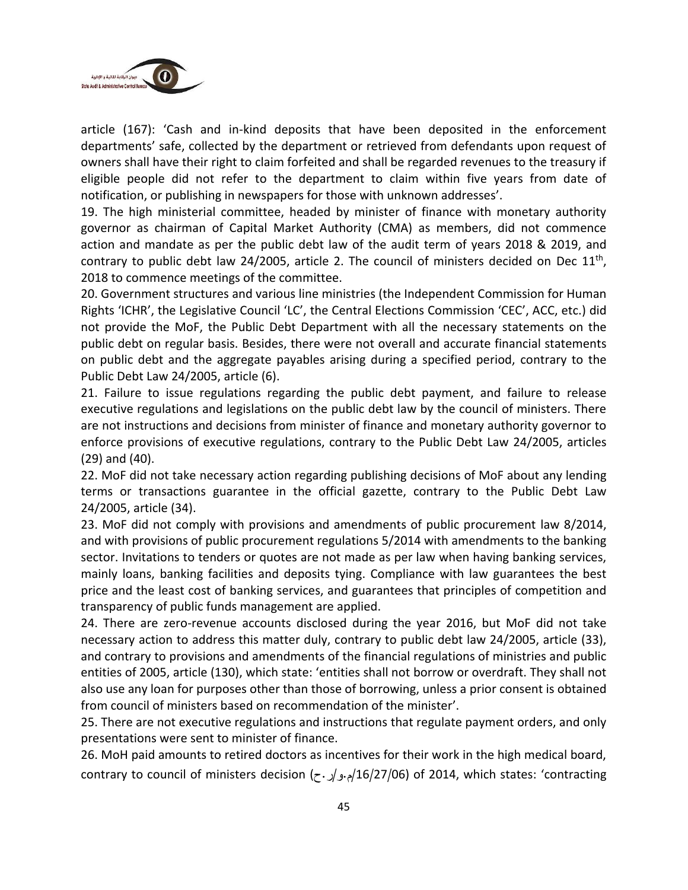article (167): 'Cash and in-kind deposits that have been deposited in the enforcement departments' safe, collected by the department or retrieved from defendants upon request of owners shall have their right to claim forfeited and shall be regarded revenues to the treasury if eligible people did not refer to the department to claim within five years from date of notification, or publishing in newspapers for those with unknown addresses'.

19. The high ministerial committee, headed by minister of finance with monetary authority governor as chairman of Capital Market Authority (CMA) as members, did not commence action and mandate as per the public debt law of the audit term of years 2018 & 2019, and contrary to public debt law 24/2005, article 2. The council of ministers decided on Dec 11th, 2018 to commence meetings of the committee.

20. Government structures and various line ministries (the Independent Commission for Human Rights 'ICHR', the Legislative Council 'LC', the Central Elections Commission 'CEC', ACC, etc.) did not provide the MoF, the Public Debt Department with all the necessary statements on the public debt on regular basis. Besides, there were not overall and accurate financial statements on public debt and the aggregate payables arising during a specified period, contrary to the Public Debt Law 24/2005, article (6).

21. Failure to issue regulations regarding the public debt payment, and failure to release executive regulations and legislations on the public debt law by the council of ministers. There are not instructions and decisions from minister of finance and monetary authority governor to enforce provisions of executive regulations, contrary to the Public Debt Law 24/2005, articles (29) and (40).

22. MoF did not take necessary action regarding publishing decisions of MoF about any lending terms or transactions guarantee in the official gazette, contrary to the Public Debt Law 24/2005, article (34).

23. MoF did not comply with provisions and amendments of public procurement law 8/2014, and with provisions of public procurement regulations 5/2014 with amendments to the banking sector. Invitations to tenders or quotes are not made as per law when having banking services, mainly loans, banking facilities and deposits tying. Compliance with law guarantees the best price and the least cost of banking services, and guarantees that principles of competition and transparency of public funds management are applied.

24. There are zero-revenue accounts disclosed during the year 2016, but MoF did not take necessary action to address this matter duly, contrary to public debt law 24/2005, article (33), and contrary to provisions and amendments of the financial regulations of ministries and public entities of 2005, article (130), which state: 'entities shall not borrow or overdraft. They shall not also use any loan for purposes other than those of borrowing, unless a prior consent is obtained from council of ministers based on recommendation of the minister'.

25. There are not executive regulations and instructions that regulate payment orders, and only presentations were sent to minister of finance.

26. MoH paid amounts to retired doctors as incentives for their work in the high medical board, contrary to council of ministers decision (م.و/ر.ح/16/27/06) of 2014, which states: 'contracting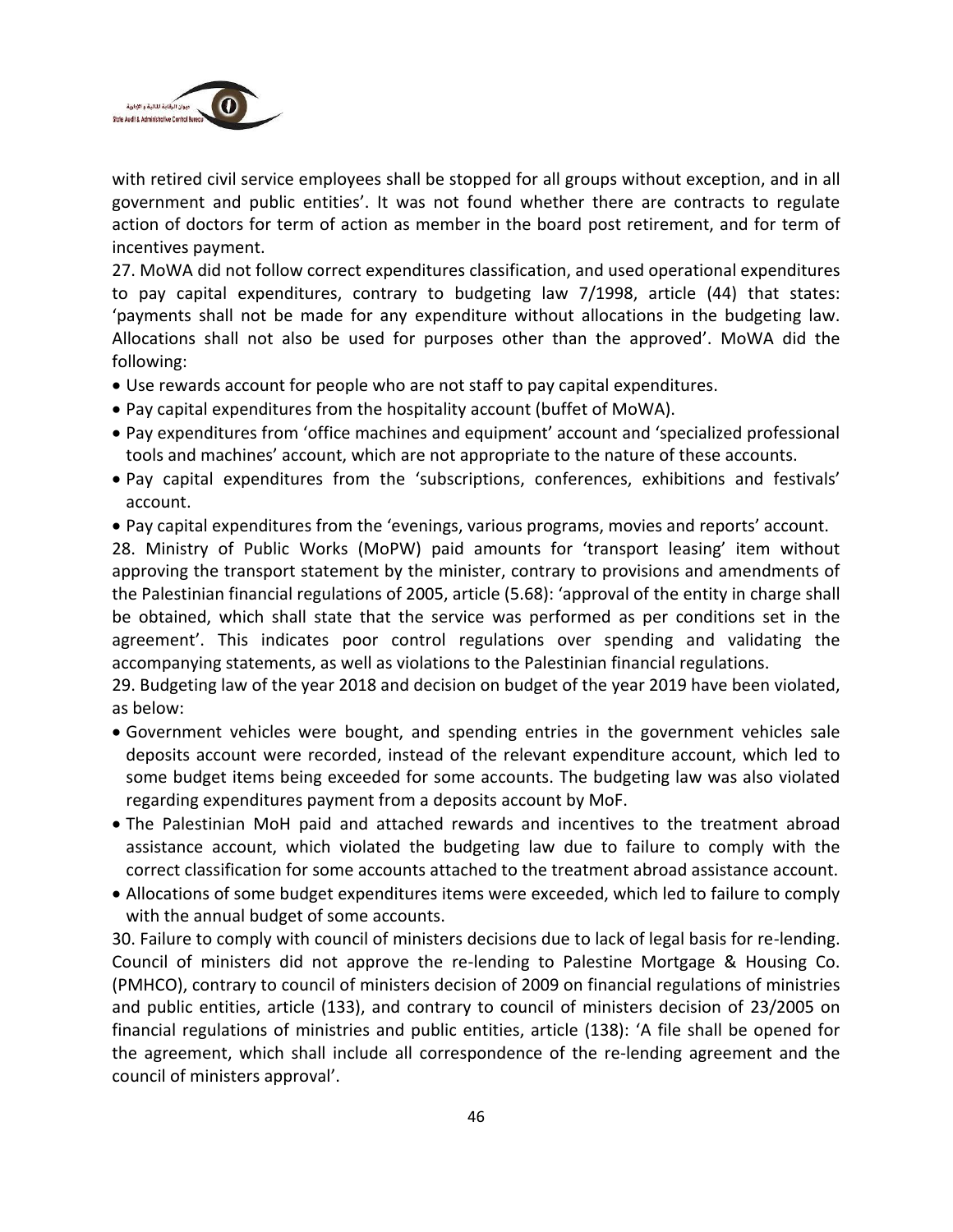with retired civil service employees shall be stopped for all groups without exception, and in all government and public entities'. It was not found whether there are contracts to regulate action of doctors for term of action as member in the board post retirement, and for term of incentives payment.

27. MoWA did not follow correct expenditures classification, and used operational expenditures to pay capital expenditures, contrary to budgeting law 7/1998, article (44) that states: 'payments shall not be made for any expenditure without allocations in the budgeting law. Allocations shall not also be used for purposes other than the approved'. MoWA did the following:

- Use rewards account for people who are not staff to pay capital expenditures.
- Pay capital expenditures from the hospitality account (buffet of MoWA).
- Pay expenditures from 'office machines and equipment' account and 'specialized professional tools and machines' account, which are not appropriate to the nature of these accounts.
- Pay capital expenditures from the 'subscriptions, conferences, exhibitions and festivals' account.
- Pay capital expenditures from the 'evenings, various programs, movies and reports' account.

28. Ministry of Public Works (MoPW) paid amounts for 'transport leasing' item without approving the transport statement by the minister, contrary to provisions and amendments of the Palestinian financial regulations of 2005, article (5.68): 'approval of the entity in charge shall be obtained, which shall state that the service was performed as per conditions set in the agreement'. This indicates poor control regulations over spending and validating the accompanying statements, as well as violations to the Palestinian financial regulations.

29. Budgeting law of the year 2018 and decision on budget of the year 2019 have been violated, as below:

- Government vehicles were bought, and spending entries in the government vehicles sale deposits account were recorded, instead of the relevant expenditure account, which led to some budget items being exceeded for some accounts. The budgeting law was also violated regarding expenditures payment from a deposits account by MoF.
- The Palestinian MoH paid and attached rewards and incentives to the treatment abroad assistance account, which violated the budgeting law due to failure to comply with the correct classification for some accounts attached to the treatment abroad assistance account.
- Allocations of some budget expenditures items were exceeded, which led to failure to comply with the annual budget of some accounts.

30. Failure to comply with council of ministers decisions due to lack of legal basis for re-lending. Council of ministers did not approve the re-lending to Palestine Mortgage & Housing Co. (PMHCO), contrary to council of ministers decision of 2009 on financial regulations of ministries and public entities, article (133), and contrary to council of ministers decision of 23/2005 on financial regulations of ministries and public entities, article (138): 'A file shall be opened for the agreement, which shall include all correspondence of the re-lending agreement and the council of ministers approval'.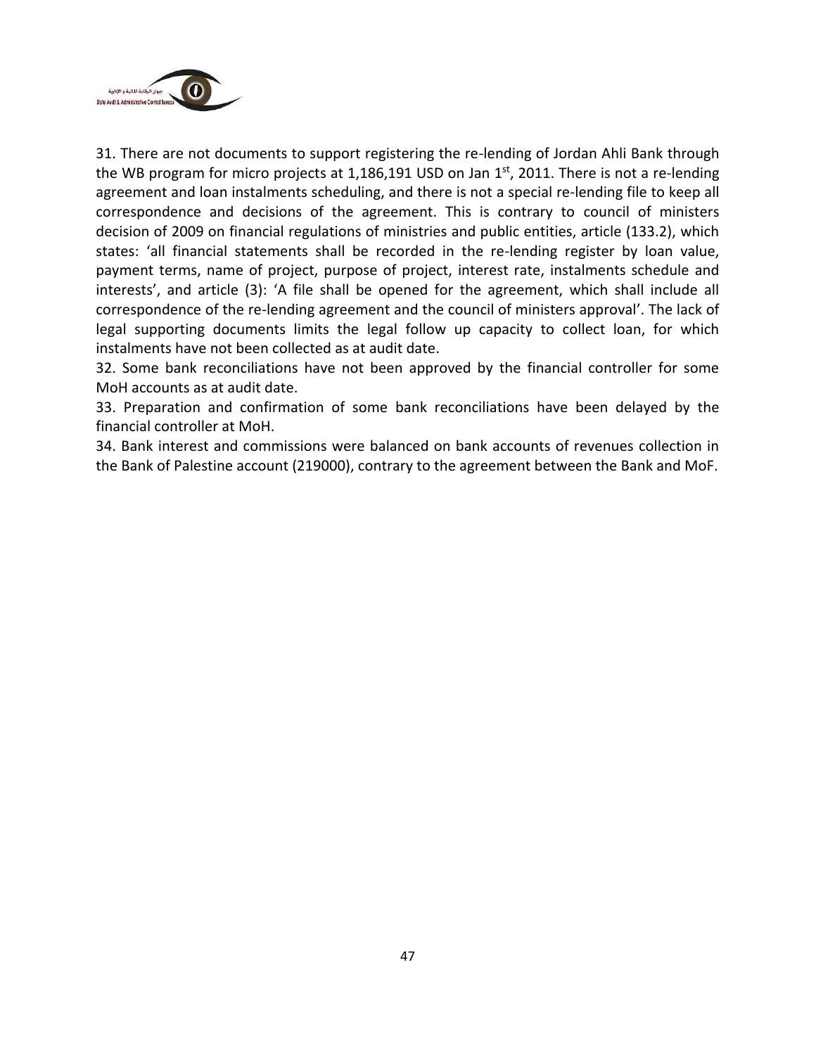31. There are not documents to support registering the re-lending of Jordan Ahli Bank through the WB program for micro projects at 1,186,191 USD on Jan 1st, 2011. There is not a re-lending agreement and loan instalments scheduling, and there is not a special re-lending file to keep all correspondence and decisions of the agreement. This is contrary to council of ministers decision of 2009 on financial regulations of ministries and public entities, article (133.2), which states: 'all financial statements shall be recorded in the re-lending register by loan value, payment terms, name of project, purpose of project, interest rate, instalments schedule and interests', and article (3): 'A file shall be opened for the agreement, which shall include all correspondence of the re-lending agreement and the council of ministers approval'. The lack of legal supporting documents limits the legal follow up capacity to collect loan, for which instalments have not been collected as at audit date.

32. Some bank reconciliations have not been approved by the financial controller for some MoH accounts as at audit date.

33. Preparation and confirmation of some bank reconciliations have been delayed by the financial controller at MoH.

34. Bank interest and commissions were balanced on bank accounts of revenues collection in the Bank of Palestine account (219000), contrary to the agreement between the Bank and MoF.